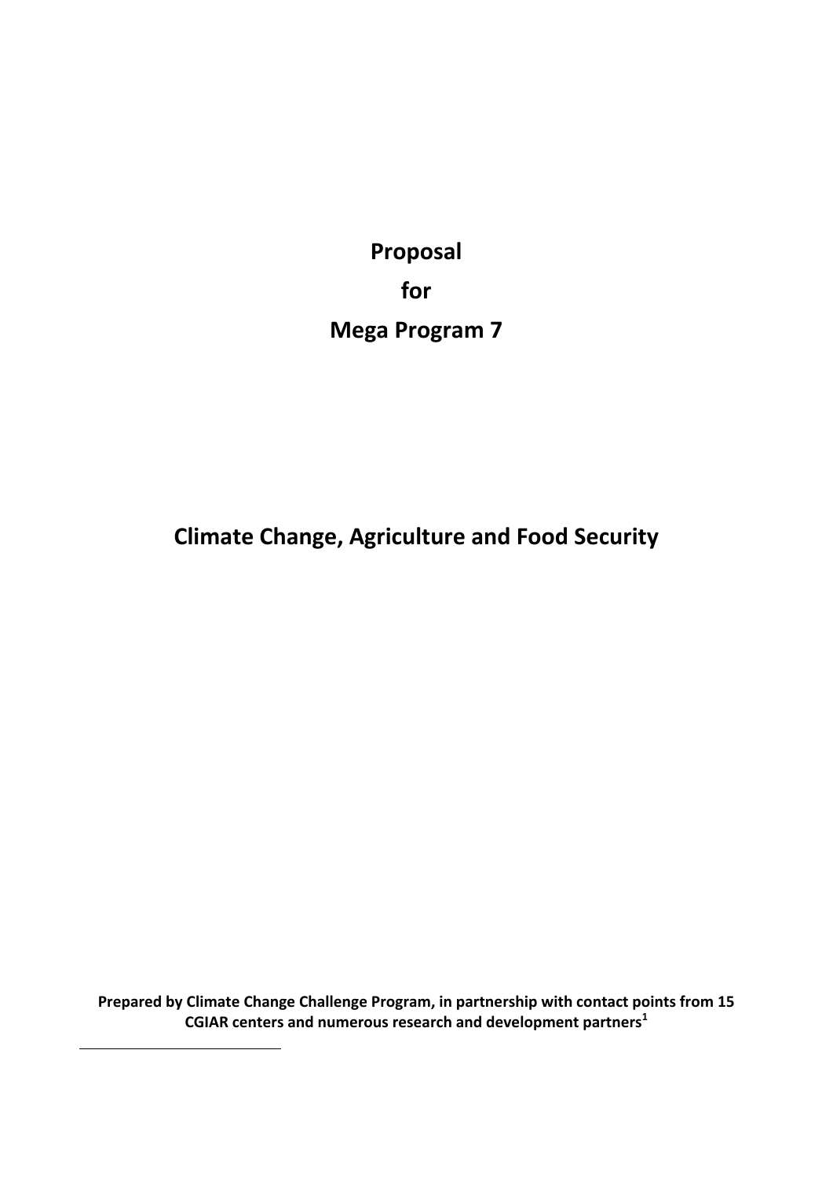# Proposal

# for

# Mega Program 7

# Climate Change, Agriculture and Food Security

**Prepared by Climate Change Challenge Program, in partnership with contact points from 15 CGIAR centers and numerous research and development partners[1]**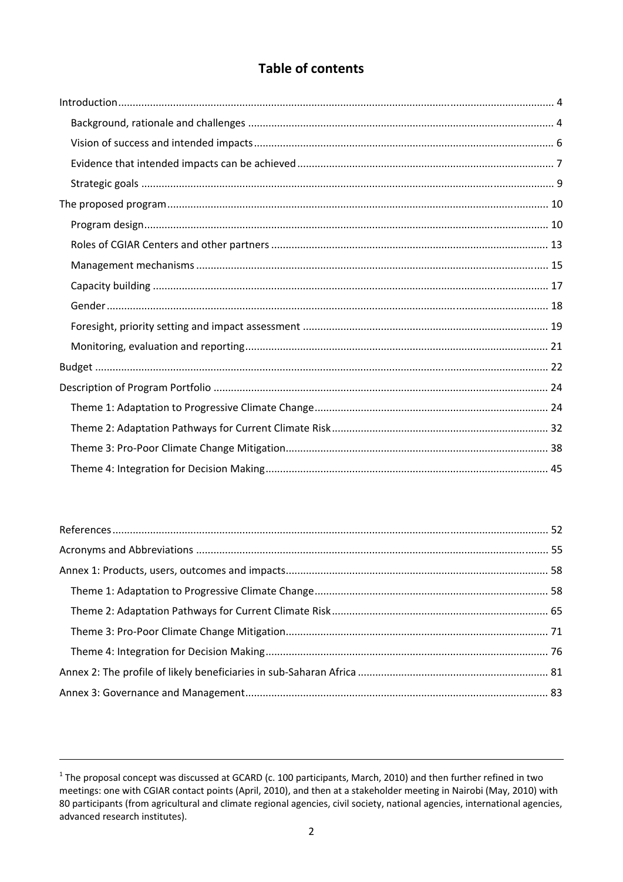# Table of contents

- Introduction ... 4
  - Background, rationale and challenges ... 4
  - Vision of success and intended impacts ... 6
  - Evidence that intended impacts can be achieved ... 7
  - Strategic goals ... 9
- The proposed program ... 10
  - Program design ... 10
  - Roles of CGIAR Centers and other partners ... 13
  - Management mechanisms ... 15
  - Capacity building ... 17
  - Gender ... 18
  - Foresight, priority setting and impact assessment ... 19
  - Monitoring, evaluation and reporting ... 21
- Budget ... 22
- Description of Program Portfolio ... 24
  - Theme 1: Adaptation to Progressive Climate Change ... 24
  - Theme 2: Adaptation Pathways for Current Climate Risk ... 32
  - Theme 3: Pro-Poor Climate Change Mitigation ... 38
  - Theme 4: Integration for Decision Making ... 45

- References ... 52
- Acronyms and Abbreviations ... 55
- Annex 1: Products, users, outcomes and impacts ... 58
  - Theme 1: Adaptation to Progressive Climate Change ... 58
  - Theme 2: Adaptation Pathways for Current Climate Risk ... 65
  - Theme 3: Pro-Poor Climate Change Mitigation ... 71
  - Theme 4: Integration for Decision Making ... 76
- Annex 2: The profile of likely beneficiaries in sub-Saharan Africa ... 81
- Annex 3: Governance and Management ... 83

---

[1] The proposal concept was discussed at GCARD (c. 100 participants, March, 2010) and then further refined in two meetings: one with CGIAR contact points (April, 2010), and then at a stakeholder meeting in Nairobi (May, 2010) with 80 participants (from agricultural and climate regional agencies, civil society, national agencies, international agencies, advanced research institutes).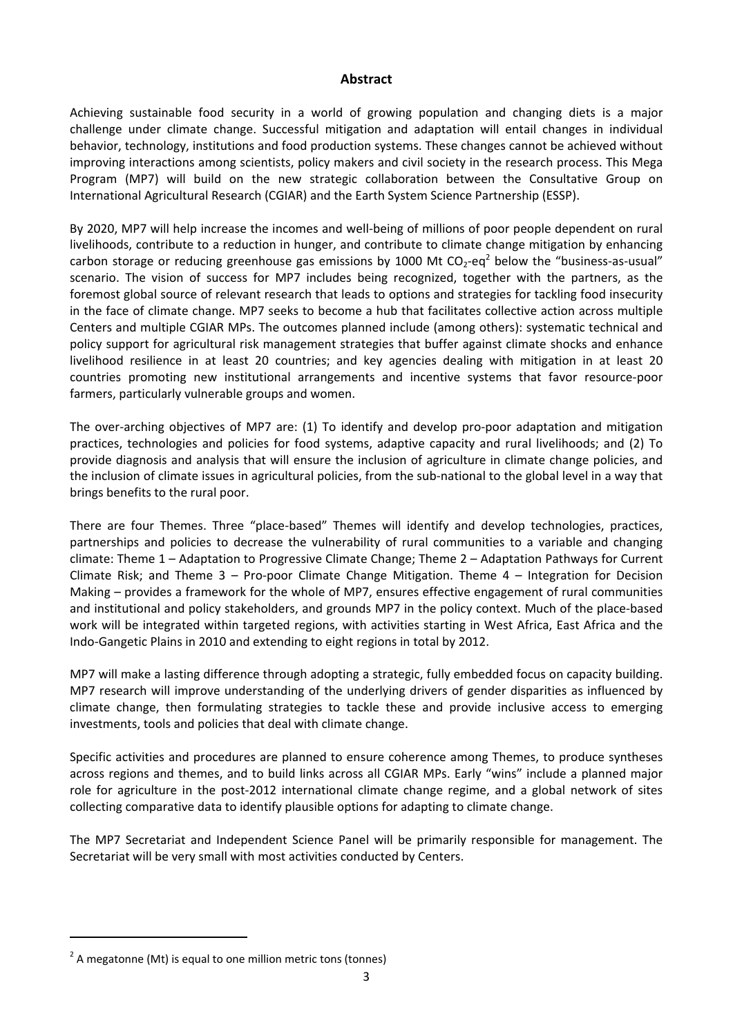## Abstract

Achieving sustainable food security in a world of growing population and changing diets is a major challenge under climate change. Successful mitigation and adaptation will entail changes in individual behavior, technology, institutions and food production systems. These changes cannot be achieved without improving interactions among scientists, policy makers and civil society in the research process. This Mega Program (MP7) will build on the new strategic collaboration between the Consultative Group on International Agricultural Research (CGIAR) and the Earth System Science Partnership (ESSP).

By 2020, MP7 will help increase the incomes and well-being of millions of poor people dependent on rural livelihoods, contribute to a reduction in hunger, and contribute to climate change mitigation by enhancing carbon storage or reducing greenhouse gas emissions by 1000 Mt $CO_2$-eq[2] below the "business-as-usual" scenario. The vision of success for MP7 includes being recognized, together with the partners, as the foremost global source of relevant research that leads to options and strategies for tackling food insecurity in the face of climate change. MP7 seeks to become a hub that facilitates collective action across multiple Centers and multiple CGIAR MPs. The outcomes planned include (among others): systematic technical and policy support for agricultural risk management strategies that buffer against climate shocks and enhance livelihood resilience in at least 20 countries; and key agencies dealing with mitigation in at least 20 countries promoting new institutional arrangements and incentive systems that favor resource-poor farmers, particularly vulnerable groups and women.

The over-arching objectives of MP7 are: (1) To identify and develop pro-poor adaptation and mitigation practices, technologies and policies for food systems, adaptive capacity and rural livelihoods; and (2) To provide diagnosis and analysis that will ensure the inclusion of agriculture in climate change policies, and the inclusion of climate issues in agricultural policies, from the sub-national to the global level in a way that brings benefits to the rural poor.

There are four Themes. Three "place-based" Themes will identify and develop technologies, practices, partnerships and policies to decrease the vulnerability of rural communities to a variable and changing climate: Theme 1 – Adaptation to Progressive Climate Change; Theme 2 – Adaptation Pathways for Current Climate Risk; and Theme 3 – Pro-poor Climate Change Mitigation. Theme 4 – Integration for Decision Making – provides a framework for the whole of MP7, ensures effective engagement of rural communities and institutional and policy stakeholders, and grounds MP7 in the policy context. Much of the place-based work will be integrated within targeted regions, with activities starting in West Africa, East Africa and the Indo-Gangetic Plains in 2010 and extending to eight regions in total by 2012.

MP7 will make a lasting difference through adopting a strategic, fully embedded focus on capacity building. MP7 research will improve understanding of the underlying drivers of gender disparities as influenced by climate change, then formulating strategies to tackle these and provide inclusive access to emerging investments, tools and policies that deal with climate change.

Specific activities and procedures are planned to ensure coherence among Themes, to produce syntheses across regions and themes, and to build links across all CGIAR MPs. Early "wins" include a planned major role for agriculture in the post-2012 international climate change regime, and a global network of sites collecting comparative data to identify plausible options for adapting to climate change.

The MP7 Secretariat and Independent Science Panel will be primarily responsible for management. The Secretariat will be very small with most activities conducted by Centers.

---

[2] A megatonne (Mt) is equal to one million metric tons (tonnes)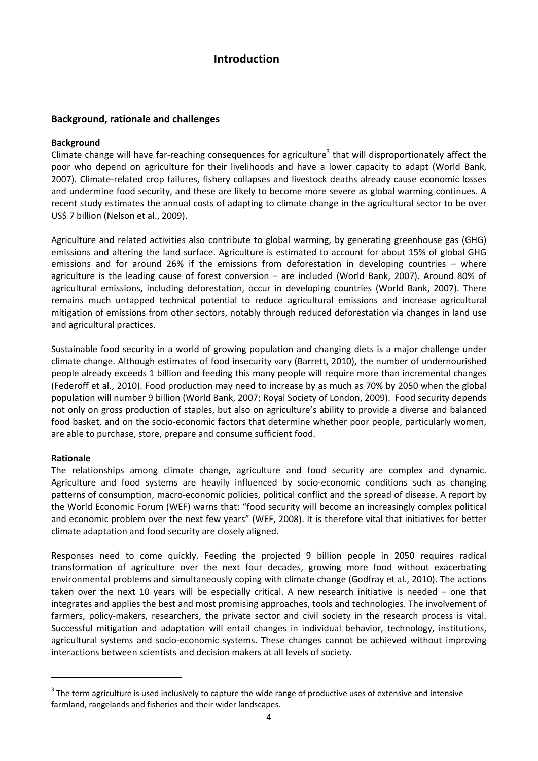# Introduction

## Background, rationale and challenges

### Background

Climate change will have far-reaching consequences for agriculture[3] that will disproportionately affect the poor who depend on agriculture for their livelihoods and have a lower capacity to adapt (World Bank, 2007). Climate-related crop failures, fishery collapses and livestock deaths already cause economic losses and undermine food security, and these are likely to become more severe as global warming continues. A recent study estimates the annual costs of adapting to climate change in the agricultural sector to be over US$ 7 billion (Nelson et al., 2009).

Agriculture and related activities also contribute to global warming, by generating greenhouse gas (GHG) emissions and altering the land surface. Agriculture is estimated to account for about 15% of global GHG emissions and for around 26% if the emissions from deforestation in developing countries – where agriculture is the leading cause of forest conversion – are included (World Bank, 2007). Around 80% of agricultural emissions, including deforestation, occur in developing countries (World Bank, 2007). There remains much untapped technical potential to reduce agricultural emissions and increase agricultural mitigation of emissions from other sectors, notably through reduced deforestation via changes in land use and agricultural practices.

Sustainable food security in a world of growing population and changing diets is a major challenge under climate change. Although estimates of food insecurity vary (Barrett, 2010), the number of undernourished people already exceeds 1 billion and feeding this many people will require more than incremental changes (Federoff et al., 2010). Food production may need to increase by as much as 70% by 2050 when the global population will number 9 billion (World Bank, 2007; Royal Society of London, 2009). Food security depends not only on gross production of staples, but also on agriculture's ability to provide a diverse and balanced food basket, and on the socio-economic factors that determine whether poor people, particularly women, are able to purchase, store, prepare and consume sufficient food.

### Rationale

The relationships among climate change, agriculture and food security are complex and dynamic. Agriculture and food systems are heavily influenced by socio-economic conditions such as changing patterns of consumption, macro-economic policies, political conflict and the spread of disease. A report by the World Economic Forum (WEF) warns that: "food security will become an increasingly complex political and economic problem over the next few years" (WEF, 2008). It is therefore vital that initiatives for better climate adaptation and food security are closely aligned.

Responses need to come quickly. Feeding the projected 9 billion people in 2050 requires radical transformation of agriculture over the next four decades, growing more food without exacerbating environmental problems and simultaneously coping with climate change (Godfray et al., 2010). The actions taken over the next 10 years will be especially critical. A new research initiative is needed – one that integrates and applies the best and most promising approaches, tools and technologies. The involvement of farmers, policy-makers, researchers, the private sector and civil society in the research process is vital. Successful mitigation and adaptation will entail changes in individual behavior, technology, institutions, agricultural systems and socio-economic systems. These changes cannot be achieved without improving interactions between scientists and decision makers at all levels of society.

---

[3] The term agriculture is used inclusively to capture the wide range of productive uses of extensive and intensive farmland, rangelands and fisheries and their wider landscapes.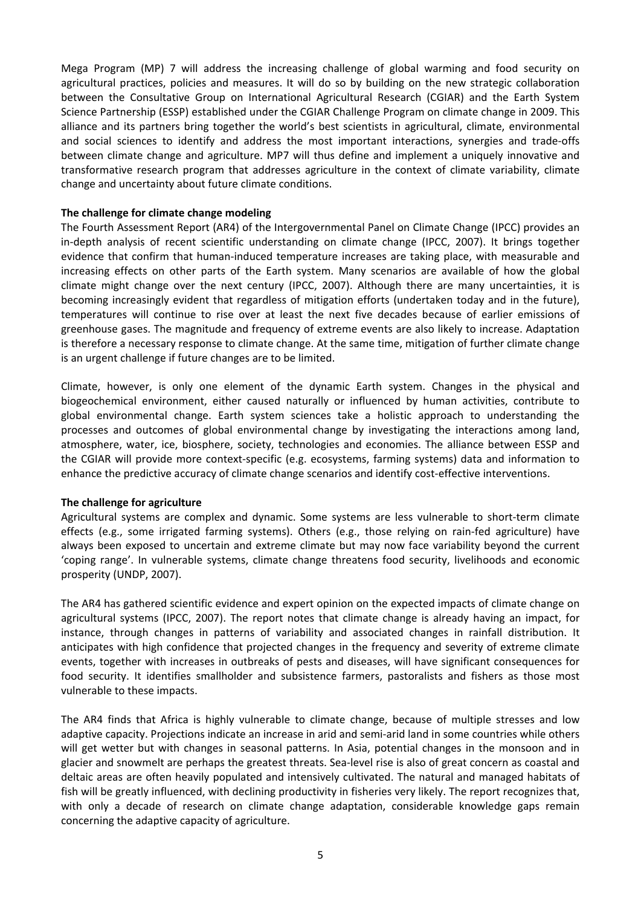Mega Program (MP) 7 will address the increasing challenge of global warming and food security on agricultural practices, policies and measures. It will do so by building on the new strategic collaboration between the Consultative Group on International Agricultural Research (CGIAR) and the Earth System Science Partnership (ESSP) established under the CGIAR Challenge Program on climate change in 2009. This alliance and its partners bring together the world's best scientists in agricultural, climate, environmental and social sciences to identify and address the most important interactions, synergies and trade-offs between climate change and agriculture. MP7 will thus define and implement a uniquely innovative and transformative research program that addresses agriculture in the context of climate variability, climate change and uncertainty about future climate conditions.

**The challenge for climate change modeling**

The Fourth Assessment Report (AR4) of the Intergovernmental Panel on Climate Change (IPCC) provides an in-depth analysis of recent scientific understanding on climate change (IPCC, 2007). It brings together evidence that confirm that human-induced temperature increases are taking place, with measurable and increasing effects on other parts of the Earth system. Many scenarios are available of how the global climate might change over the next century (IPCC, 2007). Although there are many uncertainties, it is becoming increasingly evident that regardless of mitigation efforts (undertaken today and in the future), temperatures will continue to rise over at least the next five decades because of earlier emissions of greenhouse gases. The magnitude and frequency of extreme events are also likely to increase. Adaptation is therefore a necessary response to climate change. At the same time, mitigation of further climate change is an urgent challenge if future changes are to be limited.

Climate, however, is only one element of the dynamic Earth system. Changes in the physical and biogeochemical environment, either caused naturally or influenced by human activities, contribute to global environmental change. Earth system sciences take a holistic approach to understanding the processes and outcomes of global environmental change by investigating the interactions among land, atmosphere, water, ice, biosphere, society, technologies and economies. The alliance between ESSP and the CGIAR will provide more context-specific (e.g. ecosystems, farming systems) data and information to enhance the predictive accuracy of climate change scenarios and identify cost-effective interventions.

**The challenge for agriculture**

Agricultural systems are complex and dynamic. Some systems are less vulnerable to short-term climate effects (e.g., some irrigated farming systems). Others (e.g., those relying on rain-fed agriculture) have always been exposed to uncertain and extreme climate but may now face variability beyond the current 'coping range'. In vulnerable systems, climate change threatens food security, livelihoods and economic prosperity (UNDP, 2007).

The AR4 has gathered scientific evidence and expert opinion on the expected impacts of climate change on agricultural systems (IPCC, 2007). The report notes that climate change is already having an impact, for instance, through changes in patterns of variability and associated changes in rainfall distribution. It anticipates with high confidence that projected changes in the frequency and severity of extreme climate events, together with increases in outbreaks of pests and diseases, will have significant consequences for food security. It identifies smallholder and subsistence farmers, pastoralists and fishers as those most vulnerable to these impacts.

The AR4 finds that Africa is highly vulnerable to climate change, because of multiple stresses and low adaptive capacity. Projections indicate an increase in arid and semi-arid land in some countries while others will get wetter but with changes in seasonal patterns. In Asia, potential changes in the monsoon and in glacier and snowmelt are perhaps the greatest threats. Sea-level rise is also of great concern as coastal and deltaic areas are often heavily populated and intensively cultivated. The natural and managed habitats of fish will be greatly influenced, with declining productivity in fisheries very likely. The report recognizes that, with only a decade of research on climate change adaptation, considerable knowledge gaps remain concerning the adaptive capacity of agriculture.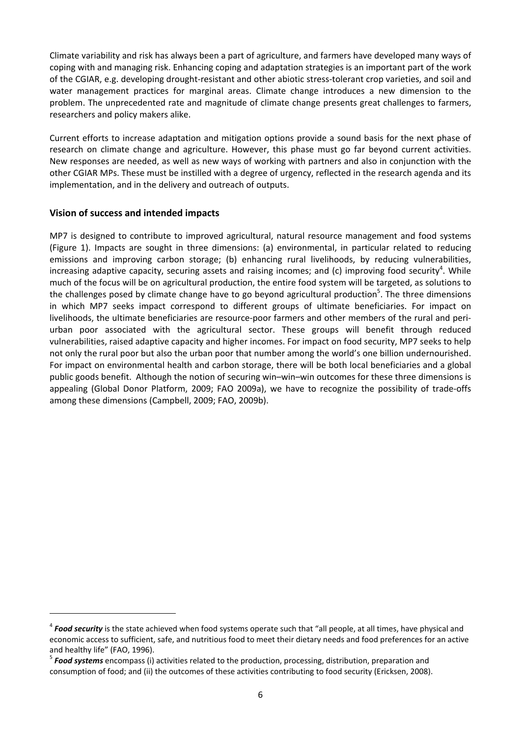Climate variability and risk has always been a part of agriculture, and farmers have developed many ways of coping with and managing risk. Enhancing coping and adaptation strategies is an important part of the work of the CGIAR, e.g. developing drought-resistant and other abiotic stress-tolerant crop varieties, and soil and water management practices for marginal areas. Climate change introduces a new dimension to the problem. The unprecedented rate and magnitude of climate change presents great challenges to farmers, researchers and policy makers alike.

Current efforts to increase adaptation and mitigation options provide a sound basis for the next phase of research on climate change and agriculture. However, this phase must go far beyond current activities. New responses are needed, as well as new ways of working with partners and also in conjunction with the other CGIAR MPs. These must be instilled with a degree of urgency, reflected in the research agenda and its implementation, and in the delivery and outreach of outputs.

## Vision of success and intended impacts

MP7 is designed to contribute to improved agricultural, natural resource management and food systems (Figure 1). Impacts are sought in three dimensions: (a) environmental, in particular related to reducing emissions and improving carbon storage; (b) enhancing rural livelihoods, by reducing vulnerabilities, increasing adaptive capacity, securing assets and raising incomes; and (c) improving food security[4]. While much of the focus will be on agricultural production, the entire food system will be targeted, as solutions to the challenges posed by climate change have to go beyond agricultural production[5]. The three dimensions in which MP7 seeks impact correspond to different groups of ultimate beneficiaries. For impact on livelihoods, the ultimate beneficiaries are resource-poor farmers and other members of the rural and peri-urban poor associated with the agricultural sector. These groups will benefit through reduced vulnerabilities, raised adaptive capacity and higher incomes. For impact on food security, MP7 seeks to help not only the rural poor but also the urban poor that number among the world's one billion undernourished. For impact on environmental health and carbon storage, there will be both local beneficiaries and a global public goods benefit. Although the notion of securing win–win–win outcomes for these three dimensions is appealing (Global Donor Platform, 2009; FAO 2009a), we have to recognize the possibility of trade-offs among these dimensions (Campbell, 2009; FAO, 2009b).

---

[4] ***Food security*** is the state achieved when food systems operate such that "all people, at all times, have physical and economic access to sufficient, safe, and nutritious food to meet their dietary needs and food preferences for an active and healthy life" (FAO, 1996).

[5] ***Food systems*** encompass (i) activities related to the production, processing, distribution, preparation and consumption of food; and (ii) the outcomes of these activities contributing to food security (Ericksen, 2008).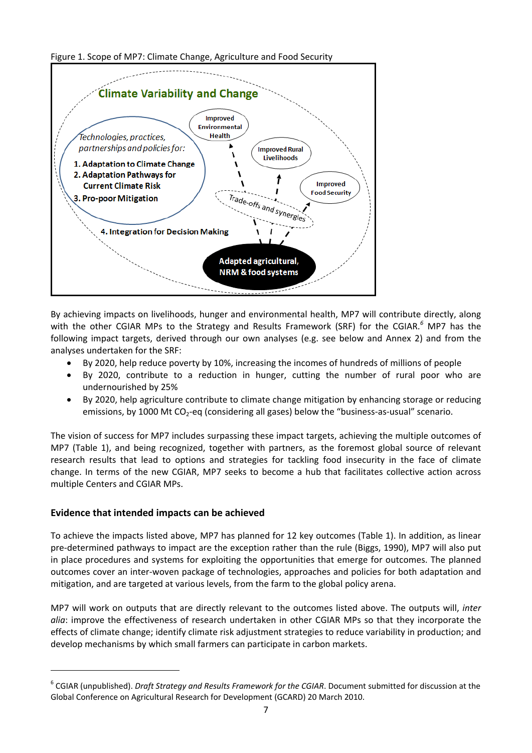Figure 1. Scope of MP7: Climate Change, Agriculture and Food Security

Climate Variability and Change

*Technologies, practices, partnerships and policies for:*

**1. Adaptation to Climate Change**
**2. Adaptation Pathways for Current Climate Risk**
**3. Pro-poor Mitigation**

**4. Integration for Decision Making**

Improved Environmental Health

Improved Rural Livelihoods

Improved Food Security

Trade-offs and synergies

**Adapted agricultural, NRM & food systems**

By achieving impacts on livelihoods, hunger and environmental health, MP7 will contribute directly, along with the other CGIAR MPs to the Strategy and Results Framework (SRF) for the CGIAR.[6] MP7 has the following impact targets, derived through our own analyses (e.g. see below and Annex 2) and from the analyses undertaken for the SRF:

- By 2020, help reduce poverty by 10%, increasing the incomes of hundreds of millions of people
- By 2020, contribute to a reduction in hunger, cutting the number of rural poor who are undernourished by 25%
- By 2020, help agriculture contribute to climate change mitigation by enhancing storage or reducing emissions, by 1000 Mt $CO_2$-eq (considering all gases) below the "business-as-usual" scenario.

The vision of success for MP7 includes surpassing these impact targets, achieving the multiple outcomes of MP7 (Table 1), and being recognized, together with partners, as the foremost global source of relevant research results that lead to options and strategies for tackling food insecurity in the face of climate change. In terms of the new CGIAR, MP7 seeks to become a hub that facilitates collective action across multiple Centers and CGIAR MPs.

## Evidence that intended impacts can be achieved

To achieve the impacts listed above, MP7 has planned for 12 key outcomes (Table 1). In addition, as linear pre-determined pathways to impact are the exception rather than the rule (Biggs, 1990), MP7 will also put in place procedures and systems for exploiting the opportunities that emerge for outcomes. The planned outcomes cover an inter-woven package of technologies, approaches and policies for both adaptation and mitigation, and are targeted at various levels, from the farm to the global policy arena.

MP7 will work on outputs that are directly relevant to the outcomes listed above. The outputs will, *inter alia*: improve the effectiveness of research undertaken in other CGIAR MPs so that they incorporate the effects of climate change; identify climate risk adjustment strategies to reduce variability in production; and develop mechanisms by which small farmers can participate in carbon markets.

---

[6] CGIAR (unpublished). *Draft Strategy and Results Framework for the CGIAR*. Document submitted for discussion at the Global Conference on Agricultural Research for Development (GCARD) 20 March 2010.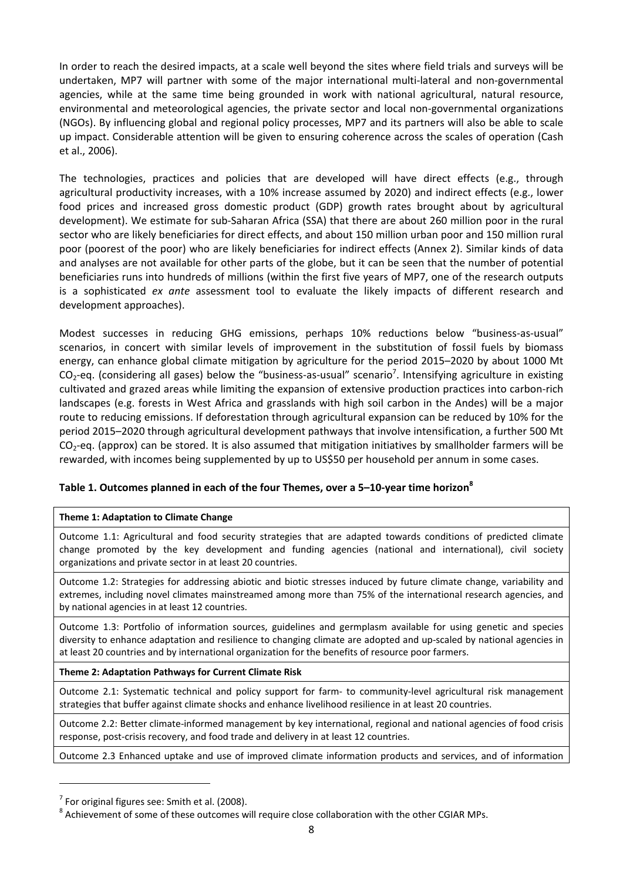In order to reach the desired impacts, at a scale well beyond the sites where field trials and surveys will be undertaken, MP7 will partner with some of the major international multi-lateral and non-governmental agencies, while at the same time being grounded in work with national agricultural, natural resource, environmental and meteorological agencies, the private sector and local non-governmental organizations (NGOs). By influencing global and regional policy processes, MP7 and its partners will also be able to scale up impact. Considerable attention will be given to ensuring coherence across the scales of operation (Cash et al., 2006).

The technologies, practices and policies that are developed will have direct effects (e.g., through agricultural productivity increases, with a 10% increase assumed by 2020) and indirect effects (e.g., lower food prices and increased gross domestic product (GDP) growth rates brought about by agricultural development). We estimate for sub-Saharan Africa (SSA) that there are about 260 million poor in the rural sector who are likely beneficiaries for direct effects, and about 150 million urban poor and 150 million rural poor (poorest of the poor) who are likely beneficiaries for indirect effects (Annex 2). Similar kinds of data and analyses are not available for other parts of the globe, but it can be seen that the number of potential beneficiaries runs into hundreds of millions (within the first five years of MP7, one of the research outputs is a sophisticated *ex ante* assessment tool to evaluate the likely impacts of different research and development approaches).

Modest successes in reducing GHG emissions, perhaps 10% reductions below "business-as-usual" scenarios, in concert with similar levels of improvement in the substitution of fossil fuels by biomass energy, can enhance global climate mitigation by agriculture for the period 2015–2020 by about 1000 Mt $CO_2$-eq. (considering all gases) below the "business-as-usual" scenario[7]. Intensifying agriculture in existing cultivated and grazed areas while limiting the expansion of extensive production practices into carbon-rich landscapes (e.g. forests in West Africa and grasslands with high soil carbon in the Andes) will be a major route to reducing emissions. If deforestation through agricultural expansion can be reduced by 10% for the period 2015–2020 through agricultural development pathways that involve intensification, a further 500 Mt $CO_2$-eq. (approx) can be stored. It is also assumed that mitigation initiatives by smallholder farmers will be rewarded, with incomes being supplemented by up to US$50 per household per annum in some cases.

**Table 1. Outcomes planned in each of the four Themes, over a 5–10-year time horizon[8]**

| **Theme 1: Adaptation to Climate Change** |
|---|
| Outcome 1.1: Agricultural and food security strategies that are adapted towards conditions of predicted climate change promoted by the key development and funding agencies (national and international), civil society organizations and private sector in at least 20 countries. |
| Outcome 1.2: Strategies for addressing abiotic and biotic stresses induced by future climate change, variability and extremes, including novel climates mainstreamed among more than 75% of the international research agencies, and by national agencies in at least 12 countries. |
| Outcome 1.3: Portfolio of information sources, guidelines and germplasm available for using genetic and species diversity to enhance adaptation and resilience to changing climate are adopted and up-scaled by national agencies in at least 20 countries and by international organization for the benefits of resource poor farmers. |
| **Theme 2: Adaptation Pathways for Current Climate Risk** |
| Outcome 2.1: Systematic technical and policy support for farm- to community-level agricultural risk management strategies that buffer against climate shocks and enhance livelihood resilience in at least 20 countries. |
| Outcome 2.2: Better climate-informed management by key international, regional and national agencies of food crisis response, post-crisis recovery, and food trade and delivery in at least 12 countries. |
| Outcome 2.3 Enhanced uptake and use of improved climate information products and services, and of information |

[7] For original figures see: Smith et al. (2008).

[8] Achievement of some of these outcomes will require close collaboration with the other CGIAR MPs.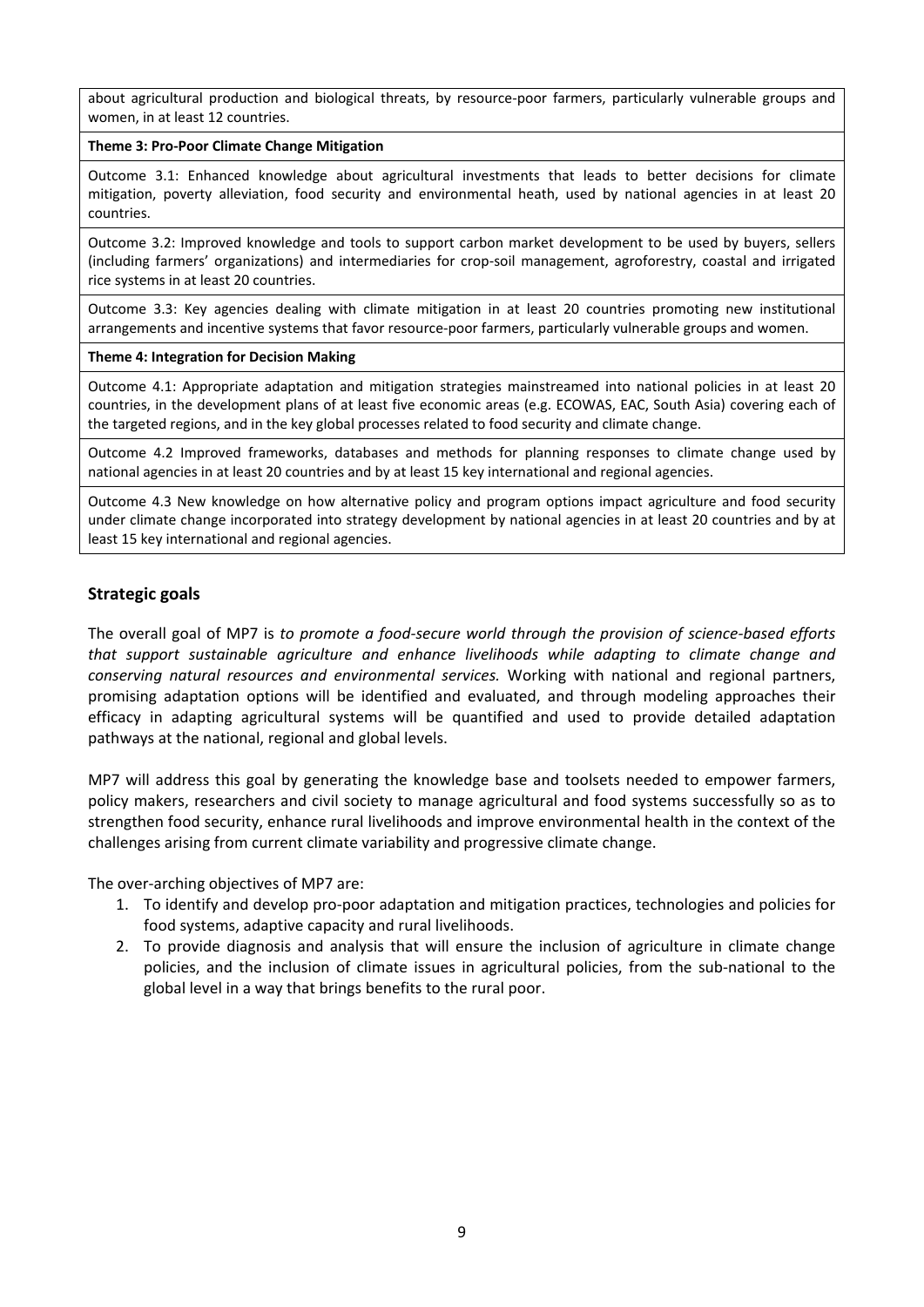| about agricultural production and biological threats, by resource-poor farmers, particularly vulnerable groups and women, in at least 12 countries. |
|---|
| **Theme 3: Pro-Poor Climate Change Mitigation** |
| Outcome 3.1: Enhanced knowledge about agricultural investments that leads to better decisions for climate mitigation, poverty alleviation, food security and environmental heath, used by national agencies in at least 20 countries. |
| Outcome 3.2: Improved knowledge and tools to support carbon market development to be used by buyers, sellers (including farmers' organizations) and intermediaries for crop-soil management, agroforestry, coastal and irrigated rice systems in at least 20 countries. |
| Outcome 3.3: Key agencies dealing with climate mitigation in at least 20 countries promoting new institutional arrangements and incentive systems that favor resource-poor farmers, particularly vulnerable groups and women. |
| **Theme 4: Integration for Decision Making** |
| Outcome 4.1: Appropriate adaptation and mitigation strategies mainstreamed into national policies in at least 20 countries, in the development plans of at least five economic areas (e.g. ECOWAS, EAC, South Asia) covering each of the targeted regions, and in the key global processes related to food security and climate change. |
| Outcome 4.2 Improved frameworks, databases and methods for planning responses to climate change used by national agencies in at least 20 countries and by at least 15 key international and regional agencies. |
| Outcome 4.3 New knowledge on how alternative policy and program options impact agriculture and food security under climate change incorporated into strategy development by national agencies in at least 20 countries and by at least 15 key international and regional agencies. |

## Strategic goals

The overall goal of MP7 is *to promote a food-secure world through the provision of science-based efforts that support sustainable agriculture and enhance livelihoods while adapting to climate change and conserving natural resources and environmental services.* Working with national and regional partners, promising adaptation options will be identified and evaluated, and through modeling approaches their efficacy in adapting agricultural systems will be quantified and used to provide detailed adaptation pathways at the national, regional and global levels.

MP7 will address this goal by generating the knowledge base and toolsets needed to empower farmers, policy makers, researchers and civil society to manage agricultural and food systems successfully so as to strengthen food security, enhance rural livelihoods and improve environmental health in the context of the challenges arising from current climate variability and progressive climate change.

The over-arching objectives of MP7 are:

1. To identify and develop pro-poor adaptation and mitigation practices, technologies and policies for food systems, adaptive capacity and rural livelihoods.
2. To provide diagnosis and analysis that will ensure the inclusion of agriculture in climate change policies, and the inclusion of climate issues in agricultural policies, from the sub-national to the global level in a way that brings benefits to the rural poor.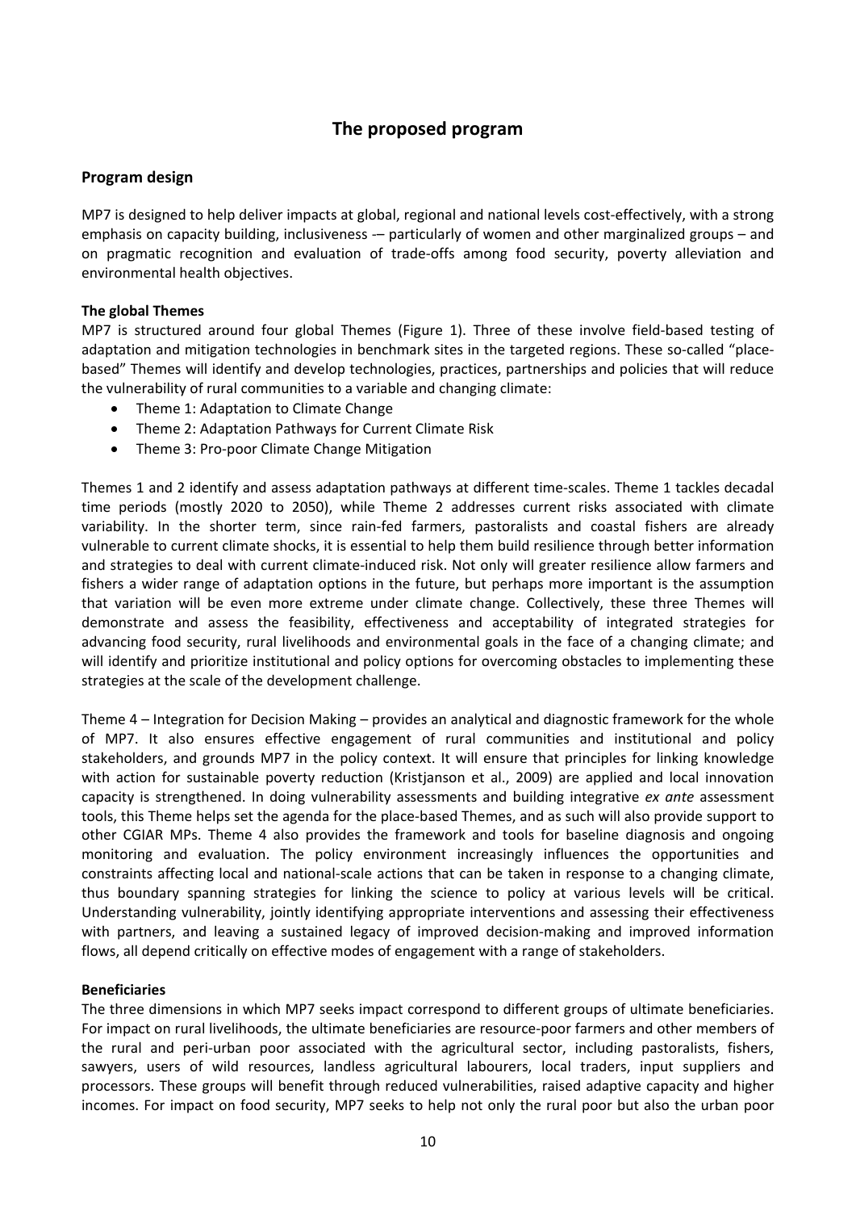## The proposed program

### Program design

MP7 is designed to help deliver impacts at global, regional and national levels cost-effectively, with a strong emphasis on capacity building, inclusiveness -– particularly of women and other marginalized groups – and on pragmatic recognition and evaluation of trade-offs among food security, poverty alleviation and environmental health objectives.

**The global Themes**

MP7 is structured around four global Themes (Figure 1). Three of these involve field-based testing of adaptation and mitigation technologies in benchmark sites in the targeted regions. These so-called "place-based" Themes will identify and develop technologies, practices, partnerships and policies that will reduce the vulnerability of rural communities to a variable and changing climate:

- Theme 1: Adaptation to Climate Change
- Theme 2: Adaptation Pathways for Current Climate Risk
- Theme 3: Pro-poor Climate Change Mitigation

Themes 1 and 2 identify and assess adaptation pathways at different time-scales. Theme 1 tackles decadal time periods (mostly 2020 to 2050), while Theme 2 addresses current risks associated with climate variability. In the shorter term, since rain-fed farmers, pastoralists and coastal fishers are already vulnerable to current climate shocks, it is essential to help them build resilience through better information and strategies to deal with current climate-induced risk. Not only will greater resilience allow farmers and fishers a wider range of adaptation options in the future, but perhaps more important is the assumption that variation will be even more extreme under climate change. Collectively, these three Themes will demonstrate and assess the feasibility, effectiveness and acceptability of integrated strategies for advancing food security, rural livelihoods and environmental goals in the face of a changing climate; and will identify and prioritize institutional and policy options for overcoming obstacles to implementing these strategies at the scale of the development challenge.

Theme 4 – Integration for Decision Making – provides an analytical and diagnostic framework for the whole of MP7. It also ensures effective engagement of rural communities and institutional and policy stakeholders, and grounds MP7 in the policy context. It will ensure that principles for linking knowledge with action for sustainable poverty reduction (Kristjanson et al., 2009) are applied and local innovation capacity is strengthened. In doing vulnerability assessments and building integrative *ex ante* assessment tools, this Theme helps set the agenda for the place-based Themes, and as such will also provide support to other CGIAR MPs. Theme 4 also provides the framework and tools for baseline diagnosis and ongoing monitoring and evaluation. The policy environment increasingly influences the opportunities and constraints affecting local and national-scale actions that can be taken in response to a changing climate, thus boundary spanning strategies for linking the science to policy at various levels will be critical. Understanding vulnerability, jointly identifying appropriate interventions and assessing their effectiveness with partners, and leaving a sustained legacy of improved decision-making and improved information flows, all depend critically on effective modes of engagement with a range of stakeholders.

**Beneficiaries**

The three dimensions in which MP7 seeks impact correspond to different groups of ultimate beneficiaries. For impact on rural livelihoods, the ultimate beneficiaries are resource-poor farmers and other members of the rural and peri-urban poor associated with the agricultural sector, including pastoralists, fishers, sawyers, users of wild resources, landless agricultural labourers, local traders, input suppliers and processors. These groups will benefit through reduced vulnerabilities, raised adaptive capacity and higher incomes. For impact on food security, MP7 seeks to help not only the rural poor but also the urban poor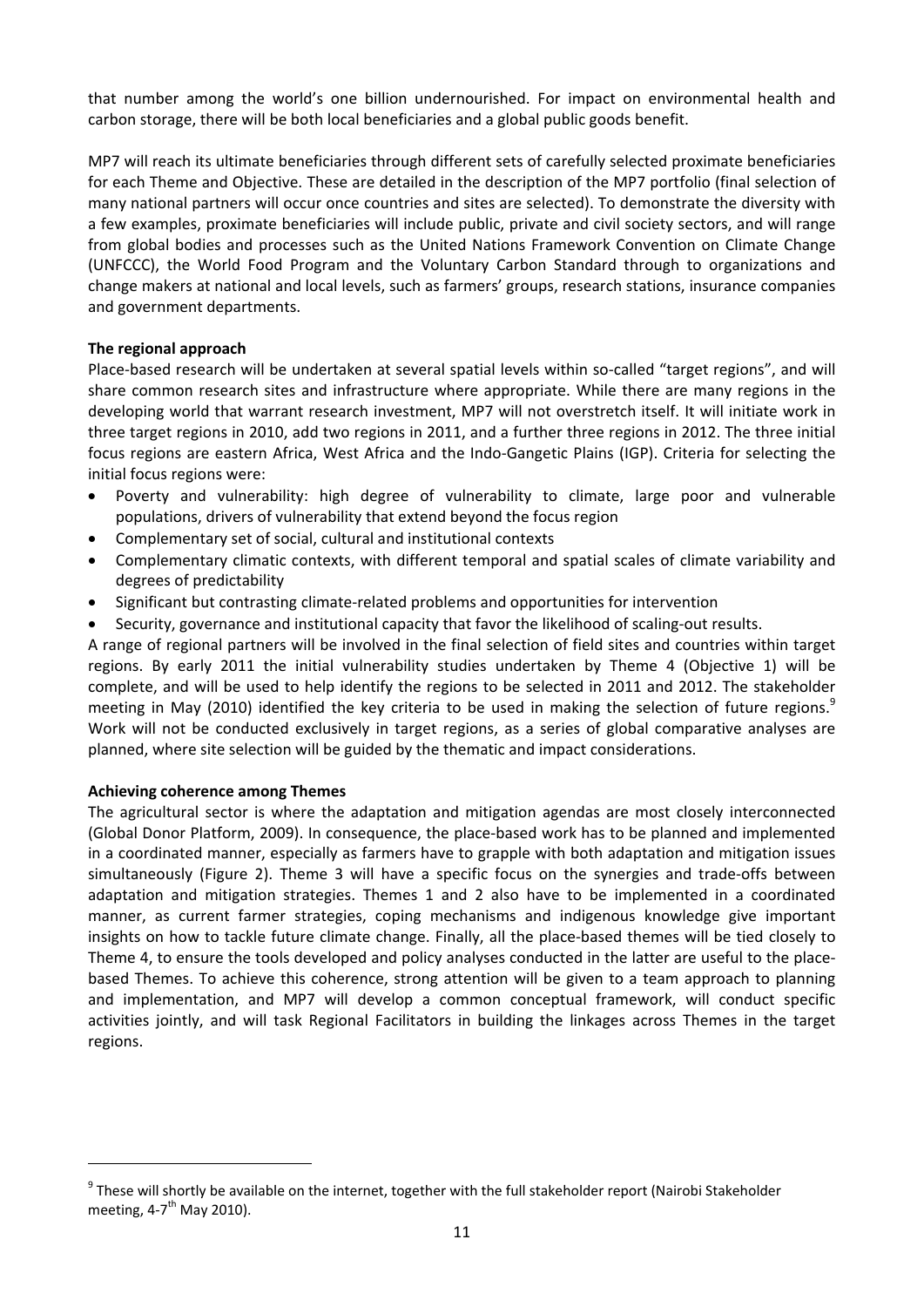that number among the world's one billion undernourished. For impact on environmental health and carbon storage, there will be both local beneficiaries and a global public goods benefit.

MP7 will reach its ultimate beneficiaries through different sets of carefully selected proximate beneficiaries for each Theme and Objective. These are detailed in the description of the MP7 portfolio (final selection of many national partners will occur once countries and sites are selected). To demonstrate the diversity with a few examples, proximate beneficiaries will include public, private and civil society sectors, and will range from global bodies and processes such as the United Nations Framework Convention on Climate Change (UNFCCC), the World Food Program and the Voluntary Carbon Standard through to organizations and change makers at national and local levels, such as farmers' groups, research stations, insurance companies and government departments.

**The regional approach**

Place-based research will be undertaken at several spatial levels within so-called "target regions", and will share common research sites and infrastructure where appropriate. While there are many regions in the developing world that warrant research investment, MP7 will not overstretch itself. It will initiate work in three target regions in 2010, add two regions in 2011, and a further three regions in 2012. The three initial focus regions are eastern Africa, West Africa and the Indo-Gangetic Plains (IGP). Criteria for selecting the initial focus regions were:

- Poverty and vulnerability: high degree of vulnerability to climate, large poor and vulnerable populations, drivers of vulnerability that extend beyond the focus region
- Complementary set of social, cultural and institutional contexts
- Complementary climatic contexts, with different temporal and spatial scales of climate variability and degrees of predictability
- Significant but contrasting climate-related problems and opportunities for intervention
- Security, governance and institutional capacity that favor the likelihood of scaling-out results.

A range of regional partners will be involved in the final selection of field sites and countries within target regions. By early 2011 the initial vulnerability studies undertaken by Theme 4 (Objective 1) will be complete, and will be used to help identify the regions to be selected in 2011 and 2012. The stakeholder meeting in May (2010) identified the key criteria to be used in making the selection of future regions.[9] Work will not be conducted exclusively in target regions, as a series of global comparative analyses are planned, where site selection will be guided by the thematic and impact considerations.

**Achieving coherence among Themes**

The agricultural sector is where the adaptation and mitigation agendas are most closely interconnected (Global Donor Platform, 2009). In consequence, the place-based work has to be planned and implemented in a coordinated manner, especially as farmers have to grapple with both adaptation and mitigation issues simultaneously (Figure 2). Theme 3 will have a specific focus on the synergies and trade-offs between adaptation and mitigation strategies. Themes 1 and 2 also have to be implemented in a coordinated manner, as current farmer strategies, coping mechanisms and indigenous knowledge give important insights on how to tackle future climate change. Finally, all the place-based themes will be tied closely to Theme 4, to ensure the tools developed and policy analyses conducted in the latter are useful to the place-based Themes. To achieve this coherence, strong attention will be given to a team approach to planning and implementation, and MP7 will develop a common conceptual framework, will conduct specific activities jointly, and will task Regional Facilitators in building the linkages across Themes in the target regions.

---

[9] These will shortly be available on the internet, together with the full stakeholder report (Nairobi Stakeholder meeting, 4-7th May 2010).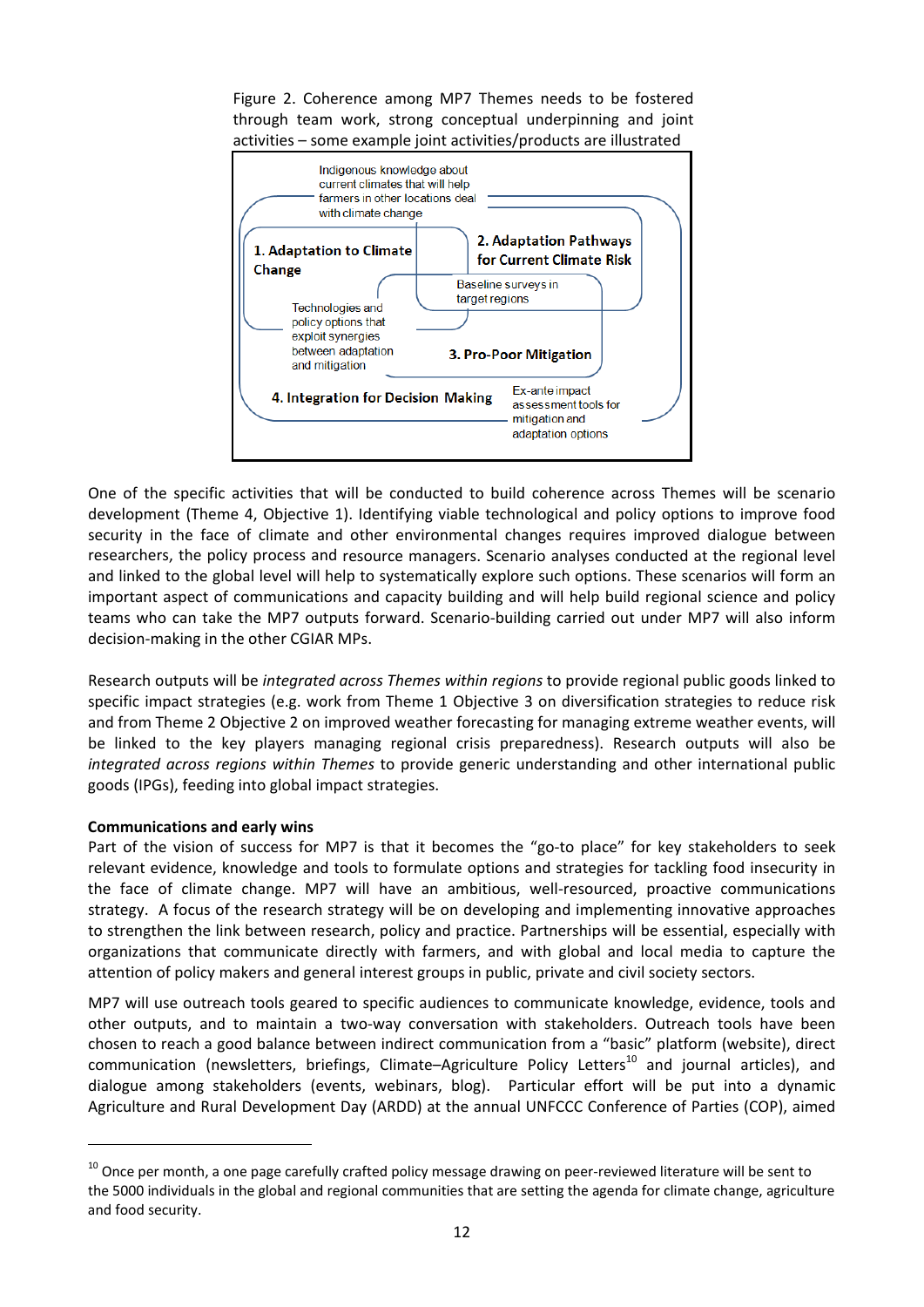Figure 2. Coherence among MP7 Themes needs to be fostered through team work, strong conceptual underpinning and joint activities – some example joint activities/products are illustrated

Indigenous knowledge about current climates that will help farmers in other locations deal with climate change

1. Adaptation to Climate Change

2. Adaptation Pathways for Current Climate Risk

Baseline surveys in target regions

Technologies and policy options that exploit synergies between adaptation and mitigation

3. Pro-Poor Mitigation

4. Integration for Decision Making

Ex-ante impact assessment tools for mitigation and adaptation options

One of the specific activities that will be conducted to build coherence across Themes will be scenario development (Theme 4, Objective 1). Identifying viable technological and policy options to improve food security in the face of climate and other environmental changes requires improved dialogue between researchers, the policy process and resource managers. Scenario analyses conducted at the regional level and linked to the global level will help to systematically explore such options. These scenarios will form an important aspect of communications and capacity building and will help build regional science and policy teams who can take the MP7 outputs forward. Scenario-building carried out under MP7 will also inform decision-making in the other CGIAR MPs.

Research outputs will be *integrated across Themes within regions* to provide regional public goods linked to specific impact strategies (e.g. work from Theme 1 Objective 3 on diversification strategies to reduce risk and from Theme 2 Objective 2 on improved weather forecasting for managing extreme weather events, will be linked to the key players managing regional crisis preparedness). Research outputs will also be *integrated across regions within Themes* to provide generic understanding and other international public goods (IPGs), feeding into global impact strategies.

**Communications and early wins**

Part of the vision of success for MP7 is that it becomes the "go-to place" for key stakeholders to seek relevant evidence, knowledge and tools to formulate options and strategies for tackling food insecurity in the face of climate change. MP7 will have an ambitious, well-resourced, proactive communications strategy. A focus of the research strategy will be on developing and implementing innovative approaches to strengthen the link between research, policy and practice. Partnerships will be essential, especially with organizations that communicate directly with farmers, and with global and local media to capture the attention of policy makers and general interest groups in public, private and civil society sectors.

MP7 will use outreach tools geared to specific audiences to communicate knowledge, evidence, tools and other outputs, and to maintain a two-way conversation with stakeholders. Outreach tools have been chosen to reach a good balance between indirect communication from a "basic" platform (website), direct communication (newsletters, briefings, Climate–Agriculture Policy Letters[10] and journal articles), and dialogue among stakeholders (events, webinars, blog). Particular effort will be put into a dynamic Agriculture and Rural Development Day (ARDD) at the annual UNFCCC Conference of Parties (COP), aimed

[10] Once per month, a one page carefully crafted policy message drawing on peer-reviewed literature will be sent to the 5000 individuals in the global and regional communities that are setting the agenda for climate change, agriculture and food security.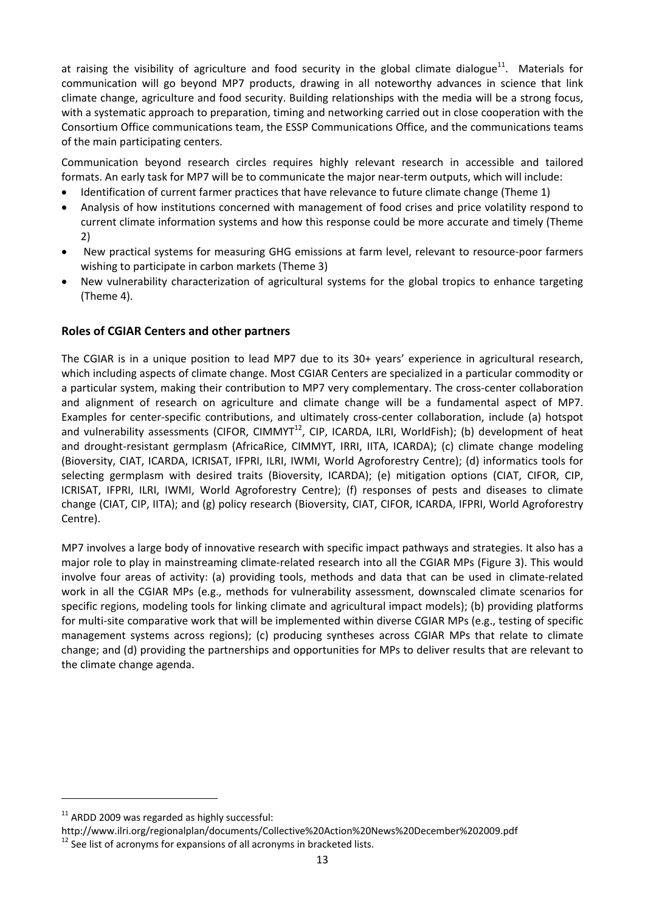at raising the visibility of agriculture and food security in the global climate dialogue[11]. Materials for communication will go beyond MP7 products, drawing in all noteworthy advances in science that link climate change, agriculture and food security. Building relationships with the media will be a strong focus, with a systematic approach to preparation, timing and networking carried out in close cooperation with the Consortium Office communications team, the ESSP Communications Office, and the communications teams of the main participating centers.

Communication beyond research circles requires highly relevant research in accessible and tailored formats. An early task for MP7 will be to communicate the major near-term outputs, which will include:

- Identification of current farmer practices that have relevance to future climate change (Theme 1)
- Analysis of how institutions concerned with management of food crises and price volatility respond to current climate information systems and how this response could be more accurate and timely (Theme 2)
- New practical systems for measuring GHG emissions at farm level, relevant to resource-poor farmers wishing to participate in carbon markets (Theme 3)
- New vulnerability characterization of agricultural systems for the global tropics to enhance targeting (Theme 4).

## Roles of CGIAR Centers and other partners

The CGIAR is in a unique position to lead MP7 due to its 30+ years' experience in agricultural research, which including aspects of climate change. Most CGIAR Centers are specialized in a particular commodity or a particular system, making their contribution to MP7 very complementary. The cross-center collaboration and alignment of research on agriculture and climate change will be a fundamental aspect of MP7. Examples for center-specific contributions, and ultimately cross-center collaboration, include (a) hotspot and vulnerability assessments (CIFOR, CIMMYT[12], CIP, ICARDA, ILRI, WorldFish); (b) development of heat and drought-resistant germplasm (AfricaRice, CIMMYT, IRRI, IITA, ICARDA); (c) climate change modeling (Bioversity, CIAT, ICARDA, ICRISAT, IFPRI, ILRI, IWMI, World Agroforestry Centre); (d) informatics tools for selecting germplasm with desired traits (Bioversity, ICARDA); (e) mitigation options (CIAT, CIFOR, CIP, ICRISAT, IFPRI, ILRI, IWMI, World Agroforestry Centre); (f) responses of pests and diseases to climate change (CIAT, CIP, IITA); and (g) policy research (Bioversity, CIAT, CIFOR, ICARDA, IFPRI, World Agroforestry Centre).

MP7 involves a large body of innovative research with specific impact pathways and strategies. It also has a major role to play in mainstreaming climate-related research into all the CGIAR MPs (Figure 3). This would involve four areas of activity: (a) providing tools, methods and data that can be used in climate-related work in all the CGIAR MPs (e.g., methods for vulnerability assessment, downscaled climate scenarios for specific regions, modeling tools for linking climate and agricultural impact models); (b) providing platforms for multi-site comparative work that will be implemented within diverse CGIAR MPs (e.g., testing of specific management systems across regions); (c) producing syntheses across CGIAR MPs that relate to climate change; and (d) providing the partnerships and opportunities for MPs to deliver results that are relevant to the climate change agenda.

---

[11] ARDD 2009 was regarded as highly successful:
http://www.ilri.org/regionalplan/documents/Collective%20Action%20News%20December%202009.pdf

[12] See list of acronyms for expansions of all acronyms in bracketed lists.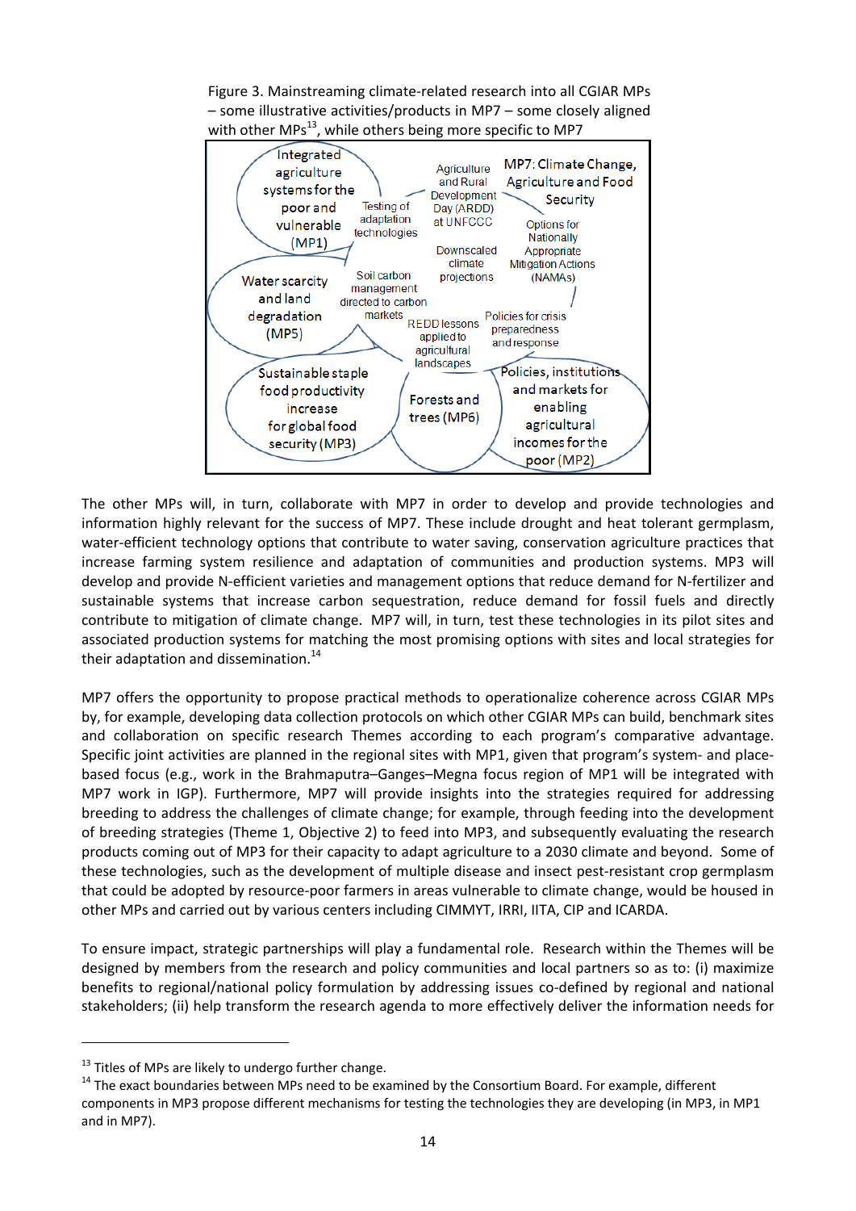Figure 3. Mainstreaming climate-related research into all CGIAR MPs – some illustrative activities/products in MP7 – some closely aligned with other MPs[13], while others being more specific to MP7

- MP7: Climate Change, Agriculture and Food Security
- Integrated agriculture systems for the poor and vulnerable (MP1)
- Water scarcity and land degradation (MP5)
- Sustainable staple food productivity increase for global food security (MP3)
- Forests and trees (MP6)
- Policies, institutions and markets for enabling agricultural incomes for the poor (MP2)
- Testing of adaptation technologies
- Agriculture and Rural Development Day (ARDD) at UNFCCC
- Options for Nationally Appropriate Mitigation Actions (NAMAs)
- Downscaled climate projections
- Soil carbon management directed to carbon markets
- REDD lessons applied to agricultural landscapes
- Policies for crisis preparedness and response

The other MPs will, in turn, collaborate with MP7 in order to develop and provide technologies and information highly relevant for the success of MP7. These include drought and heat tolerant germplasm, water-efficient technology options that contribute to water saving, conservation agriculture practices that increase farming system resilience and adaptation of communities and production systems. MP3 will develop and provide N-efficient varieties and management options that reduce demand for N-fertilizer and sustainable systems that increase carbon sequestration, reduce demand for fossil fuels and directly contribute to mitigation of climate change. MP7 will, in turn, test these technologies in its pilot sites and associated production systems for matching the most promising options with sites and local strategies for their adaptation and dissemination.[14]

MP7 offers the opportunity to propose practical methods to operationalize coherence across CGIAR MPs by, for example, developing data collection protocols on which other CGIAR MPs can build, benchmark sites and collaboration on specific research Themes according to each program's comparative advantage. Specific joint activities are planned in the regional sites with MP1, given that program's system- and place-based focus (e.g., work in the Brahmaputra–Ganges–Megna focus region of MP1 will be integrated with MP7 work in IGP). Furthermore, MP7 will provide insights into the strategies required for addressing breeding to address the challenges of climate change; for example, through feeding into the development of breeding strategies (Theme 1, Objective 2) to feed into MP3, and subsequently evaluating the research products coming out of MP3 for their capacity to adapt agriculture to a 2030 climate and beyond. Some of these technologies, such as the development of multiple disease and insect pest-resistant crop germplasm that could be adopted by resource-poor farmers in areas vulnerable to climate change, would be housed in other MPs and carried out by various centers including CIMMYT, IRRI, IITA, CIP and ICARDA.

To ensure impact, strategic partnerships will play a fundamental role. Research within the Themes will be designed by members from the research and policy communities and local partners so as to: (i) maximize benefits to regional/national policy formulation by addressing issues co-defined by regional and national stakeholders; (ii) help transform the research agenda to more effectively deliver the information needs for

[13] Titles of MPs are likely to undergo further change.

[14] The exact boundaries between MPs need to be examined by the Consortium Board. For example, different components in MP3 propose different mechanisms for testing the technologies they are developing (in MP3, in MP1 and in MP7).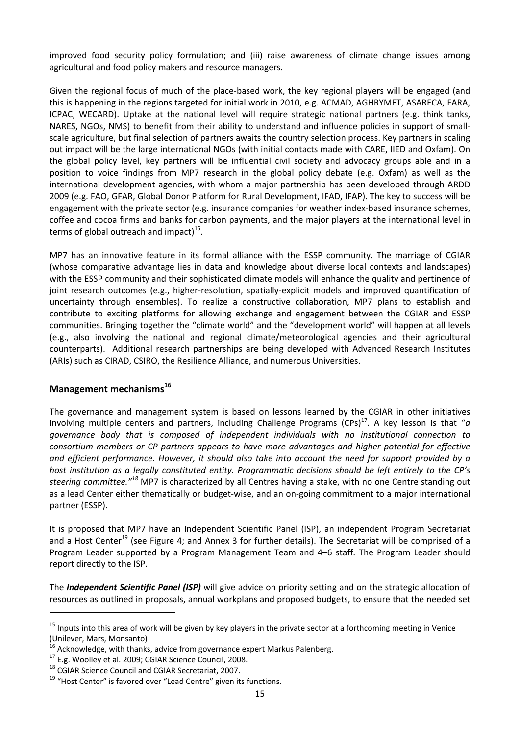improved food security policy formulation; and (iii) raise awareness of climate change issues among agricultural and food policy makers and resource managers.

Given the regional focus of much of the place-based work, the key regional players will be engaged (and this is happening in the regions targeted for initial work in 2010, e.g. ACMAD, AGHRYMET, ASARECA, FARA, ICPAC, WECARD). Uptake at the national level will require strategic national partners (e.g. think tanks, NARES, NGOs, NMS) to benefit from their ability to understand and influence policies in support of small-scale agriculture, but final selection of partners awaits the country selection process. Key partners in scaling out impact will be the large international NGOs (with initial contacts made with CARE, IIED and Oxfam). On the global policy level, key partners will be influential civil society and advocacy groups able and in a position to voice findings from MP7 research in the global policy debate (e.g. Oxfam) as well as the international development agencies, with whom a major partnership has been developed through ARDD 2009 (e.g. FAO, GFAR, Global Donor Platform for Rural Development, IFAD, IFAP). The key to success will be engagement with the private sector (e.g. insurance companies for weather index-based insurance schemes, coffee and cocoa firms and banks for carbon payments, and the major players at the international level in terms of global outreach and impact)[15].

MP7 has an innovative feature in its formal alliance with the ESSP community. The marriage of CGIAR (whose comparative advantage lies in data and knowledge about diverse local contexts and landscapes) with the ESSP community and their sophisticated climate models will enhance the quality and pertinence of joint research outcomes (e.g., higher-resolution, spatially-explicit models and improved quantification of uncertainty through ensembles). To realize a constructive collaboration, MP7 plans to establish and contribute to exciting platforms for allowing exchange and engagement between the CGIAR and ESSP communities. Bringing together the "climate world" and the "development world" will happen at all levels (e.g., also involving the national and regional climate/meteorological agencies and their agricultural counterparts). Additional research partnerships are being developed with Advanced Research Institutes (ARIs) such as CIRAD, CSIRO, the Resilience Alliance, and numerous Universities.

## Management mechanisms[16]

The governance and management system is based on lessons learned by the CGIAR in other initiatives involving multiple centers and partners, including Challenge Programs (CPs)[17]. A key lesson is that "*a governance body that is composed of independent individuals with no institutional connection to consortium members or CP partners appears to have more advantages and higher potential for effective and efficient performance. However, it should also take into account the need for support provided by a host institution as a legally constituted entity. Programmatic decisions should be left entirely to the CP's steering committee."*[18] MP7 is characterized by all Centres having a stake, with no one Centre standing out as a lead Center either thematically or budget-wise, and an on-going commitment to a major international partner (ESSP).

It is proposed that MP7 have an Independent Scientific Panel (ISP), an independent Program Secretariat and a Host Center[19] (see Figure 4; and Annex 3 for further details). The Secretariat will be comprised of a Program Leader supported by a Program Management Team and 4–6 staff. The Program Leader should report directly to the ISP.

The ***Independent Scientific Panel (ISP)*** will give advice on priority setting and on the strategic allocation of resources as outlined in proposals, annual workplans and proposed budgets, to ensure that the needed set

---

[15] Inputs into this area of work will be given by key players in the private sector at a forthcoming meeting in Venice (Unilever, Mars, Monsanto)

[16] Acknowledge, with thanks, advice from governance expert Markus Palenberg.

[17] E.g. Woolley et al. 2009; CGIAR Science Council, 2008.

[18] CGIAR Science Council and CGIAR Secretariat, 2007.

[19] "Host Center" is favored over "Lead Centre" given its functions.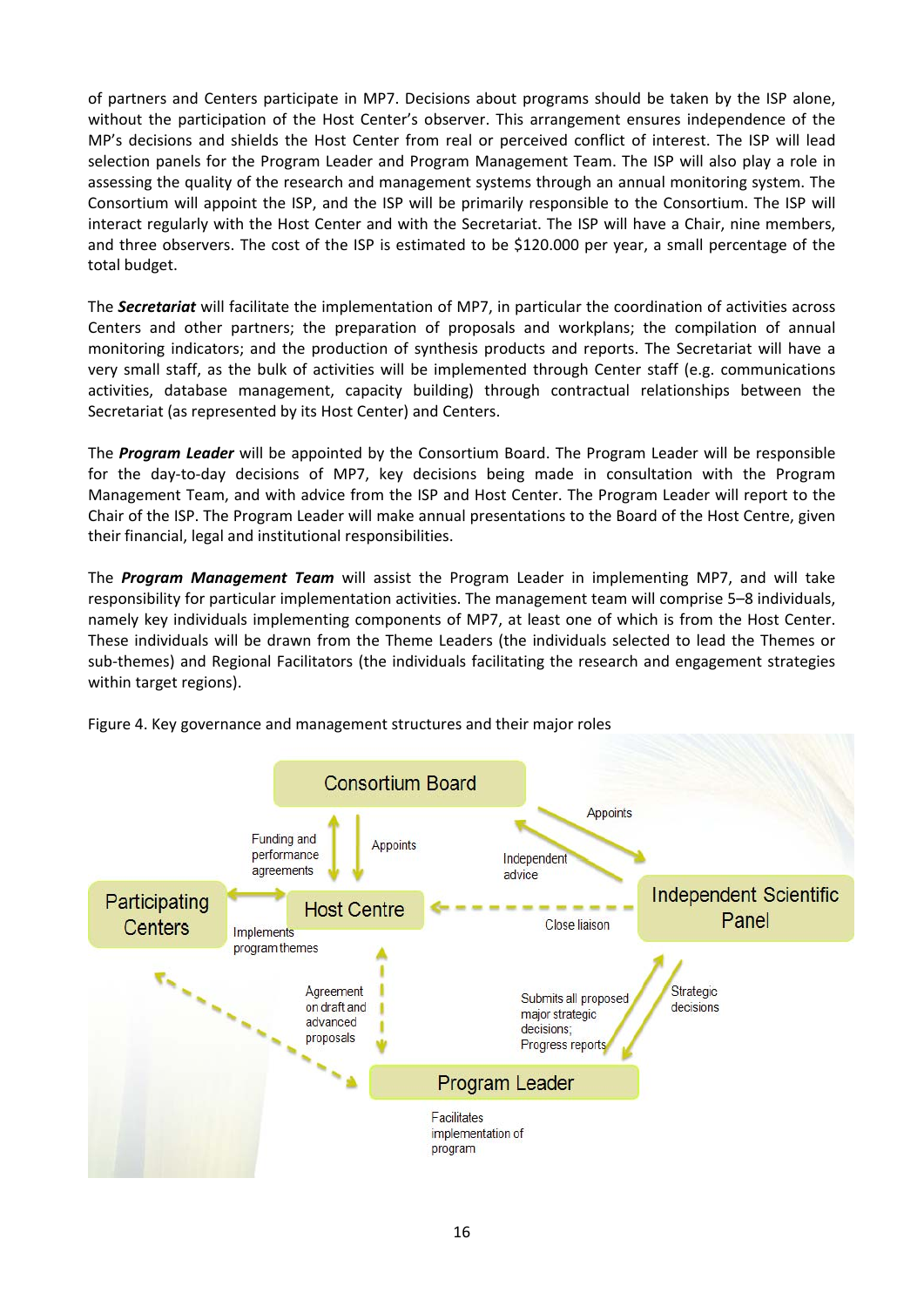of partners and Centers participate in MP7. Decisions about programs should be taken by the ISP alone, without the participation of the Host Center's observer. This arrangement ensures independence of the MP's decisions and shields the Host Center from real or perceived conflict of interest. The ISP will lead selection panels for the Program Leader and Program Management Team. The ISP will also play a role in assessing the quality of the research and management systems through an annual monitoring system. The Consortium will appoint the ISP, and the ISP will be primarily responsible to the Consortium. The ISP will interact regularly with the Host Center and with the Secretariat. The ISP will have a Chair, nine members, and three observers. The cost of the ISP is estimated to be $120.000 per year, a small percentage of the total budget.

The ***Secretariat*** will facilitate the implementation of MP7, in particular the coordination of activities across Centers and other partners; the preparation of proposals and workplans; the compilation of annual monitoring indicators; and the production of synthesis products and reports. The Secretariat will have a very small staff, as the bulk of activities will be implemented through Center staff (e.g. communications activities, database management, capacity building) through contractual relationships between the Secretariat (as represented by its Host Center) and Centers.

The ***Program Leader*** will be appointed by the Consortium Board. The Program Leader will be responsible for the day-to-day decisions of MP7, key decisions being made in consultation with the Program Management Team, and with advice from the ISP and Host Center. The Program Leader will report to the Chair of the ISP. The Program Leader will make annual presentations to the Board of the Host Centre, given their financial, legal and institutional responsibilities.

The ***Program Management Team*** will assist the Program Leader in implementing MP7, and will take responsibility for particular implementation activities. The management team will comprise 5–8 individuals, namely key individuals implementing components of MP7, at least one of which is from the Host Center. These individuals will be drawn from the Theme Leaders (the individuals selected to lead the Themes or sub-themes) and Regional Facilitators (the individuals facilitating the research and engagement strategies within target regions).

Figure 4. Key governance and management structures and their major roles

Consortium Board

Participating Centers

Host Centre

Independent Scientific Panel

Program Leader

Funding and performance agreements

Appoints

Appoints

Independent advice

Implements program themes

Close liaison

Agreement on draft and advanced proposals

Submits all proposed major strategic decisions; Progress reports

Strategic decisions

Facilitates implementation of program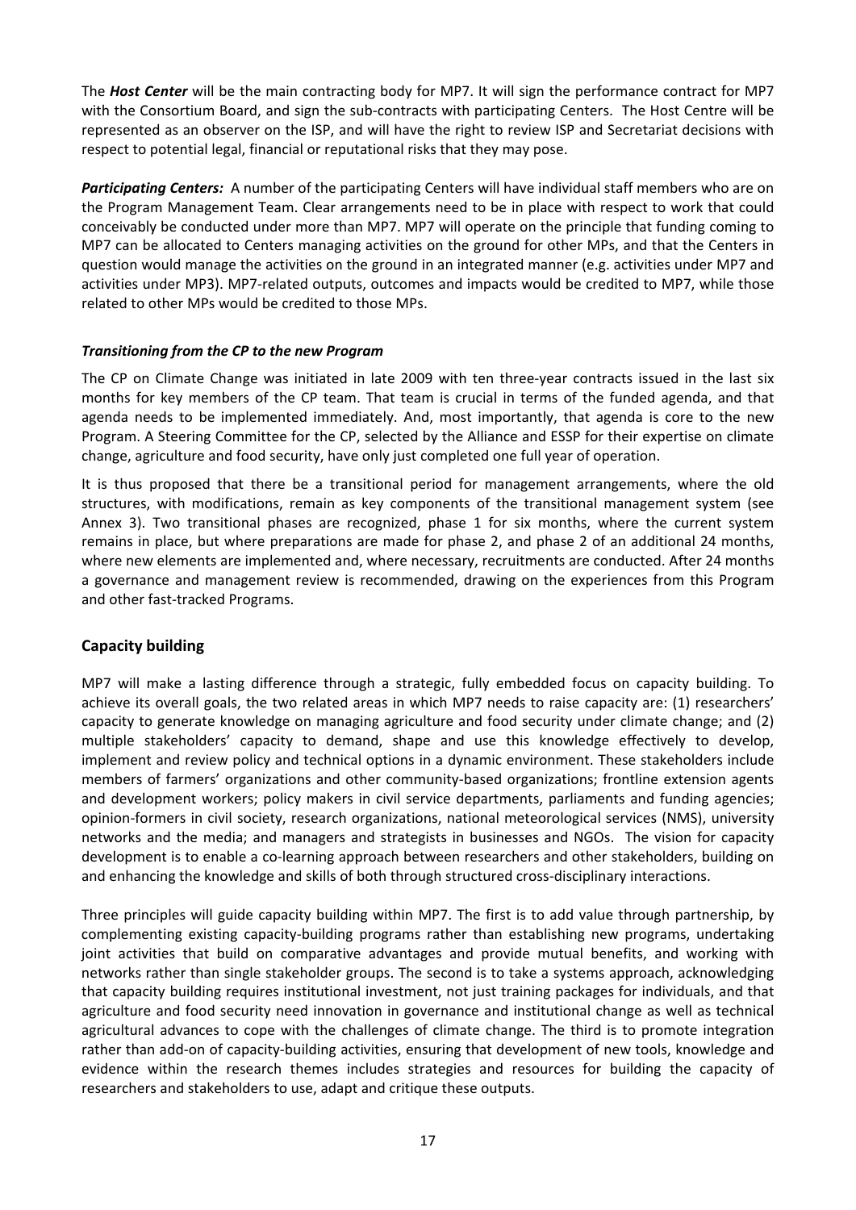The ***Host Center*** will be the main contracting body for MP7. It will sign the performance contract for MP7 with the Consortium Board, and sign the sub-contracts with participating Centers. The Host Centre will be represented as an observer on the ISP, and will have the right to review ISP and Secretariat decisions with respect to potential legal, financial or reputational risks that they may pose.

***Participating Centers:*** A number of the participating Centers will have individual staff members who are on the Program Management Team. Clear arrangements need to be in place with respect to work that could conceivably be conducted under more than MP7. MP7 will operate on the principle that funding coming to MP7 can be allocated to Centers managing activities on the ground for other MPs, and that the Centers in question would manage the activities on the ground in an integrated manner (e.g. activities under MP7 and activities under MP3). MP7-related outputs, outcomes and impacts would be credited to MP7, while those related to other MPs would be credited to those MPs.

***Transitioning from the CP to the new Program***

The CP on Climate Change was initiated in late 2009 with ten three-year contracts issued in the last six months for key members of the CP team. That team is crucial in terms of the funded agenda, and that agenda needs to be implemented immediately. And, most importantly, that agenda is core to the new Program. A Steering Committee for the CP, selected by the Alliance and ESSP for their expertise on climate change, agriculture and food security, have only just completed one full year of operation.

It is thus proposed that there be a transitional period for management arrangements, where the old structures, with modifications, remain as key components of the transitional management system (see Annex 3). Two transitional phases are recognized, phase 1 for six months, where the current system remains in place, but where preparations are made for phase 2, and phase 2 of an additional 24 months, where new elements are implemented and, where necessary, recruitments are conducted. After 24 months a governance and management review is recommended, drawing on the experiences from this Program and other fast-tracked Programs.

## Capacity building

MP7 will make a lasting difference through a strategic, fully embedded focus on capacity building. To achieve its overall goals, the two related areas in which MP7 needs to raise capacity are: (1) researchers' capacity to generate knowledge on managing agriculture and food security under climate change; and (2) multiple stakeholders' capacity to demand, shape and use this knowledge effectively to develop, implement and review policy and technical options in a dynamic environment. These stakeholders include members of farmers' organizations and other community-based organizations; frontline extension agents and development workers; policy makers in civil service departments, parliaments and funding agencies; opinion-formers in civil society, research organizations, national meteorological services (NMS), university networks and the media; and managers and strategists in businesses and NGOs. The vision for capacity development is to enable a co-learning approach between researchers and other stakeholders, building on and enhancing the knowledge and skills of both through structured cross-disciplinary interactions.

Three principles will guide capacity building within MP7. The first is to add value through partnership, by complementing existing capacity-building programs rather than establishing new programs, undertaking joint activities that build on comparative advantages and provide mutual benefits, and working with networks rather than single stakeholder groups. The second is to take a systems approach, acknowledging that capacity building requires institutional investment, not just training packages for individuals, and that agriculture and food security need innovation in governance and institutional change as well as technical agricultural advances to cope with the challenges of climate change. The third is to promote integration rather than add-on of capacity-building activities, ensuring that development of new tools, knowledge and evidence within the research themes includes strategies and resources for building the capacity of researchers and stakeholders to use, adapt and critique these outputs.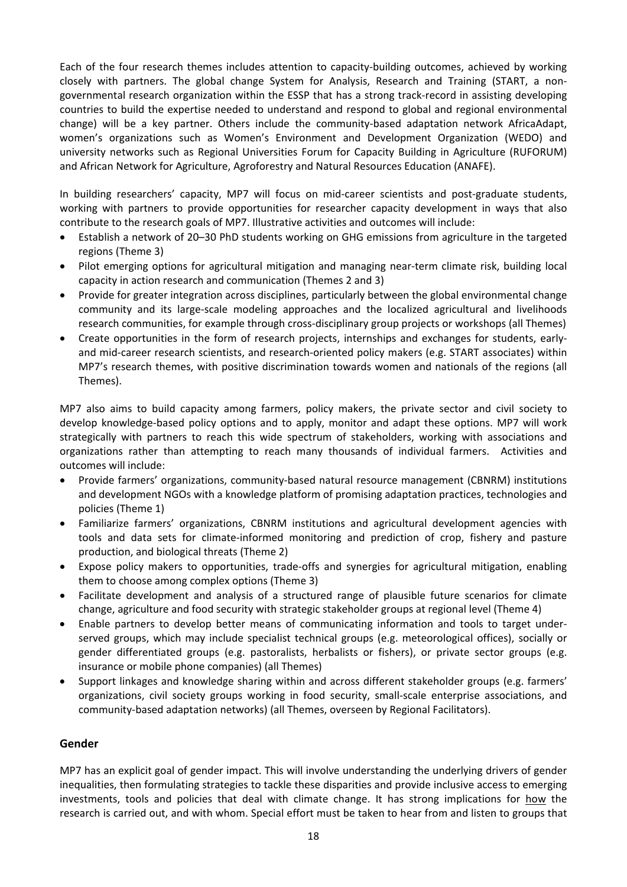Each of the four research themes includes attention to capacity-building outcomes, achieved by working closely with partners. The global change System for Analysis, Research and Training (START, a non-governmental research organization within the ESSP that has a strong track-record in assisting developing countries to build the expertise needed to understand and respond to global and regional environmental change) will be a key partner. Others include the community-based adaptation network AfricaAdapt, women's organizations such as Women's Environment and Development Organization (WEDO) and university networks such as Regional Universities Forum for Capacity Building in Agriculture (RUFORUM) and African Network for Agriculture, Agroforestry and Natural Resources Education (ANAFE).

In building researchers' capacity, MP7 will focus on mid-career scientists and post-graduate students, working with partners to provide opportunities for researcher capacity development in ways that also contribute to the research goals of MP7. Illustrative activities and outcomes will include:

- Establish a network of 20–30 PhD students working on GHG emissions from agriculture in the targeted regions (Theme 3)
- Pilot emerging options for agricultural mitigation and managing near-term climate risk, building local capacity in action research and communication (Themes 2 and 3)
- Provide for greater integration across disciplines, particularly between the global environmental change community and its large-scale modeling approaches and the localized agricultural and livelihoods research communities, for example through cross-disciplinary group projects or workshops (all Themes)
- Create opportunities in the form of research projects, internships and exchanges for students, early- and mid-career research scientists, and research-oriented policy makers (e.g. START associates) within MP7's research themes, with positive discrimination towards women and nationals of the regions (all Themes).

MP7 also aims to build capacity among farmers, policy makers, the private sector and civil society to develop knowledge-based policy options and to apply, monitor and adapt these options. MP7 will work strategically with partners to reach this wide spectrum of stakeholders, working with associations and organizations rather than attempting to reach many thousands of individual farmers. Activities and outcomes will include:

- Provide farmers' organizations, community-based natural resource management (CBNRM) institutions and development NGOs with a knowledge platform of promising adaptation practices, technologies and policies (Theme 1)
- Familiarize farmers' organizations, CBNRM institutions and agricultural development agencies with tools and data sets for climate-informed monitoring and prediction of crop, fishery and pasture production, and biological threats (Theme 2)
- Expose policy makers to opportunities, trade-offs and synergies for agricultural mitigation, enabling them to choose among complex options (Theme 3)
- Facilitate development and analysis of a structured range of plausible future scenarios for climate change, agriculture and food security with strategic stakeholder groups at regional level (Theme 4)
- Enable partners to develop better means of communicating information and tools to target under-served groups, which may include specialist technical groups (e.g. meteorological offices), socially or gender differentiated groups (e.g. pastoralists, herbalists or fishers), or private sector groups (e.g. insurance or mobile phone companies) (all Themes)
- Support linkages and knowledge sharing within and across different stakeholder groups (e.g. farmers' organizations, civil society groups working in food security, small-scale enterprise associations, and community-based adaptation networks) (all Themes, overseen by Regional Facilitators).

## Gender

MP7 has an explicit goal of gender impact. This will involve understanding the underlying drivers of gender inequalities, then formulating strategies to tackle these disparities and provide inclusive access to emerging investments, tools and policies that deal with climate change. It has strong implications for how the research is carried out, and with whom. Special effort must be taken to hear from and listen to groups that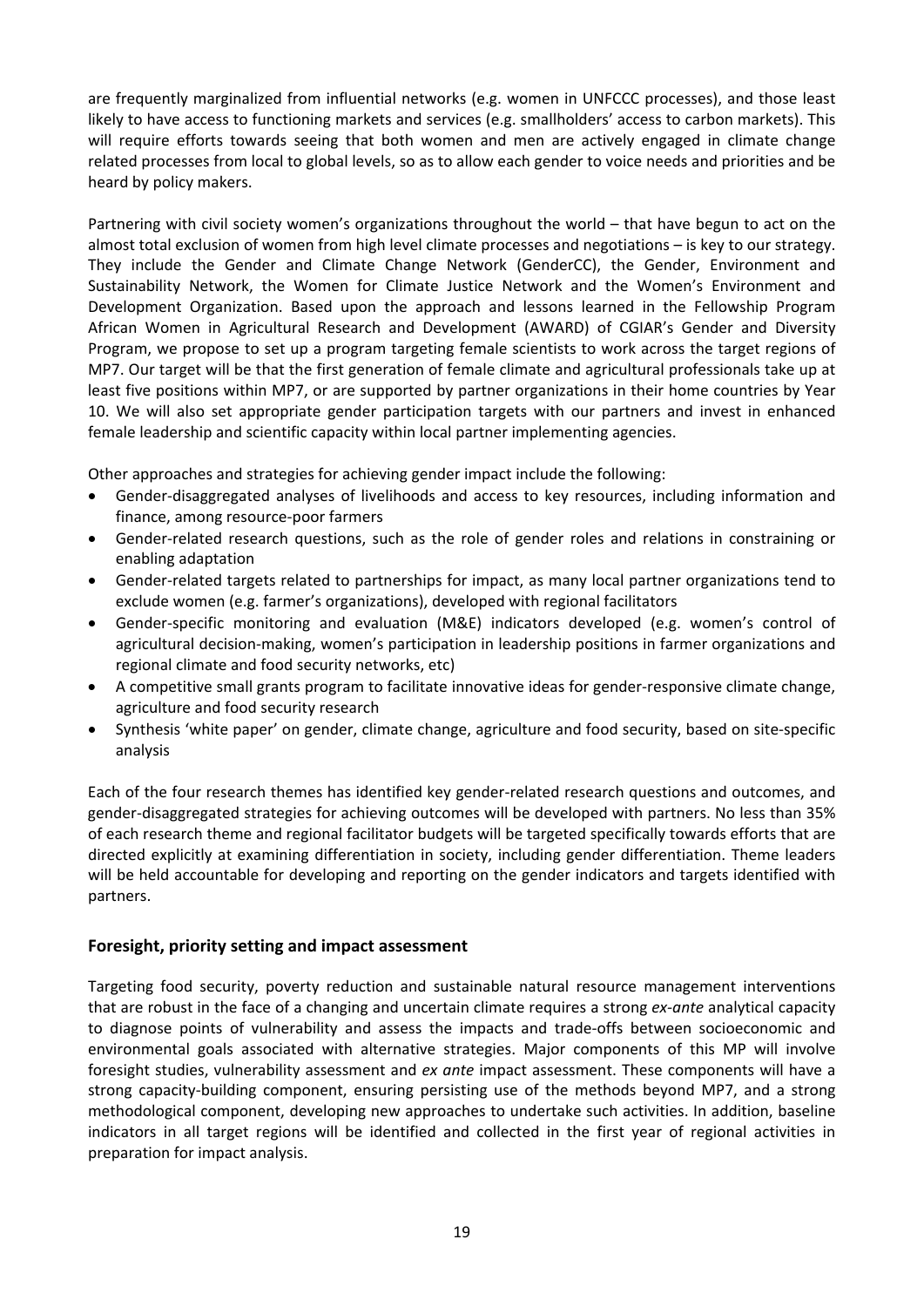are frequently marginalized from influential networks (e.g. women in UNFCCC processes), and those least likely to have access to functioning markets and services (e.g. smallholders' access to carbon markets). This will require efforts towards seeing that both women and men are actively engaged in climate change related processes from local to global levels, so as to allow each gender to voice needs and priorities and be heard by policy makers.

Partnering with civil society women's organizations throughout the world – that have begun to act on the almost total exclusion of women from high level climate processes and negotiations – is key to our strategy. They include the Gender and Climate Change Network (GenderCC), the Gender, Environment and Sustainability Network, the Women for Climate Justice Network and the Women's Environment and Development Organization. Based upon the approach and lessons learned in the Fellowship Program African Women in Agricultural Research and Development (AWARD) of CGIAR's Gender and Diversity Program, we propose to set up a program targeting female scientists to work across the target regions of MP7. Our target will be that the first generation of female climate and agricultural professionals take up at least five positions within MP7, or are supported by partner organizations in their home countries by Year 10. We will also set appropriate gender participation targets with our partners and invest in enhanced female leadership and scientific capacity within local partner implementing agencies.

Other approaches and strategies for achieving gender impact include the following:

- Gender-disaggregated analyses of livelihoods and access to key resources, including information and finance, among resource-poor farmers
- Gender-related research questions, such as the role of gender roles and relations in constraining or enabling adaptation
- Gender-related targets related to partnerships for impact, as many local partner organizations tend to exclude women (e.g. farmer's organizations), developed with regional facilitators
- Gender-specific monitoring and evaluation (M&E) indicators developed (e.g. women's control of agricultural decision-making, women's participation in leadership positions in farmer organizations and regional climate and food security networks, etc)
- A competitive small grants program to facilitate innovative ideas for gender-responsive climate change, agriculture and food security research
- Synthesis 'white paper' on gender, climate change, agriculture and food security, based on site-specific analysis

Each of the four research themes has identified key gender-related research questions and outcomes, and gender-disaggregated strategies for achieving outcomes will be developed with partners. No less than 35% of each research theme and regional facilitator budgets will be targeted specifically towards efforts that are directed explicitly at examining differentiation in society, including gender differentiation. Theme leaders will be held accountable for developing and reporting on the gender indicators and targets identified with partners.

## Foresight, priority setting and impact assessment

Targeting food security, poverty reduction and sustainable natural resource management interventions that are robust in the face of a changing and uncertain climate requires a strong *ex-ante* analytical capacity to diagnose points of vulnerability and assess the impacts and trade-offs between socioeconomic and environmental goals associated with alternative strategies. Major components of this MP will involve foresight studies, vulnerability assessment and *ex ante* impact assessment. These components will have a strong capacity-building component, ensuring persisting use of the methods beyond MP7, and a strong methodological component, developing new approaches to undertake such activities. In addition, baseline indicators in all target regions will be identified and collected in the first year of regional activities in preparation for impact analysis.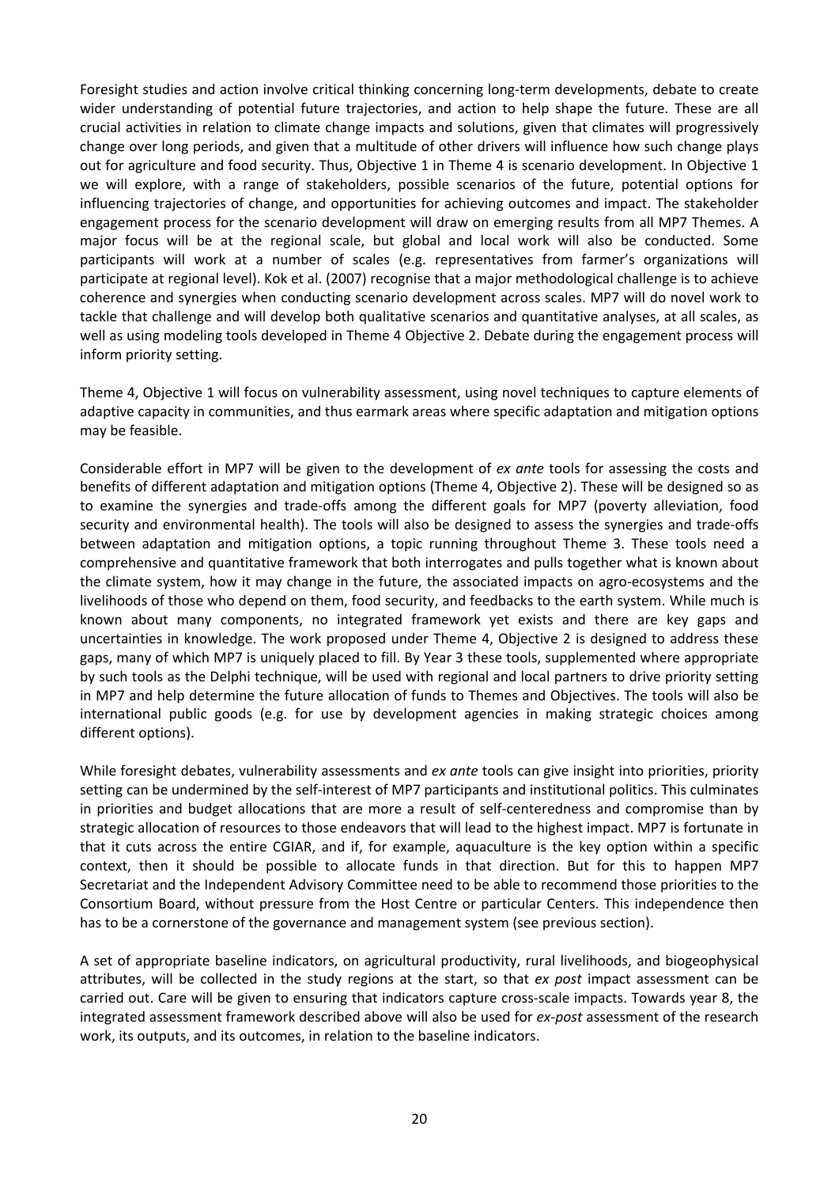Foresight studies and action involve critical thinking concerning long-term developments, debate to create wider understanding of potential future trajectories, and action to help shape the future. These are all crucial activities in relation to climate change impacts and solutions, given that climates will progressively change over long periods, and given that a multitude of other drivers will influence how such change plays out for agriculture and food security. Thus, Objective 1 in Theme 4 is scenario development. In Objective 1 we will explore, with a range of stakeholders, possible scenarios of the future, potential options for influencing trajectories of change, and opportunities for achieving outcomes and impact. The stakeholder engagement process for the scenario development will draw on emerging results from all MP7 Themes. A major focus will be at the regional scale, but global and local work will also be conducted. Some participants will work at a number of scales (e.g. representatives from farmer's organizations will participate at regional level). Kok et al. (2007) recognise that a major methodological challenge is to achieve coherence and synergies when conducting scenario development across scales. MP7 will do novel work to tackle that challenge and will develop both qualitative scenarios and quantitative analyses, at all scales, as well as using modeling tools developed in Theme 4 Objective 2. Debate during the engagement process will inform priority setting.

Theme 4, Objective 1 will focus on vulnerability assessment, using novel techniques to capture elements of adaptive capacity in communities, and thus earmark areas where specific adaptation and mitigation options may be feasible.

Considerable effort in MP7 will be given to the development of *ex ante* tools for assessing the costs and benefits of different adaptation and mitigation options (Theme 4, Objective 2). These will be designed so as to examine the synergies and trade-offs among the different goals for MP7 (poverty alleviation, food security and environmental health). The tools will also be designed to assess the synergies and trade-offs between adaptation and mitigation options, a topic running throughout Theme 3. These tools need a comprehensive and quantitative framework that both interrogates and pulls together what is known about the climate system, how it may change in the future, the associated impacts on agro-ecosystems and the livelihoods of those who depend on them, food security, and feedbacks to the earth system. While much is known about many components, no integrated framework yet exists and there are key gaps and uncertainties in knowledge. The work proposed under Theme 4, Objective 2 is designed to address these gaps, many of which MP7 is uniquely placed to fill. By Year 3 these tools, supplemented where appropriate by such tools as the Delphi technique, will be used with regional and local partners to drive priority setting in MP7 and help determine the future allocation of funds to Themes and Objectives. The tools will also be international public goods (e.g. for use by development agencies in making strategic choices among different options).

While foresight debates, vulnerability assessments and *ex ante* tools can give insight into priorities, priority setting can be undermined by the self-interest of MP7 participants and institutional politics. This culminates in priorities and budget allocations that are more a result of self-centeredness and compromise than by strategic allocation of resources to those endeavors that will lead to the highest impact. MP7 is fortunate in that it cuts across the entire CGIAR, and if, for example, aquaculture is the key option within a specific context, then it should be possible to allocate funds in that direction. But for this to happen MP7 Secretariat and the Independent Advisory Committee need to be able to recommend those priorities to the Consortium Board, without pressure from the Host Centre or particular Centers. This independence then has to be a cornerstone of the governance and management system (see previous section).

A set of appropriate baseline indicators, on agricultural productivity, rural livelihoods, and biogeophysical attributes, will be collected in the study regions at the start, so that *ex post* impact assessment can be carried out. Care will be given to ensuring that indicators capture cross-scale impacts. Towards year 8, the integrated assessment framework described above will also be used for *ex-post* assessment of the research work, its outputs, and its outcomes, in relation to the baseline indicators.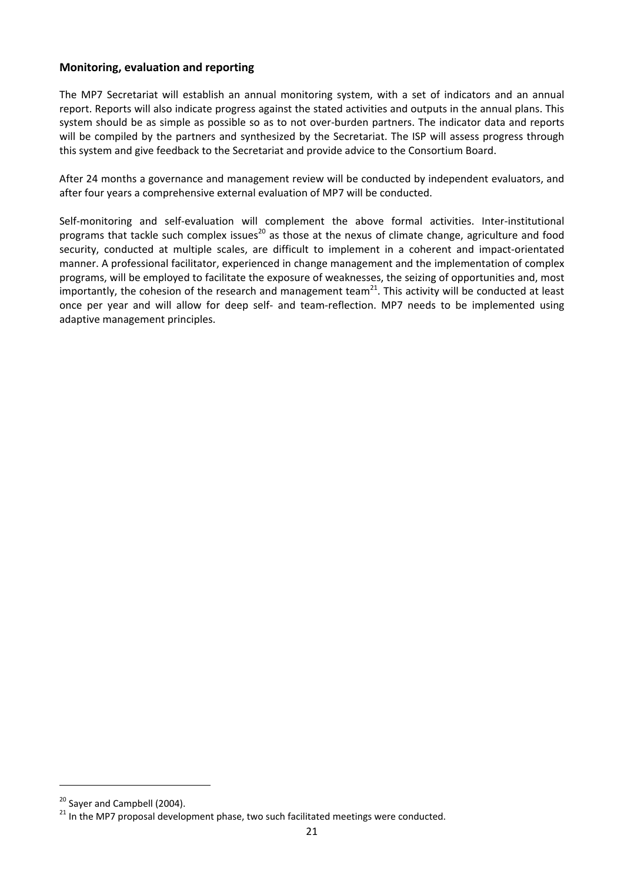## Monitoring, evaluation and reporting

The MP7 Secretariat will establish an annual monitoring system, with a set of indicators and an annual report. Reports will also indicate progress against the stated activities and outputs in the annual plans. This system should be as simple as possible so as to not over-burden partners. The indicator data and reports will be compiled by the partners and synthesized by the Secretariat. The ISP will assess progress through this system and give feedback to the Secretariat and provide advice to the Consortium Board.

After 24 months a governance and management review will be conducted by independent evaluators, and after four years a comprehensive external evaluation of MP7 will be conducted.

Self-monitoring and self-evaluation will complement the above formal activities. Inter-institutional programs that tackle such complex issues[20] as those at the nexus of climate change, agriculture and food security, conducted at multiple scales, are difficult to implement in a coherent and impact-orientated manner. A professional facilitator, experienced in change management and the implementation of complex programs, will be employed to facilitate the exposure of weaknesses, the seizing of opportunities and, most importantly, the cohesion of the research and management team[21]. This activity will be conducted at least once per year and will allow for deep self- and team-reflection. MP7 needs to be implemented using adaptive management principles.

---

[20] Sayer and Campbell (2004).

[21] In the MP7 proposal development phase, two such facilitated meetings were conducted.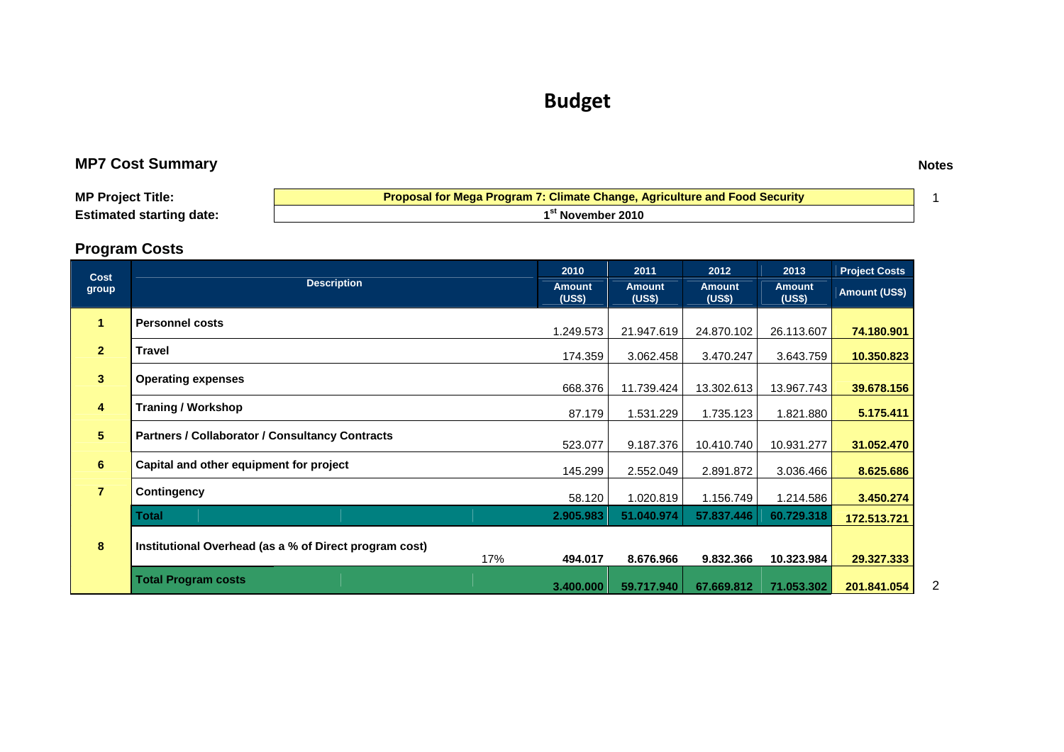# Budget

## MP7 Cost Summary

Notes

| | | |
|---|---|---|
| **MP Project Title:** | **Proposal for Mega Program 7: Climate Change, Agriculture and Food Security** | 1 |
| **Estimated starting date:** | **1st November 2010** | |

## Program Costs

| Cost group | Description | | 2010 Amount (US$) | 2011 Amount (US$) | 2012 Amount (US$) | 2013 Amount (US$) | Project Costs Amount (US$) | Notes |
|---|---|---|---|---|---|---|---|---|
| 1 | **Personnel costs** | | 1.249.573 | 21.947.619 | 24.870.102 | 26.113.607 | **74.180.901** | |
| 2 | **Travel** | | 174.359 | 3.062.458 | 3.470.247 | 3.643.759 | **10.350.823** | |
| 3 | **Operating expenses** | | 668.376 | 11.739.424 | 13.302.613 | 13.967.743 | **39.678.156** | |
| 4 | **Traning / Workshop** | | 87.179 | 1.531.229 | 1.735.123 | 1.821.880 | **5.175.411** | |
| 5 | **Partners / Collaborator / Consultancy Contracts** | | 523.077 | 9.187.376 | 10.410.740 | 10.931.277 | **31.052.470** | |
| 6 | **Capital and other equipment for project** | | 145.299 | 2.552.049 | 2.891.872 | 3.036.466 | **8.625.686** | |
| 7 | **Contingency** | | 58.120 | 1.020.819 | 1.156.749 | 1.214.586 | **3.450.274** | |
| | **Total** | | **2.905.983** | **51.040.974** | **57.837.446** | **60.729.318** | **172.513.721** | |
| 8 | **Institutional Overhead (as a % of Direct program cost)** | 17% | **494.017** | **8.676.966** | **9.832.366** | **10.323.984** | **29.327.333** | |
| | **Total Program costs** | | **3.400.000** | **59.717.940** | **67.669.812** | **71.053.302** | **201.841.054** | 2 |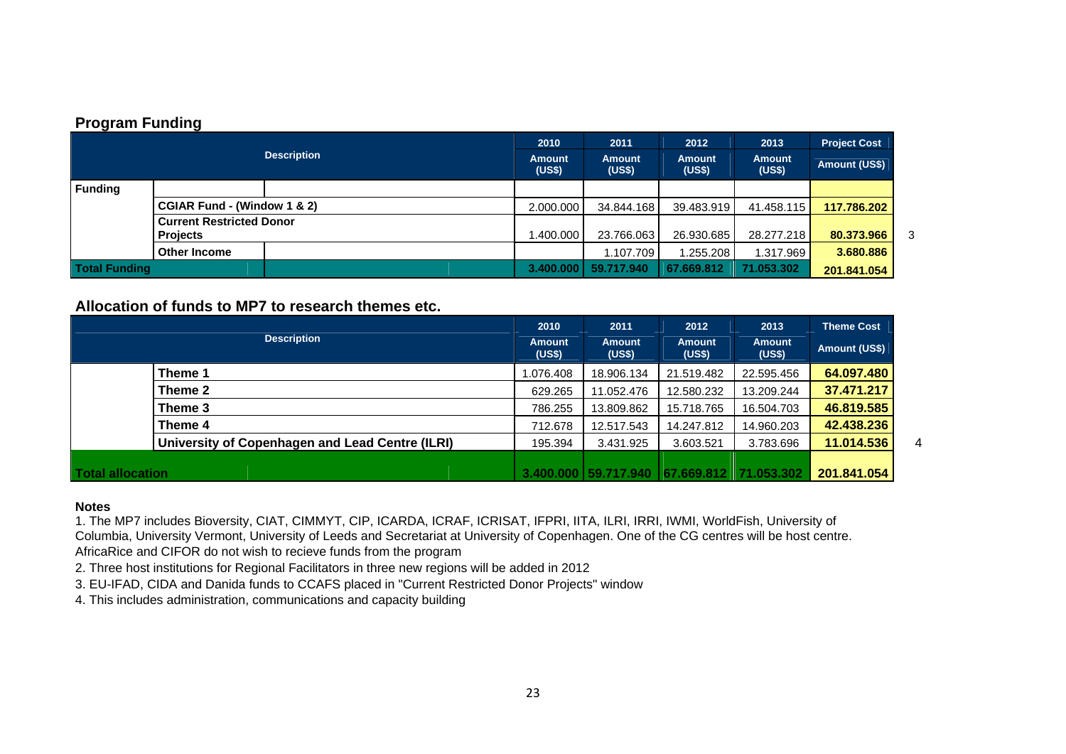## Program Funding

| Description | | | 2010 Amount (US$) | 2011 Amount (US$) | 2012 Amount (US$) | 2013 Amount (US$) | Project Cost Amount (US$) | |
|---|---|---|---|---|---|---|---|---|
| **Funding** | | | | | | | | |
| | **CGIAR Fund - (Window 1 & 2)** | | 2.000.000 | 34.844.168 | 39.483.919 | 41.458.115 | **117.786.202** | |
| | **Current Restricted Donor Projects** | | 1.400.000 | 23.766.063 | 26.930.685 | 28.277.218 | **80.373.966** | 3 |
| | **Other Income** | | | 1.107.709 | 1.255.208 | 1.317.969 | **3.680.886** | |
| **Total Funding** | | | **3.400.000** | **59.717.940** | **67.669.812** | **71.053.302** | **201.841.054** | |

## Allocation of funds to MP7 to research themes etc.

| Description | | 2010 Amount (US$) | 2011 Amount (US$) | 2012 Amount (US$) | 2013 Amount (US$) | Theme Cost Amount (US$) | |
|---|---|---|---|---|---|---|---|
| | **Theme 1** | 1.076.408 | 18.906.134 | 21.519.482 | 22.595.456 | **64.097.480** | |
| | **Theme 2** | 629.265 | 11.052.476 | 12.580.232 | 13.209.244 | **37.471.217** | |
| | **Theme 3** | 786.255 | 13.809.862 | 15.718.765 | 16.504.703 | **46.819.585** | |
| | **Theme 4** | 712.678 | 12.517.543 | 14.247.812 | 14.960.203 | **42.438.236** | |
| | **University of Copenhagen and Lead Centre (ILRI)** | 195.394 | 3.431.925 | 3.603.521 | 3.783.696 | **11.014.536** | 4 |
| **Total allocation** | | **3.400.000** | **59.717.940** | **67.669.812** | **71.053.302** | **201.841.054** | |

**Notes**

1. The MP7 includes Bioversity, CIAT, CIMMYT, CIP, ICARDA, ICRAF, ICRISAT, IFPRI, IITA, ILRI, IRRI, IWMI, WorldFish, University of Columbia, University Vermont, University of Leeds and Secretariat at University of Copenhagen. One of the CG centres will be host centre. AfricaRice and CIFOR do not wish to recieve funds from the program
2. Three host institutions for Regional Facilitators in three new regions will be added in 2012
3. EU-IFAD, CIDA and Danida funds to CCAFS placed in "Current Restricted Donor Projects" window
4. This includes administration, communications and capacity building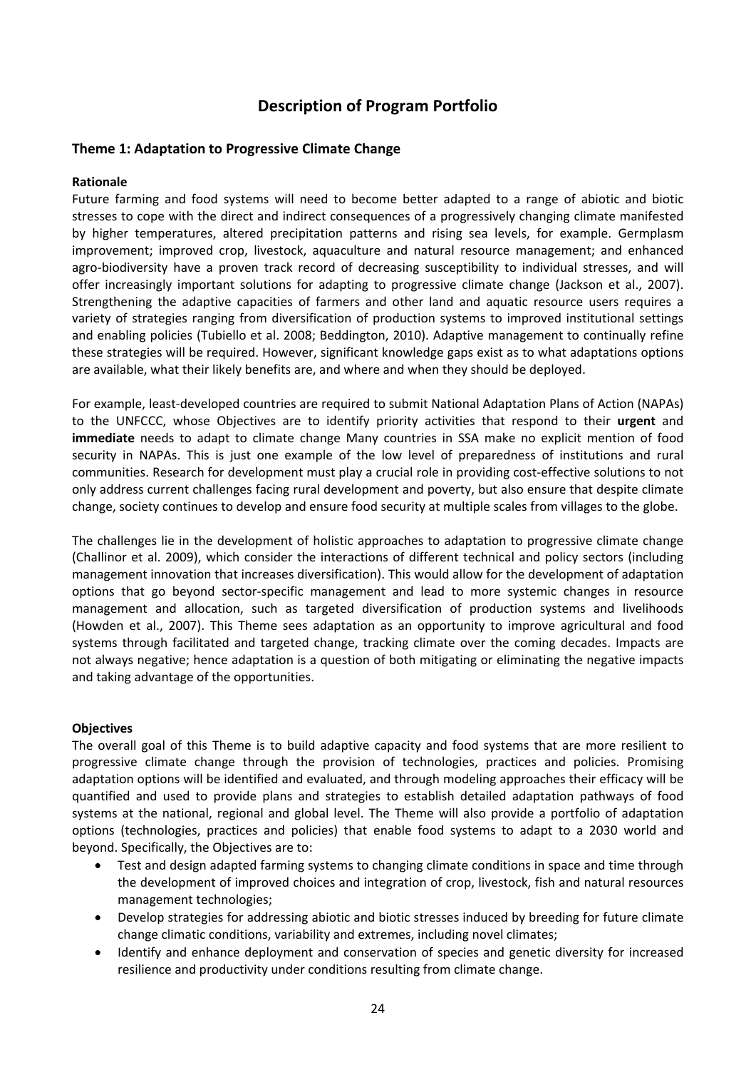# Description of Program Portfolio

## Theme 1: Adaptation to Progressive Climate Change

**Rationale**

Future farming and food systems will need to become better adapted to a range of abiotic and biotic stresses to cope with the direct and indirect consequences of a progressively changing climate manifested by higher temperatures, altered precipitation patterns and rising sea levels, for example. Germplasm improvement; improved crop, livestock, aquaculture and natural resource management; and enhanced agro-biodiversity have a proven track record of decreasing susceptibility to individual stresses, and will offer increasingly important solutions for adapting to progressive climate change (Jackson et al., 2007). Strengthening the adaptive capacities of farmers and other land and aquatic resource users requires a variety of strategies ranging from diversification of production systems to improved institutional settings and enabling policies (Tubiello et al. 2008; Beddington, 2010). Adaptive management to continually refine these strategies will be required. However, significant knowledge gaps exist as to what adaptations options are available, what their likely benefits are, and where and when they should be deployed.

For example, least-developed countries are required to submit National Adaptation Plans of Action (NAPAs) to the UNFCCC, whose Objectives are to identify priority activities that respond to their **urgent** and **immediate** needs to adapt to climate change Many countries in SSA make no explicit mention of food security in NAPAs. This is just one example of the low level of preparedness of institutions and rural communities. Research for development must play a crucial role in providing cost-effective solutions to not only address current challenges facing rural development and poverty, but also ensure that despite climate change, society continues to develop and ensure food security at multiple scales from villages to the globe.

The challenges lie in the development of holistic approaches to adaptation to progressive climate change (Challinor et al. 2009), which consider the interactions of different technical and policy sectors (including management innovation that increases diversification). This would allow for the development of adaptation options that go beyond sector-specific management and lead to more systemic changes in resource management and allocation, such as targeted diversification of production systems and livelihoods (Howden et al., 2007). This Theme sees adaptation as an opportunity to improve agricultural and food systems through facilitated and targeted change, tracking climate over the coming decades. Impacts are not always negative; hence adaptation is a question of both mitigating or eliminating the negative impacts and taking advantage of the opportunities.

**Objectives**

The overall goal of this Theme is to build adaptive capacity and food systems that are more resilient to progressive climate change through the provision of technologies, practices and policies. Promising adaptation options will be identified and evaluated, and through modeling approaches their efficacy will be quantified and used to provide plans and strategies to establish detailed adaptation pathways of food systems at the national, regional and global level. The Theme will also provide a portfolio of adaptation options (technologies, practices and policies) that enable food systems to adapt to a 2030 world and beyond. Specifically, the Objectives are to:

- Test and design adapted farming systems to changing climate conditions in space and time through the development of improved choices and integration of crop, livestock, fish and natural resources management technologies;
- Develop strategies for addressing abiotic and biotic stresses induced by breeding for future climate change climatic conditions, variability and extremes, including novel climates;
- Identify and enhance deployment and conservation of species and genetic diversity for increased resilience and productivity under conditions resulting from climate change.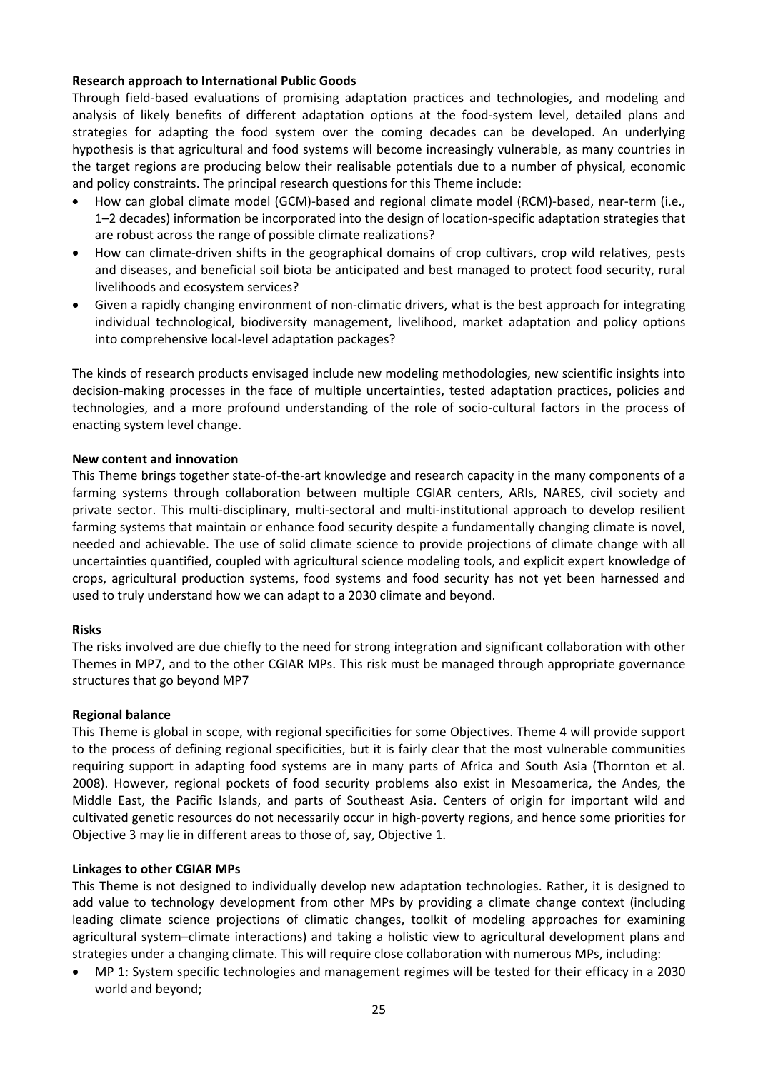**Research approach to International Public Goods**

Through field-based evaluations of promising adaptation practices and technologies, and modeling and analysis of likely benefits of different adaptation options at the food-system level, detailed plans and strategies for adapting the food system over the coming decades can be developed. An underlying hypothesis is that agricultural and food systems will become increasingly vulnerable, as many countries in the target regions are producing below their realisable potentials due to a number of physical, economic and policy constraints. The principal research questions for this Theme include:

- How can global climate model (GCM)-based and regional climate model (RCM)-based, near-term (i.e., 1–2 decades) information be incorporated into the design of location-specific adaptation strategies that are robust across the range of possible climate realizations?
- How can climate-driven shifts in the geographical domains of crop cultivars, crop wild relatives, pests and diseases, and beneficial soil biota be anticipated and best managed to protect food security, rural livelihoods and ecosystem services?
- Given a rapidly changing environment of non-climatic drivers, what is the best approach for integrating individual technological, biodiversity management, livelihood, market adaptation and policy options into comprehensive local-level adaptation packages?

The kinds of research products envisaged include new modeling methodologies, new scientific insights into decision-making processes in the face of multiple uncertainties, tested adaptation practices, policies and technologies, and a more profound understanding of the role of socio-cultural factors in the process of enacting system level change.

**New content and innovation**

This Theme brings together state-of-the-art knowledge and research capacity in the many components of a farming systems through collaboration between multiple CGIAR centers, ARIs, NARES, civil society and private sector. This multi-disciplinary, multi-sectoral and multi-institutional approach to develop resilient farming systems that maintain or enhance food security despite a fundamentally changing climate is novel, needed and achievable. The use of solid climate science to provide projections of climate change with all uncertainties quantified, coupled with agricultural science modeling tools, and explicit expert knowledge of crops, agricultural production systems, food systems and food security has not yet been harnessed and used to truly understand how we can adapt to a 2030 climate and beyond.

**Risks**

The risks involved are due chiefly to the need for strong integration and significant collaboration with other Themes in MP7, and to the other CGIAR MPs. This risk must be managed through appropriate governance structures that go beyond MP7

**Regional balance**

This Theme is global in scope, with regional specificities for some Objectives. Theme 4 will provide support to the process of defining regional specificities, but it is fairly clear that the most vulnerable communities requiring support in adapting food systems are in many parts of Africa and South Asia (Thornton et al. 2008). However, regional pockets of food security problems also exist in Mesoamerica, the Andes, the Middle East, the Pacific Islands, and parts of Southeast Asia. Centers of origin for important wild and cultivated genetic resources do not necessarily occur in high-poverty regions, and hence some priorities for Objective 3 may lie in different areas to those of, say, Objective 1.

**Linkages to other CGIAR MPs**

This Theme is not designed to individually develop new adaptation technologies. Rather, it is designed to add value to technology development from other MPs by providing a climate change context (including leading climate science projections of climatic changes, toolkit of modeling approaches for examining agricultural system–climate interactions) and taking a holistic view to agricultural development plans and strategies under a changing climate. This will require close collaboration with numerous MPs, including:

- MP 1: System specific technologies and management regimes will be tested for their efficacy in a 2030 world and beyond;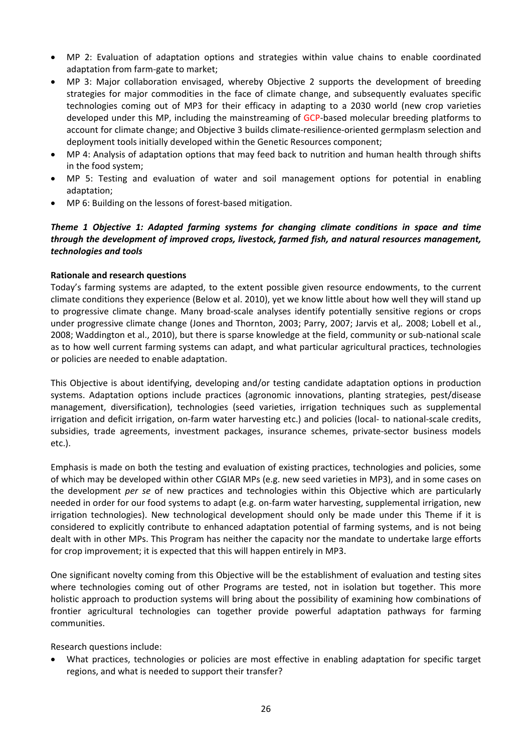- MP 2: Evaluation of adaptation options and strategies within value chains to enable coordinated adaptation from farm-gate to market;
- MP 3: Major collaboration envisaged, whereby Objective 2 supports the development of breeding strategies for major commodities in the face of climate change, and subsequently evaluates specific technologies coming out of MP3 for their efficacy in adapting to a 2030 world (new crop varieties developed under this MP, including the mainstreaming of GCP-based molecular breeding platforms to account for climate change; and Objective 3 builds climate-resilience-oriented germplasm selection and deployment tools initially developed within the Genetic Resources component;
- MP 4: Analysis of adaptation options that may feed back to nutrition and human health through shifts in the food system;
- MP 5: Testing and evaluation of water and soil management options for potential in enabling adaptation;
- MP 6: Building on the lessons of forest-based mitigation.

### *Theme 1 Objective 1: Adapted farming systems for changing climate conditions in space and time through the development of improved crops, livestock, farmed fish, and natural resources management, technologies and tools*

**Rationale and research questions**

Today's farming systems are adapted, to the extent possible given resource endowments, to the current climate conditions they experience (Below et al. 2010), yet we know little about how well they will stand up to progressive climate change. Many broad-scale analyses identify potentially sensitive regions or crops under progressive climate change (Jones and Thornton, 2003; Parry, 2007; Jarvis et al,. 2008; Lobell et al., 2008; Waddington et al., 2010), but there is sparse knowledge at the field, community or sub-national scale as to how well current farming systems can adapt, and what particular agricultural practices, technologies or policies are needed to enable adaptation.

This Objective is about identifying, developing and/or testing candidate adaptation options in production systems. Adaptation options include practices (agronomic innovations, planting strategies, pest/disease management, diversification), technologies (seed varieties, irrigation techniques such as supplemental irrigation and deficit irrigation, on-farm water harvesting etc.) and policies (local- to national-scale credits, subsidies, trade agreements, investment packages, insurance schemes, private-sector business models etc.).

Emphasis is made on both the testing and evaluation of existing practices, technologies and policies, some of which may be developed within other CGIAR MPs (e.g. new seed varieties in MP3), and in some cases on the development *per se* of new practices and technologies within this Objective which are particularly needed in order for our food systems to adapt (e.g. on-farm water harvesting, supplemental irrigation, new irrigation technologies). New technological development should only be made under this Theme if it is considered to explicitly contribute to enhanced adaptation potential of farming systems, and is not being dealt with in other MPs. This Program has neither the capacity nor the mandate to undertake large efforts for crop improvement; it is expected that this will happen entirely in MP3.

One significant novelty coming from this Objective will be the establishment of evaluation and testing sites where technologies coming out of other Programs are tested, not in isolation but together. This more holistic approach to production systems will bring about the possibility of examining how combinations of frontier agricultural technologies can together provide powerful adaptation pathways for farming communities.

Research questions include:

- What practices, technologies or policies are most effective in enabling adaptation for specific target regions, and what is needed to support their transfer?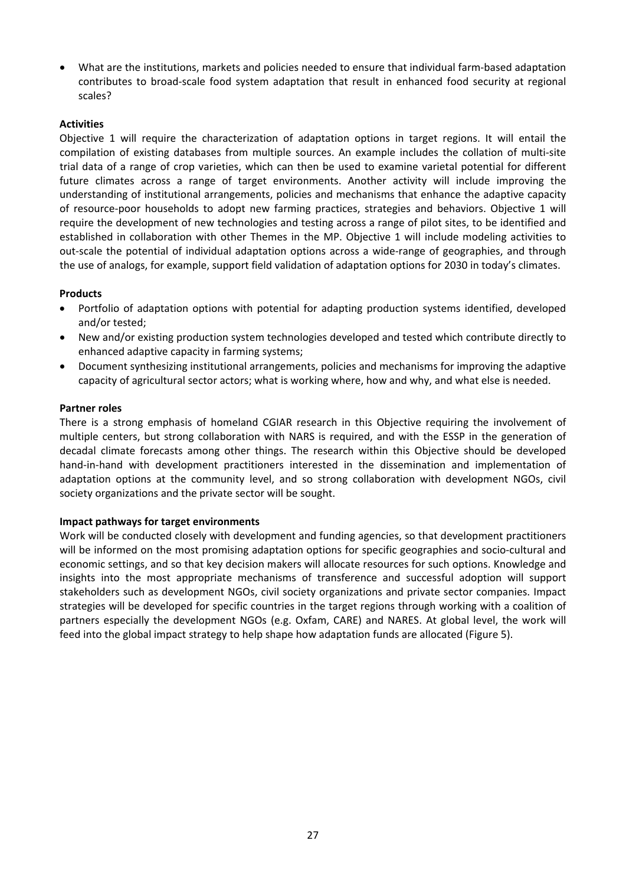- What are the institutions, markets and policies needed to ensure that individual farm-based adaptation contributes to broad-scale food system adaptation that result in enhanced food security at regional scales?

**Activities**

Objective 1 will require the characterization of adaptation options in target regions. It will entail the compilation of existing databases from multiple sources. An example includes the collation of multi-site trial data of a range of crop varieties, which can then be used to examine varietal potential for different future climates across a range of target environments. Another activity will include improving the understanding of institutional arrangements, policies and mechanisms that enhance the adaptive capacity of resource-poor households to adopt new farming practices, strategies and behaviors. Objective 1 will require the development of new technologies and testing across a range of pilot sites, to be identified and established in collaboration with other Themes in the MP. Objective 1 will include modeling activities to out-scale the potential of individual adaptation options across a wide-range of geographies, and through the use of analogs, for example, support field validation of adaptation options for 2030 in today's climates.

**Products**

- Portfolio of adaptation options with potential for adapting production systems identified, developed and/or tested;
- New and/or existing production system technologies developed and tested which contribute directly to enhanced adaptive capacity in farming systems;
- Document synthesizing institutional arrangements, policies and mechanisms for improving the adaptive capacity of agricultural sector actors; what is working where, how and why, and what else is needed.

**Partner roles**

There is a strong emphasis of homeland CGIAR research in this Objective requiring the involvement of multiple centers, but strong collaboration with NARS is required, and with the ESSP in the generation of decadal climate forecasts among other things. The research within this Objective should be developed hand-in-hand with development practitioners interested in the dissemination and implementation of adaptation options at the community level, and so strong collaboration with development NGOs, civil society organizations and the private sector will be sought.

**Impact pathways for target environments**

Work will be conducted closely with development and funding agencies, so that development practitioners will be informed on the most promising adaptation options for specific geographies and socio-cultural and economic settings, and so that key decision makers will allocate resources for such options. Knowledge and insights into the most appropriate mechanisms of transference and successful adoption will support stakeholders such as development NGOs, civil society organizations and private sector companies. Impact strategies will be developed for specific countries in the target regions through working with a coalition of partners especially the development NGOs (e.g. Oxfam, CARE) and NARES. At global level, the work will feed into the global impact strategy to help shape how adaptation funds are allocated (Figure 5).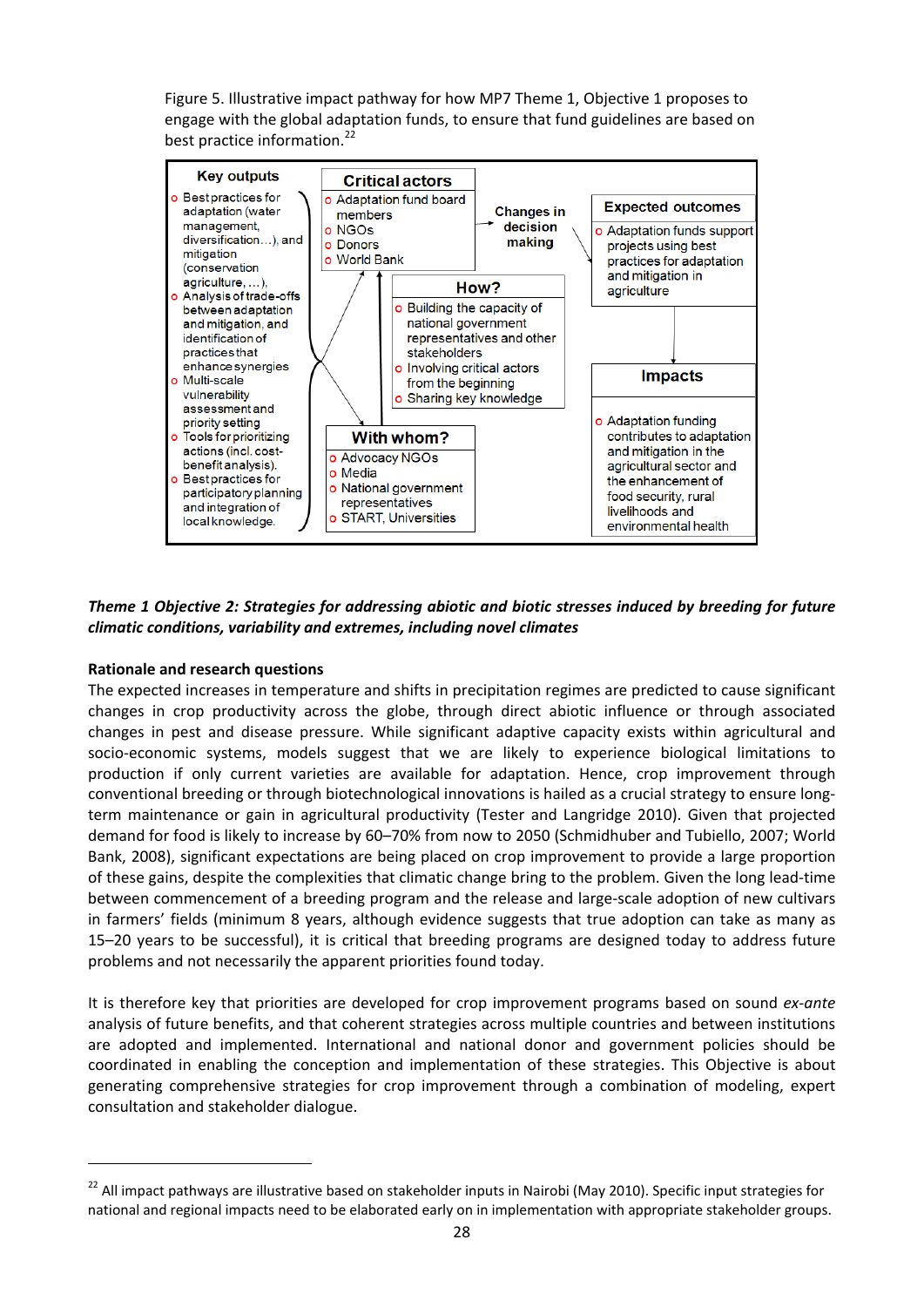Figure 5. Illustrative impact pathway for how MP7 Theme 1, Objective 1 proposes to engage with the global adaptation funds, to ensure that fund guidelines are based on best practice information.[22]

**Key outputs**
- Best practices for adaptation (water management, diversification…), and mitigation (conservation agriculture, …),
- Analysis of trade-offs between adaptation and mitigation, and identification of practices that enhance synergies
- Multi-scale vulnerability assessment and priority setting
- Tools for prioritizing actions (incl. cost-benefit analysis).
- Best practices for participatory planning and integration of local knowledge.

**Critical actors**
- Adaptation fund board members
- NGOs
- Donors
- World Bank

**Changes in decision making**

**How?**
- Building the capacity of national government representatives and other stakeholders
- Involving critical actors from the beginning
- Sharing key knowledge

**With whom?**
- Advocacy NGOs
- Media
- National government representatives
- START, Universities

**Expected outcomes**
- Adaptation funds support projects using best practices for adaptation and mitigation in agriculture

**Impacts**
- Adaptation funding contributes to adaptation and mitigation in the agricultural sector and the enhancement of food security, rural livelihoods and environmental health

***Theme 1 Objective 2: Strategies for addressing abiotic and biotic stresses induced by breeding for future climatic conditions, variability and extremes, including novel climates***

**Rationale and research questions**

The expected increases in temperature and shifts in precipitation regimes are predicted to cause significant changes in crop productivity across the globe, through direct abiotic influence or through associated changes in pest and disease pressure. While significant adaptive capacity exists within agricultural and socio-economic systems, models suggest that we are likely to experience biological limitations to production if only current varieties are available for adaptation. Hence, crop improvement through conventional breeding or through biotechnological innovations is hailed as a crucial strategy to ensure long-term maintenance or gain in agricultural productivity (Tester and Langridge 2010). Given that projected demand for food is likely to increase by 60–70% from now to 2050 (Schmidhuber and Tubiello, 2007; World Bank, 2008), significant expectations are being placed on crop improvement to provide a large proportion of these gains, despite the complexities that climatic change bring to the problem. Given the long lead-time between commencement of a breeding program and the release and large-scale adoption of new cultivars in farmers' fields (minimum 8 years, although evidence suggests that true adoption can take as many as 15–20 years to be successful), it is critical that breeding programs are designed today to address future problems and not necessarily the apparent priorities found today.

It is therefore key that priorities are developed for crop improvement programs based on sound *ex-ante* analysis of future benefits, and that coherent strategies across multiple countries and between institutions are adopted and implemented. International and national donor and government policies should be coordinated in enabling the conception and implementation of these strategies. This Objective is about generating comprehensive strategies for crop improvement through a combination of modeling, expert consultation and stakeholder dialogue.

[22] All impact pathways are illustrative based on stakeholder inputs in Nairobi (May 2010). Specific input strategies for national and regional impacts need to be elaborated early on in implementation with appropriate stakeholder groups.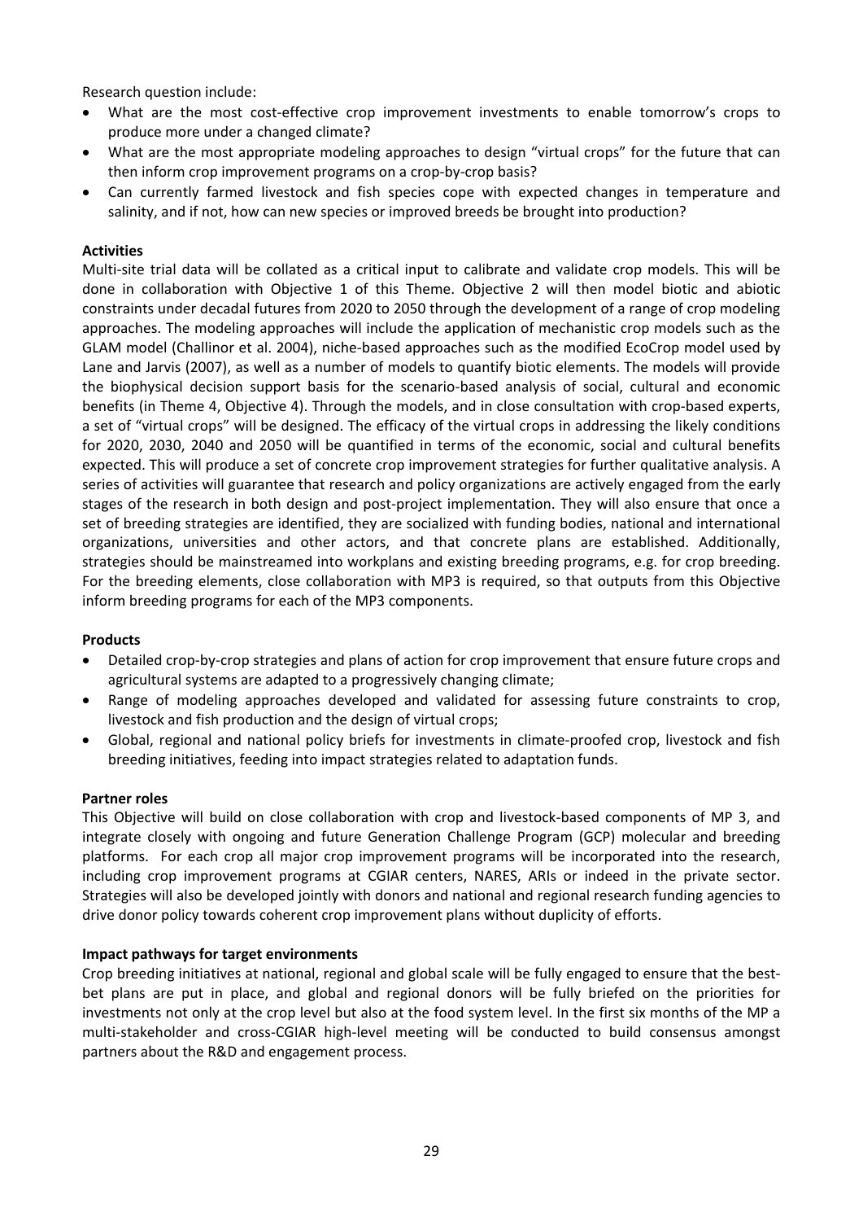Research question include:

- What are the most cost-effective crop improvement investments to enable tomorrow's crops to produce more under a changed climate?
- What are the most appropriate modeling approaches to design "virtual crops" for the future that can then inform crop improvement programs on a crop-by-crop basis?
- Can currently farmed livestock and fish species cope with expected changes in temperature and salinity, and if not, how can new species or improved breeds be brought into production?

**Activities**

Multi-site trial data will be collated as a critical input to calibrate and validate crop models. This will be done in collaboration with Objective 1 of this Theme. Objective 2 will then model biotic and abiotic constraints under decadal futures from 2020 to 2050 through the development of a range of crop modeling approaches. The modeling approaches will include the application of mechanistic crop models such as the GLAM model (Challinor et al. 2004), niche-based approaches such as the modified EcoCrop model used by Lane and Jarvis (2007), as well as a number of models to quantify biotic elements. The models will provide the biophysical decision support basis for the scenario-based analysis of social, cultural and economic benefits (in Theme 4, Objective 4). Through the models, and in close consultation with crop-based experts, a set of "virtual crops" will be designed. The efficacy of the virtual crops in addressing the likely conditions for 2020, 2030, 2040 and 2050 will be quantified in terms of the economic, social and cultural benefits expected. This will produce a set of concrete crop improvement strategies for further qualitative analysis. A series of activities will guarantee that research and policy organizations are actively engaged from the early stages of the research in both design and post-project implementation. They will also ensure that once a set of breeding strategies are identified, they are socialized with funding bodies, national and international organizations, universities and other actors, and that concrete plans are established. Additionally, strategies should be mainstreamed into workplans and existing breeding programs, e.g. for crop breeding. For the breeding elements, close collaboration with MP3 is required, so that outputs from this Objective inform breeding programs for each of the MP3 components.

**Products**

- Detailed crop-by-crop strategies and plans of action for crop improvement that ensure future crops and agricultural systems are adapted to a progressively changing climate;
- Range of modeling approaches developed and validated for assessing future constraints to crop, livestock and fish production and the design of virtual crops;
- Global, regional and national policy briefs for investments in climate-proofed crop, livestock and fish breeding initiatives, feeding into impact strategies related to adaptation funds.

**Partner roles**

This Objective will build on close collaboration with crop and livestock-based components of MP 3, and integrate closely with ongoing and future Generation Challenge Program (GCP) molecular and breeding platforms. For each crop all major crop improvement programs will be incorporated into the research, including crop improvement programs at CGIAR centers, NARES, ARIs or indeed in the private sector. Strategies will also be developed jointly with donors and national and regional research funding agencies to drive donor policy towards coherent crop improvement plans without duplicity of efforts.

**Impact pathways for target environments**

Crop breeding initiatives at national, regional and global scale will be fully engaged to ensure that the best-bet plans are put in place, and global and regional donors will be fully briefed on the priorities for investments not only at the crop level but also at the food system level. In the first six months of the MP a multi-stakeholder and cross-CGIAR high-level meeting will be conducted to build consensus amongst partners about the R&D and engagement process.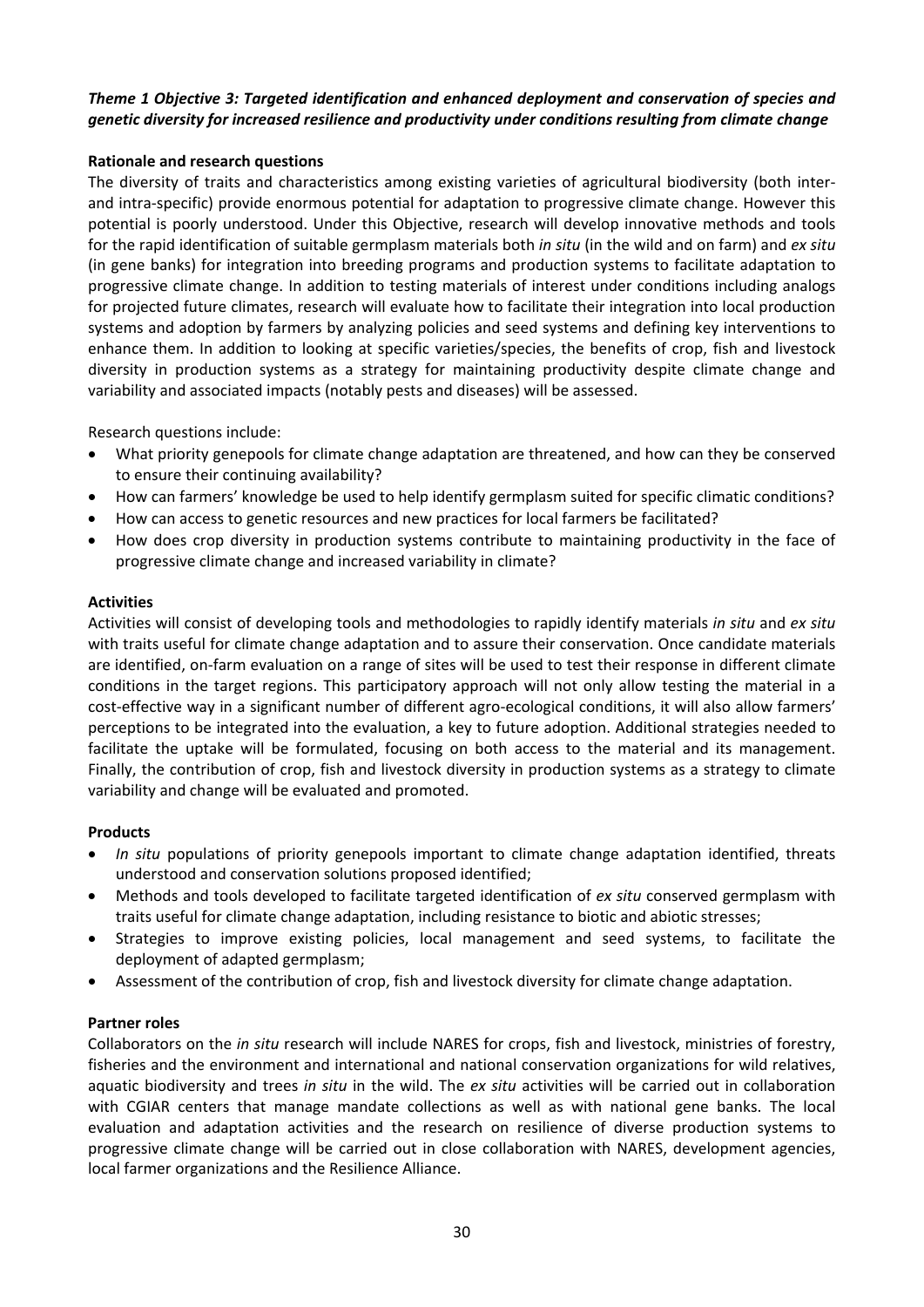### *Theme 1 Objective 3: Targeted identification and enhanced deployment and conservation of species and genetic diversity for increased resilience and productivity under conditions resulting from climate change*

**Rationale and research questions**

The diversity of traits and characteristics among existing varieties of agricultural biodiversity (both inter- and intra-specific) provide enormous potential for adaptation to progressive climate change. However this potential is poorly understood. Under this Objective, research will develop innovative methods and tools for the rapid identification of suitable germplasm materials both *in situ* (in the wild and on farm) and *ex situ* (in gene banks) for integration into breeding programs and production systems to facilitate adaptation to progressive climate change. In addition to testing materials of interest under conditions including analogs for projected future climates, research will evaluate how to facilitate their integration into local production systems and adoption by farmers by analyzing policies and seed systems and defining key interventions to enhance them. In addition to looking at specific varieties/species, the benefits of crop, fish and livestock diversity in production systems as a strategy for maintaining productivity despite climate change and variability and associated impacts (notably pests and diseases) will be assessed.

Research questions include:

- What priority genepools for climate change adaptation are threatened, and how can they be conserved to ensure their continuing availability?
- How can farmers' knowledge be used to help identify germplasm suited for specific climatic conditions?
- How can access to genetic resources and new practices for local farmers be facilitated?
- How does crop diversity in production systems contribute to maintaining productivity in the face of progressive climate change and increased variability in climate?

**Activities**

Activities will consist of developing tools and methodologies to rapidly identify materials *in situ* and *ex situ* with traits useful for climate change adaptation and to assure their conservation. Once candidate materials are identified, on-farm evaluation on a range of sites will be used to test their response in different climate conditions in the target regions. This participatory approach will not only allow testing the material in a cost-effective way in a significant number of different agro-ecological conditions, it will also allow farmers' perceptions to be integrated into the evaluation, a key to future adoption. Additional strategies needed to facilitate the uptake will be formulated, focusing on both access to the material and its management. Finally, the contribution of crop, fish and livestock diversity in production systems as a strategy to climate variability and change will be evaluated and promoted.

**Products**

- *In situ* populations of priority genepools important to climate change adaptation identified, threats understood and conservation solutions proposed identified;
- Methods and tools developed to facilitate targeted identification of *ex situ* conserved germplasm with traits useful for climate change adaptation, including resistance to biotic and abiotic stresses;
- Strategies to improve existing policies, local management and seed systems, to facilitate the deployment of adapted germplasm;
- Assessment of the contribution of crop, fish and livestock diversity for climate change adaptation.

**Partner roles**

Collaborators on the *in situ* research will include NARES for crops, fish and livestock, ministries of forestry, fisheries and the environment and international and national conservation organizations for wild relatives, aquatic biodiversity and trees *in situ* in the wild. The *ex situ* activities will be carried out in collaboration with CGIAR centers that manage mandate collections as well as with national gene banks. The local evaluation and adaptation activities and the research on resilience of diverse production systems to progressive climate change will be carried out in close collaboration with NARES, development agencies, local farmer organizations and the Resilience Alliance.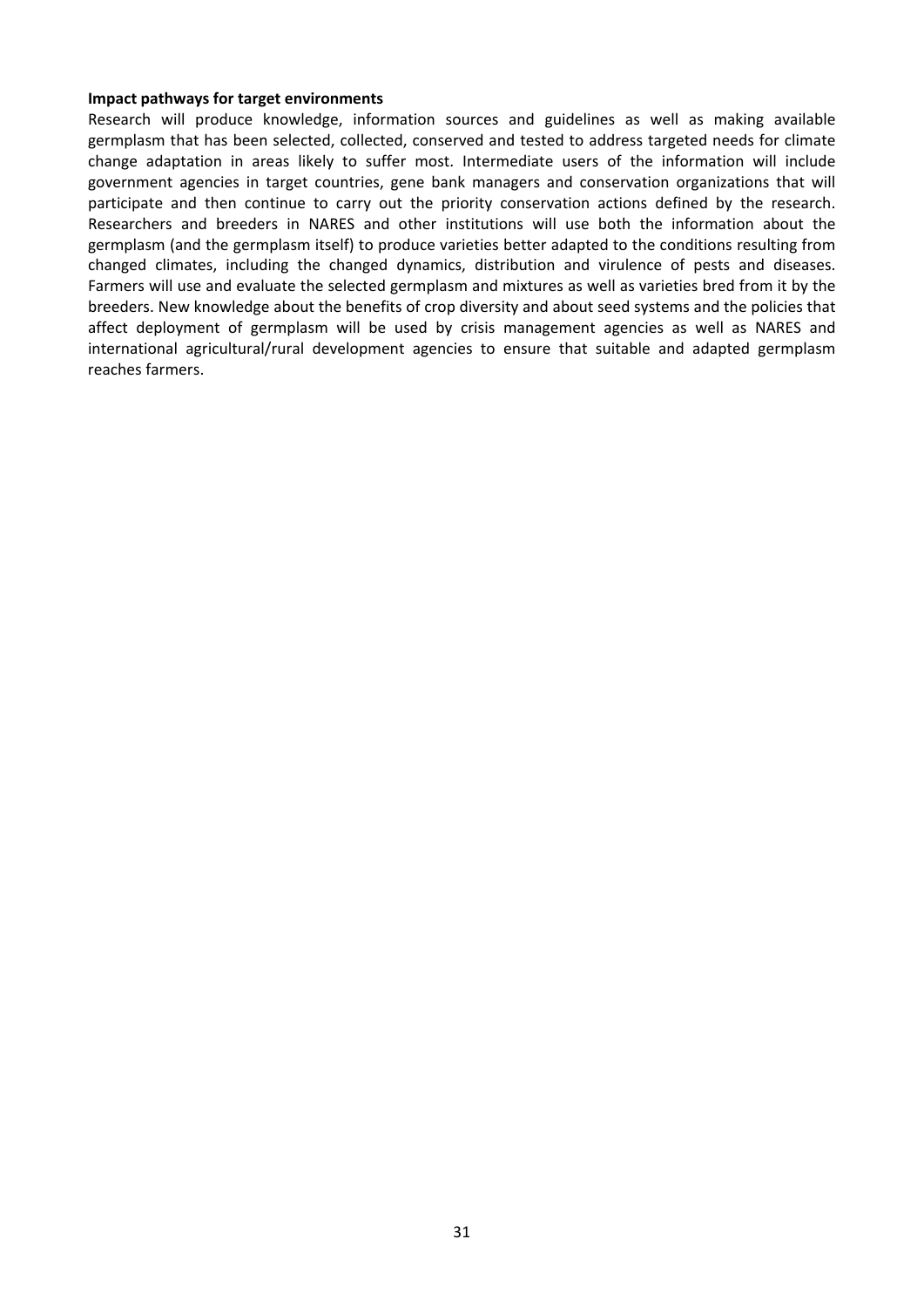**Impact pathways for target environments**

Research will produce knowledge, information sources and guidelines as well as making available germplasm that has been selected, collected, conserved and tested to address targeted needs for climate change adaptation in areas likely to suffer most. Intermediate users of the information will include government agencies in target countries, gene bank managers and conservation organizations that will participate and then continue to carry out the priority conservation actions defined by the research. Researchers and breeders in NARES and other institutions will use both the information about the germplasm (and the germplasm itself) to produce varieties better adapted to the conditions resulting from changed climates, including the changed dynamics, distribution and virulence of pests and diseases. Farmers will use and evaluate the selected germplasm and mixtures as well as varieties bred from it by the breeders. New knowledge about the benefits of crop diversity and about seed systems and the policies that affect deployment of germplasm will be used by crisis management agencies as well as NARES and international agricultural/rural development agencies to ensure that suitable and adapted germplasm reaches farmers.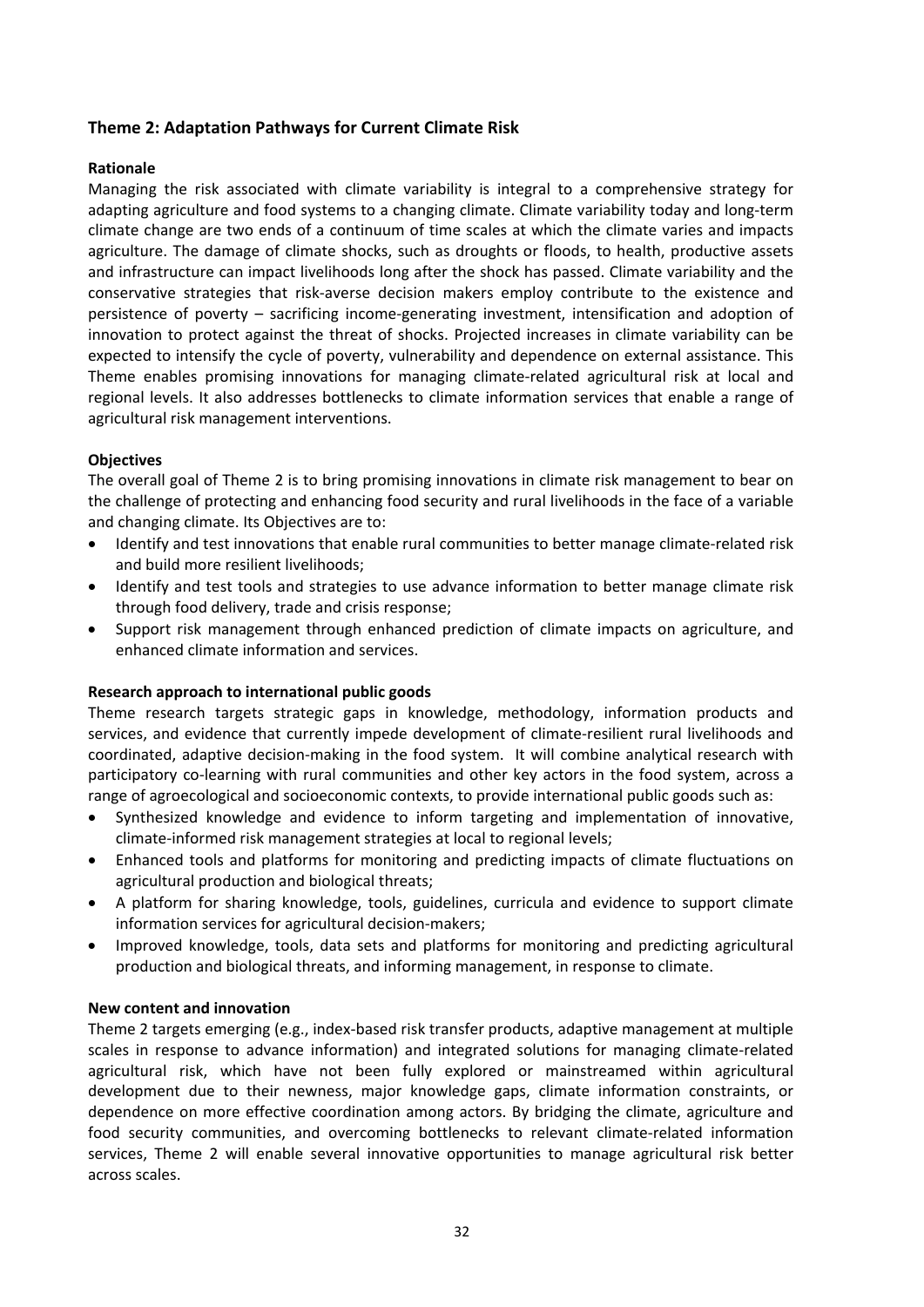## Theme 2: Adaptation Pathways for Current Climate Risk

**Rationale**

Managing the risk associated with climate variability is integral to a comprehensive strategy for adapting agriculture and food systems to a changing climate. Climate variability today and long-term climate change are two ends of a continuum of time scales at which the climate varies and impacts agriculture. The damage of climate shocks, such as droughts or floods, to health, productive assets and infrastructure can impact livelihoods long after the shock has passed. Climate variability and the conservative strategies that risk-averse decision makers employ contribute to the existence and persistence of poverty – sacrificing income-generating investment, intensification and adoption of innovation to protect against the threat of shocks. Projected increases in climate variability can be expected to intensify the cycle of poverty, vulnerability and dependence on external assistance. This Theme enables promising innovations for managing climate-related agricultural risk at local and regional levels. It also addresses bottlenecks to climate information services that enable a range of agricultural risk management interventions.

**Objectives**

The overall goal of Theme 2 is to bring promising innovations in climate risk management to bear on the challenge of protecting and enhancing food security and rural livelihoods in the face of a variable and changing climate. Its Objectives are to:

- Identify and test innovations that enable rural communities to better manage climate-related risk and build more resilient livelihoods;
- Identify and test tools and strategies to use advance information to better manage climate risk through food delivery, trade and crisis response;
- Support risk management through enhanced prediction of climate impacts on agriculture, and enhanced climate information and services.

**Research approach to international public goods**

Theme research targets strategic gaps in knowledge, methodology, information products and services, and evidence that currently impede development of climate-resilient rural livelihoods and coordinated, adaptive decision-making in the food system. It will combine analytical research with participatory co-learning with rural communities and other key actors in the food system, across a range of agroecological and socioeconomic contexts, to provide international public goods such as:

- Synthesized knowledge and evidence to inform targeting and implementation of innovative, climate-informed risk management strategies at local to regional levels;
- Enhanced tools and platforms for monitoring and predicting impacts of climate fluctuations on agricultural production and biological threats;
- A platform for sharing knowledge, tools, guidelines, curricula and evidence to support climate information services for agricultural decision-makers;
- Improved knowledge, tools, data sets and platforms for monitoring and predicting agricultural production and biological threats, and informing management, in response to climate.

**New content and innovation**

Theme 2 targets emerging (e.g., index-based risk transfer products, adaptive management at multiple scales in response to advance information) and integrated solutions for managing climate-related agricultural risk, which have not been fully explored or mainstreamed within agricultural development due to their newness, major knowledge gaps, climate information constraints, or dependence on more effective coordination among actors. By bridging the climate, agriculture and food security communities, and overcoming bottlenecks to relevant climate-related information services, Theme 2 will enable several innovative opportunities to manage agricultural risk better across scales.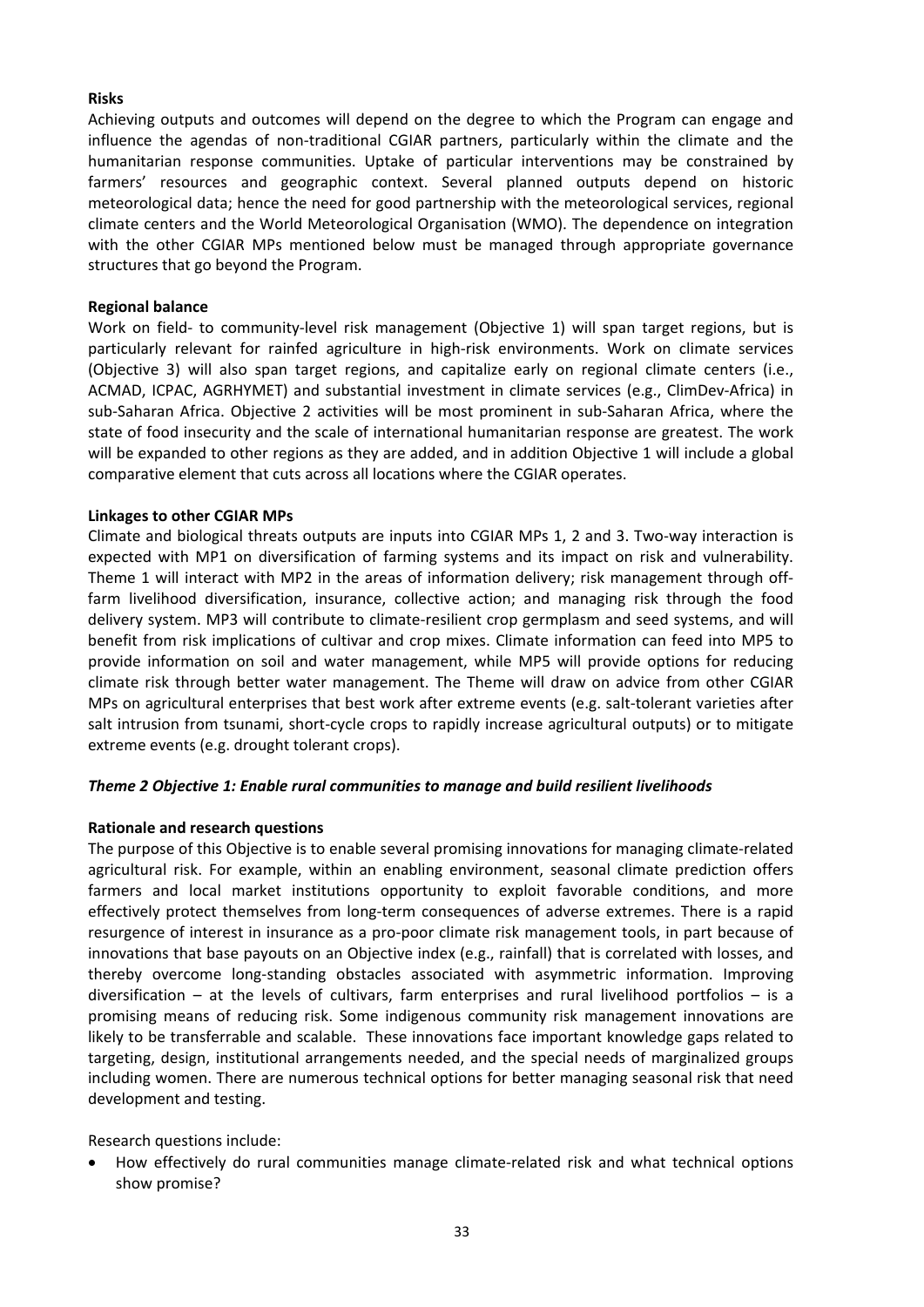**Risks**

Achieving outputs and outcomes will depend on the degree to which the Program can engage and influence the agendas of non-traditional CGIAR partners, particularly within the climate and the humanitarian response communities. Uptake of particular interventions may be constrained by farmers' resources and geographic context. Several planned outputs depend on historic meteorological data; hence the need for good partnership with the meteorological services, regional climate centers and the World Meteorological Organisation (WMO). The dependence on integration with the other CGIAR MPs mentioned below must be managed through appropriate governance structures that go beyond the Program.

**Regional balance**

Work on field- to community-level risk management (Objective 1) will span target regions, but is particularly relevant for rainfed agriculture in high-risk environments. Work on climate services (Objective 3) will also span target regions, and capitalize early on regional climate centers (i.e., ACMAD, ICPAC, AGRHYMET) and substantial investment in climate services (e.g., ClimDev-Africa) in sub-Saharan Africa. Objective 2 activities will be most prominent in sub-Saharan Africa, where the state of food insecurity and the scale of international humanitarian response are greatest. The work will be expanded to other regions as they are added, and in addition Objective 1 will include a global comparative element that cuts across all locations where the CGIAR operates.

**Linkages to other CGIAR MPs**

Climate and biological threats outputs are inputs into CGIAR MPs 1, 2 and 3. Two-way interaction is expected with MP1 on diversification of farming systems and its impact on risk and vulnerability. Theme 1 will interact with MP2 in the areas of information delivery; risk management through off-farm livelihood diversification, insurance, collective action; and managing risk through the food delivery system. MP3 will contribute to climate-resilient crop germplasm and seed systems, and will benefit from risk implications of cultivar and crop mixes. Climate information can feed into MP5 to provide information on soil and water management, while MP5 will provide options for reducing climate risk through better water management. The Theme will draw on advice from other CGIAR MPs on agricultural enterprises that best work after extreme events (e.g. salt-tolerant varieties after salt intrusion from tsunami, short-cycle crops to rapidly increase agricultural outputs) or to mitigate extreme events (e.g. drought tolerant crops).

***Theme 2 Objective 1: Enable rural communities to manage and build resilient livelihoods***

**Rationale and research questions**

The purpose of this Objective is to enable several promising innovations for managing climate-related agricultural risk. For example, within an enabling environment, seasonal climate prediction offers farmers and local market institutions opportunity to exploit favorable conditions, and more effectively protect themselves from long-term consequences of adverse extremes. There is a rapid resurgence of interest in insurance as a pro-poor climate risk management tools, in part because of innovations that base payouts on an Objective index (e.g., rainfall) that is correlated with losses, and thereby overcome long-standing obstacles associated with asymmetric information. Improving diversification – at the levels of cultivars, farm enterprises and rural livelihood portfolios – is a promising means of reducing risk. Some indigenous community risk management innovations are likely to be transferrable and scalable. These innovations face important knowledge gaps related to targeting, design, institutional arrangements needed, and the special needs of marginalized groups including women. There are numerous technical options for better managing seasonal risk that need development and testing.

Research questions include:

- How effectively do rural communities manage climate-related risk and what technical options show promise?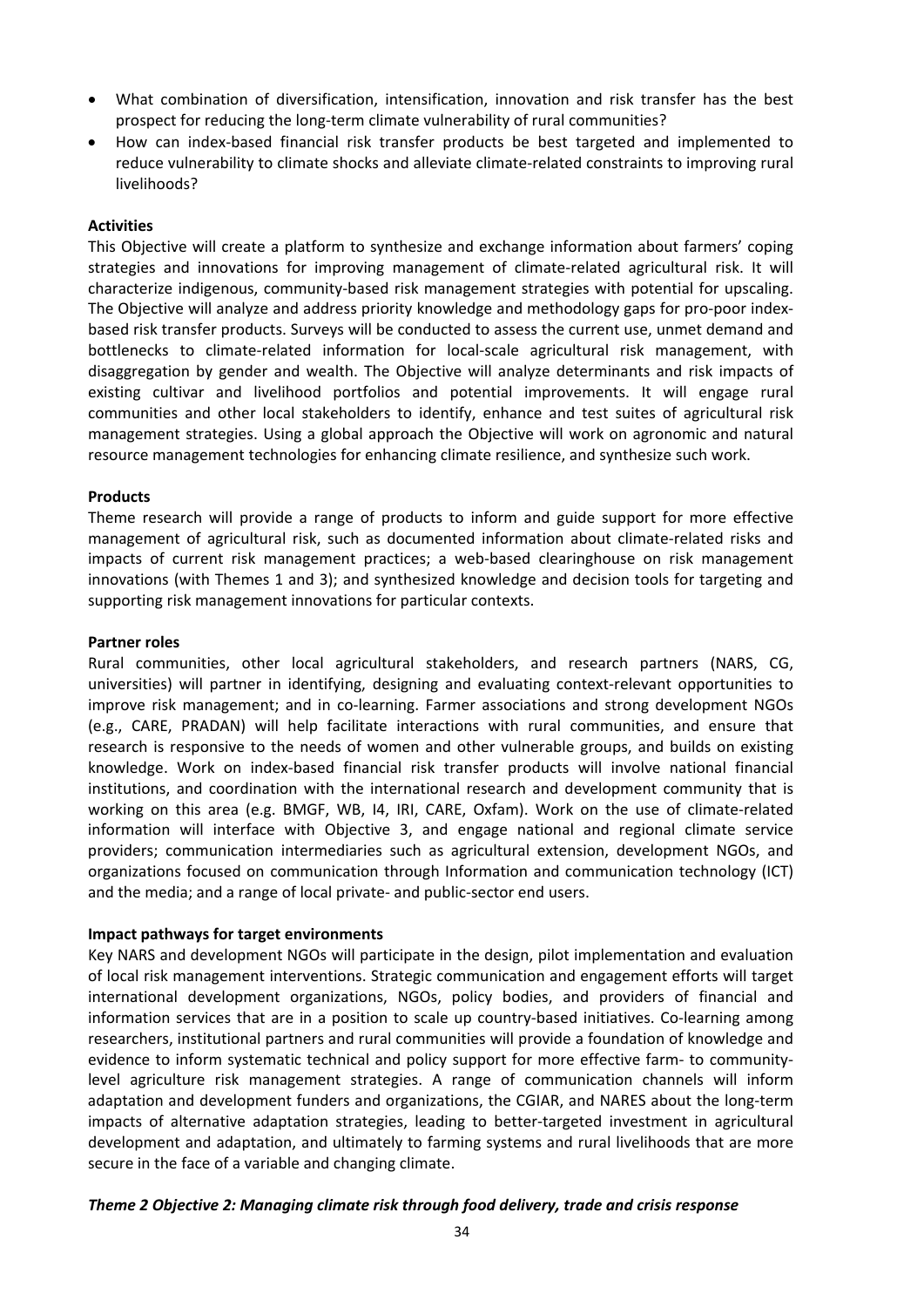- What combination of diversification, intensification, innovation and risk transfer has the best prospect for reducing the long-term climate vulnerability of rural communities?
- How can index-based financial risk transfer products be best targeted and implemented to reduce vulnerability to climate shocks and alleviate climate-related constraints to improving rural livelihoods?

**Activities**

This Objective will create a platform to synthesize and exchange information about farmers' coping strategies and innovations for improving management of climate-related agricultural risk. It will characterize indigenous, community-based risk management strategies with potential for upscaling. The Objective will analyze and address priority knowledge and methodology gaps for pro-poor index-based risk transfer products. Surveys will be conducted to assess the current use, unmet demand and bottlenecks to climate-related information for local-scale agricultural risk management, with disaggregation by gender and wealth. The Objective will analyze determinants and risk impacts of existing cultivar and livelihood portfolios and potential improvements. It will engage rural communities and other local stakeholders to identify, enhance and test suites of agricultural risk management strategies. Using a global approach the Objective will work on agronomic and natural resource management technologies for enhancing climate resilience, and synthesize such work.

**Products**

Theme research will provide a range of products to inform and guide support for more effective management of agricultural risk, such as documented information about climate-related risks and impacts of current risk management practices; a web-based clearinghouse on risk management innovations (with Themes 1 and 3); and synthesized knowledge and decision tools for targeting and supporting risk management innovations for particular contexts.

**Partner roles**

Rural communities, other local agricultural stakeholders, and research partners (NARS, CG, universities) will partner in identifying, designing and evaluating context-relevant opportunities to improve risk management; and in co-learning. Farmer associations and strong development NGOs (e.g., CARE, PRADAN) will help facilitate interactions with rural communities, and ensure that research is responsive to the needs of women and other vulnerable groups, and builds on existing knowledge. Work on index-based financial risk transfer products will involve national financial institutions, and coordination with the international research and development community that is working on this area (e.g. BMGF, WB, I4, IRI, CARE, Oxfam). Work on the use of climate-related information will interface with Objective 3, and engage national and regional climate service providers; communication intermediaries such as agricultural extension, development NGOs, and organizations focused on communication through Information and communication technology (ICT) and the media; and a range of local private- and public-sector end users.

**Impact pathways for target environments**

Key NARS and development NGOs will participate in the design, pilot implementation and evaluation of local risk management interventions. Strategic communication and engagement efforts will target international development organizations, NGOs, policy bodies, and providers of financial and information services that are in a position to scale up country-based initiatives. Co-learning among researchers, institutional partners and rural communities will provide a foundation of knowledge and evidence to inform systematic technical and policy support for more effective farm- to community-level agriculture risk management strategies. A range of communication channels will inform adaptation and development funders and organizations, the CGIAR, and NARES about the long-term impacts of alternative adaptation strategies, leading to better-targeted investment in agricultural development and adaptation, and ultimately to farming systems and rural livelihoods that are more secure in the face of a variable and changing climate.

***Theme 2 Objective 2: Managing climate risk through food delivery, trade and crisis response***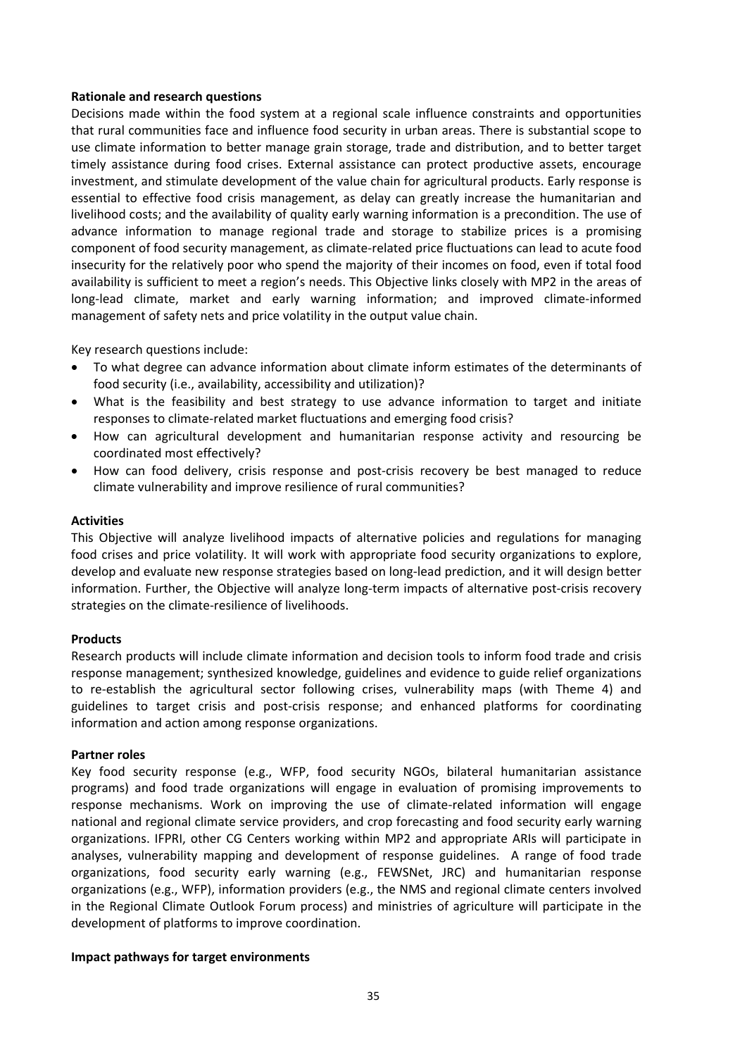**Rationale and research questions**

Decisions made within the food system at a regional scale influence constraints and opportunities that rural communities face and influence food security in urban areas. There is substantial scope to use climate information to better manage grain storage, trade and distribution, and to better target timely assistance during food crises. External assistance can protect productive assets, encourage investment, and stimulate development of the value chain for agricultural products. Early response is essential to effective food crisis management, as delay can greatly increase the humanitarian and livelihood costs; and the availability of quality early warning information is a precondition. The use of advance information to manage regional trade and storage to stabilize prices is a promising component of food security management, as climate-related price fluctuations can lead to acute food insecurity for the relatively poor who spend the majority of their incomes on food, even if total food availability is sufficient to meet a region's needs. This Objective links closely with MP2 in the areas of long-lead climate, market and early warning information; and improved climate-informed management of safety nets and price volatility in the output value chain.

Key research questions include:

- To what degree can advance information about climate inform estimates of the determinants of food security (i.e., availability, accessibility and utilization)?
- What is the feasibility and best strategy to use advance information to target and initiate responses to climate-related market fluctuations and emerging food crisis?
- How can agricultural development and humanitarian response activity and resourcing be coordinated most effectively?
- How can food delivery, crisis response and post-crisis recovery be best managed to reduce climate vulnerability and improve resilience of rural communities?

**Activities**

This Objective will analyze livelihood impacts of alternative policies and regulations for managing food crises and price volatility. It will work with appropriate food security organizations to explore, develop and evaluate new response strategies based on long-lead prediction, and it will design better information. Further, the Objective will analyze long-term impacts of alternative post-crisis recovery strategies on the climate-resilience of livelihoods.

**Products**

Research products will include climate information and decision tools to inform food trade and crisis response management; synthesized knowledge, guidelines and evidence to guide relief organizations to re-establish the agricultural sector following crises, vulnerability maps (with Theme 4) and guidelines to target crisis and post-crisis response; and enhanced platforms for coordinating information and action among response organizations.

**Partner roles**

Key food security response (e.g., WFP, food security NGOs, bilateral humanitarian assistance programs) and food trade organizations will engage in evaluation of promising improvements to response mechanisms. Work on improving the use of climate-related information will engage national and regional climate service providers, and crop forecasting and food security early warning organizations. IFPRI, other CG Centers working within MP2 and appropriate ARIs will participate in analyses, vulnerability mapping and development of response guidelines. A range of food trade organizations, food security early warning (e.g., FEWSNet, JRC) and humanitarian response organizations (e.g., WFP), information providers (e.g., the NMS and regional climate centers involved in the Regional Climate Outlook Forum process) and ministries of agriculture will participate in the development of platforms to improve coordination.

**Impact pathways for target environments**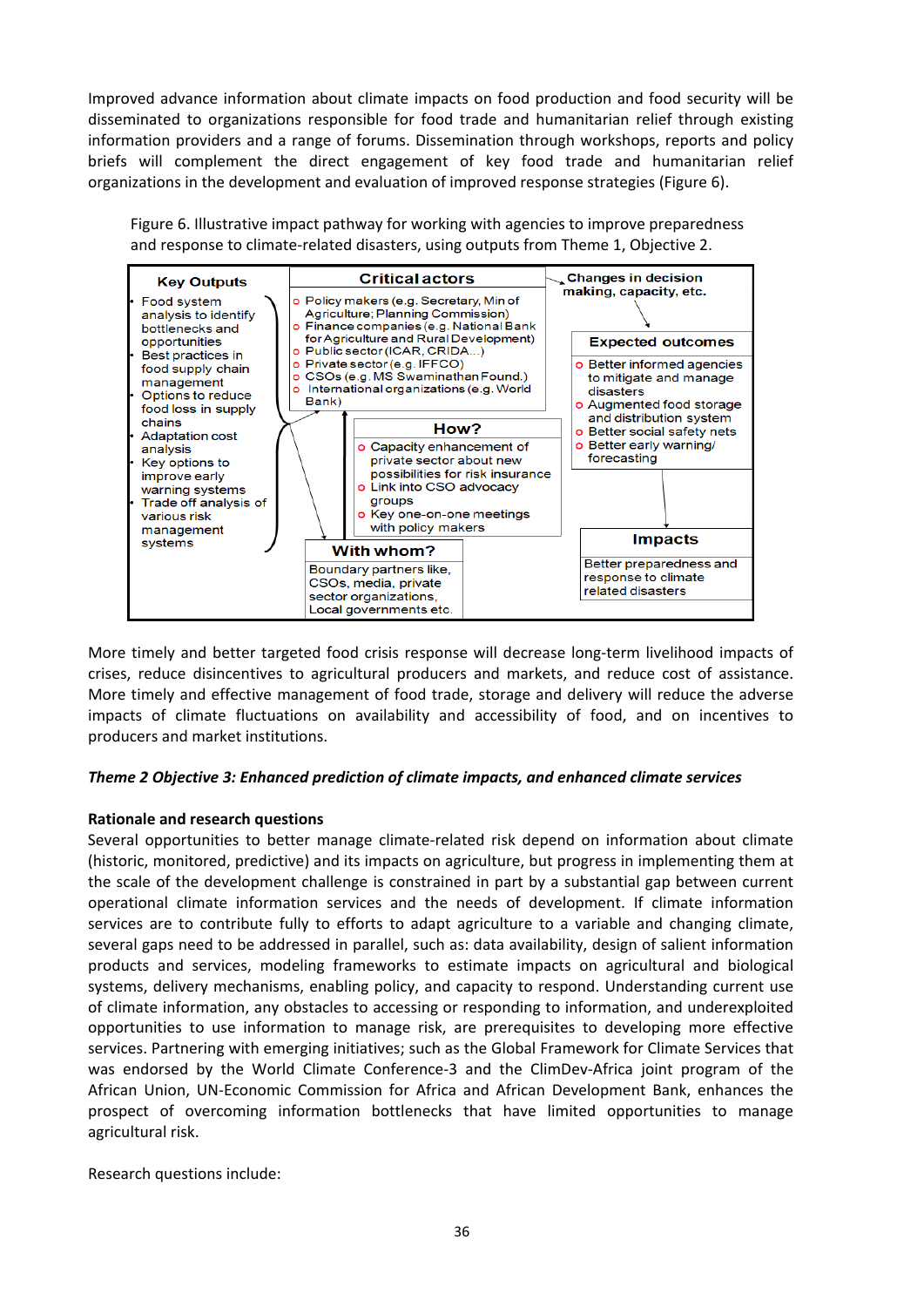Improved advance information about climate impacts on food production and food security will be disseminated to organizations responsible for food trade and humanitarian relief through existing information providers and a range of forums. Dissemination through workshops, reports and policy briefs will complement the direct engagement of key food trade and humanitarian relief organizations in the development and evaluation of improved response strategies (Figure 6).

Figure 6. Illustrative impact pathway for working with agencies to improve preparedness and response to climate-related disasters, using outputs from Theme 1, Objective 2.

**Key Outputs**
- Food system analysis to identify bottlenecks and opportunities
- Best practices in food supply chain management
- Options to reduce food loss in supply chains
- Adaptation cost analysis
- Key options to improve early warning systems
- Trade off analysis of various risk management systems

**Critical actors**
- Policy makers (e.g. Secretary, Min of Agriculture; Planning Commission)
- Finance companies (e.g. National Bank for Agriculture and Rural Development)
- Public sector (ICAR, CRIDA…)
- Private sector (e.g. IFFCO)
- CSOs (e.g. MS Swaminathan Found.)
- International organizations (e.g. World Bank)

**How?**
- Capacity enhancement of private sector about new possibilities for risk insurance
- Link into CSO advocacy groups
- Key one-on-one meetings with policy makers

**With whom?**
Boundary partners like, CSOs, media, private sector organizations, Local governments etc.

**Changes in decision making, capacity, etc.**

**Expected outcomes**
- Better informed agencies to mitigate and manage disasters
- Augmented food storage and distribution system
- Better social safety nets
- Better early warning/ forecasting

**Impacts**
Better preparedness and response to climate related disasters

More timely and better targeted food crisis response will decrease long-term livelihood impacts of crises, reduce disincentives to agricultural producers and markets, and reduce cost of assistance. More timely and effective management of food trade, storage and delivery will reduce the adverse impacts of climate fluctuations on availability and accessibility of food, and on incentives to producers and market institutions.

***Theme 2 Objective 3: Enhanced prediction of climate impacts, and enhanced climate services***

**Rationale and research questions**

Several opportunities to better manage climate-related risk depend on information about climate (historic, monitored, predictive) and its impacts on agriculture, but progress in implementing them at the scale of the development challenge is constrained in part by a substantial gap between current operational climate information services and the needs of development. If climate information services are to contribute fully to efforts to adapt agriculture to a variable and changing climate, several gaps need to be addressed in parallel, such as: data availability, design of salient information products and services, modeling frameworks to estimate impacts on agricultural and biological systems, delivery mechanisms, enabling policy, and capacity to respond. Understanding current use of climate information, any obstacles to accessing or responding to information, and underexploited opportunities to use information to manage risk, are prerequisites to developing more effective services. Partnering with emerging initiatives; such as the Global Framework for Climate Services that was endorsed by the World Climate Conference-3 and the ClimDev-Africa joint program of the African Union, UN-Economic Commission for Africa and African Development Bank, enhances the prospect of overcoming information bottlenecks that have limited opportunities to manage agricultural risk.

Research questions include: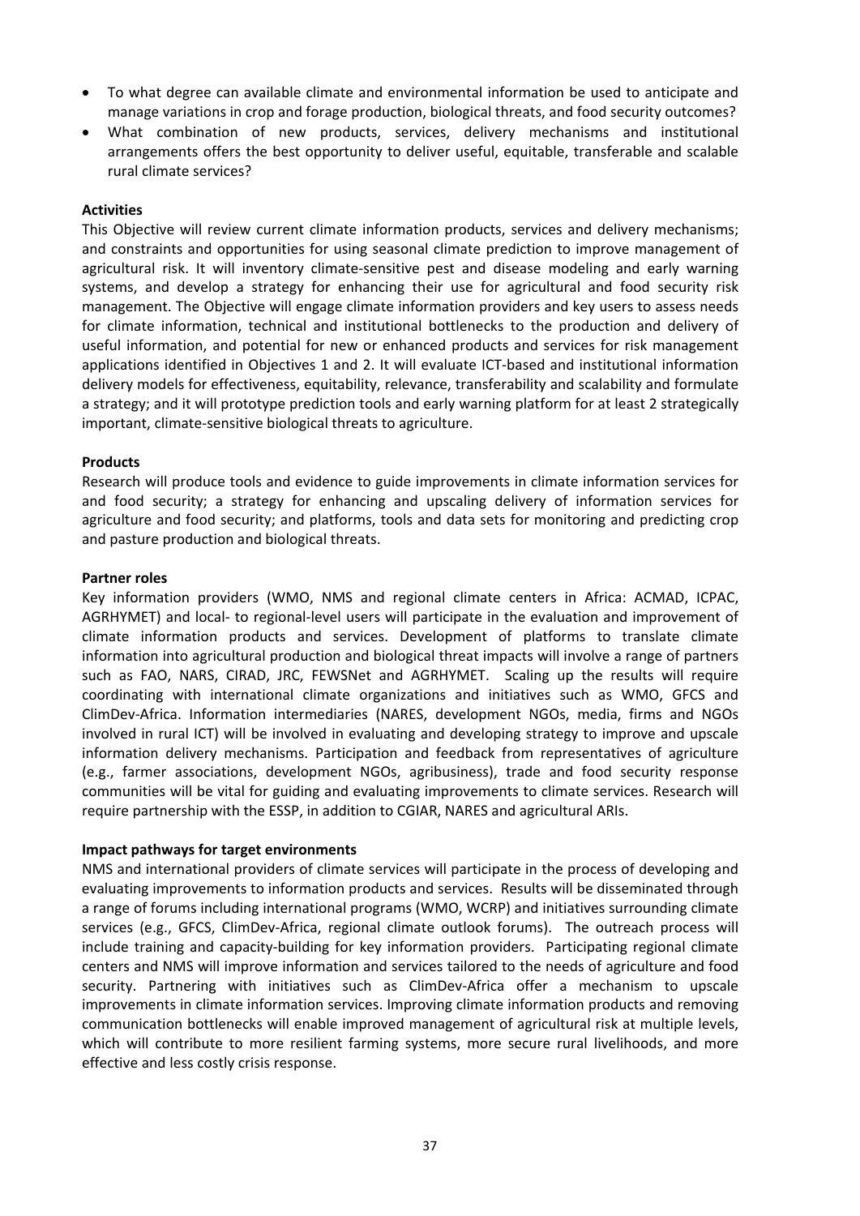- To what degree can available climate and environmental information be used to anticipate and manage variations in crop and forage production, biological threats, and food security outcomes?
- What combination of new products, services, delivery mechanisms and institutional arrangements offers the best opportunity to deliver useful, equitable, transferable and scalable rural climate services?

**Activities**

This Objective will review current climate information products, services and delivery mechanisms; and constraints and opportunities for using seasonal climate prediction to improve management of agricultural risk. It will inventory climate-sensitive pest and disease modeling and early warning systems, and develop a strategy for enhancing their use for agricultural and food security risk management. The Objective will engage climate information providers and key users to assess needs for climate information, technical and institutional bottlenecks to the production and delivery of useful information, and potential for new or enhanced products and services for risk management applications identified in Objectives 1 and 2. It will evaluate ICT-based and institutional information delivery models for effectiveness, equitability, relevance, transferability and scalability and formulate a strategy; and it will prototype prediction tools and early warning platform for at least 2 strategically important, climate-sensitive biological threats to agriculture.

**Products**

Research will produce tools and evidence to guide improvements in climate information services for and food security; a strategy for enhancing and upscaling delivery of information services for agriculture and food security; and platforms, tools and data sets for monitoring and predicting crop and pasture production and biological threats.

**Partner roles**

Key information providers (WMO, NMS and regional climate centers in Africa: ACMAD, ICPAC, AGRHYMET) and local- to regional-level users will participate in the evaluation and improvement of climate information products and services. Development of platforms to translate climate information into agricultural production and biological threat impacts will involve a range of partners such as FAO, NARS, CIRAD, JRC, FEWSNet and AGRHYMET. Scaling up the results will require coordinating with international climate organizations and initiatives such as WMO, GFCS and ClimDev-Africa. Information intermediaries (NARES, development NGOs, media, firms and NGOs involved in rural ICT) will be involved in evaluating and developing strategy to improve and upscale information delivery mechanisms. Participation and feedback from representatives of agriculture (e.g., farmer associations, development NGOs, agribusiness), trade and food security response communities will be vital for guiding and evaluating improvements to climate services. Research will require partnership with the ESSP, in addition to CGIAR, NARES and agricultural ARIs.

**Impact pathways for target environments**

NMS and international providers of climate services will participate in the process of developing and evaluating improvements to information products and services. Results will be disseminated through a range of forums including international programs (WMO, WCRP) and initiatives surrounding climate services (e.g., GFCS, ClimDev-Africa, regional climate outlook forums). The outreach process will include training and capacity-building for key information providers. Participating regional climate centers and NMS will improve information and services tailored to the needs of agriculture and food security. Partnering with initiatives such as ClimDev-Africa offer a mechanism to upscale improvements in climate information services. Improving climate information products and removing communication bottlenecks will enable improved management of agricultural risk at multiple levels, which will contribute to more resilient farming systems, more secure rural livelihoods, and more effective and less costly crisis response.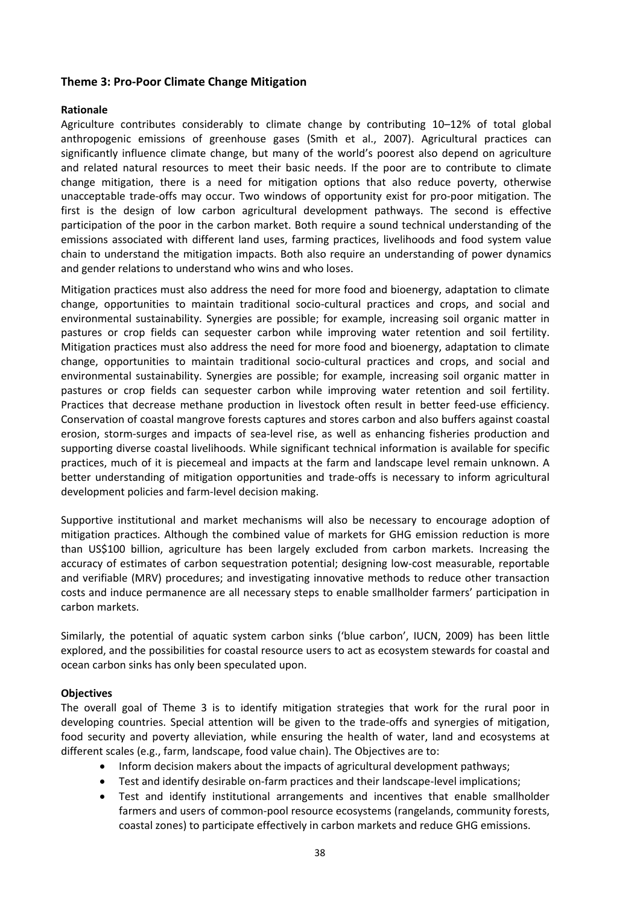## Theme 3: Pro-Poor Climate Change Mitigation

**Rationale**

Agriculture contributes considerably to climate change by contributing 10–12% of total global anthropogenic emissions of greenhouse gases (Smith et al., 2007). Agricultural practices can significantly influence climate change, but many of the world's poorest also depend on agriculture and related natural resources to meet their basic needs. If the poor are to contribute to climate change mitigation, there is a need for mitigation options that also reduce poverty, otherwise unacceptable trade-offs may occur. Two windows of opportunity exist for pro-poor mitigation. The first is the design of low carbon agricultural development pathways. The second is effective participation of the poor in the carbon market. Both require a sound technical understanding of the emissions associated with different land uses, farming practices, livelihoods and food system value chain to understand the mitigation impacts. Both also require an understanding of power dynamics and gender relations to understand who wins and who loses.

Mitigation practices must also address the need for more food and bioenergy, adaptation to climate change, opportunities to maintain traditional socio-cultural practices and crops, and social and environmental sustainability. Synergies are possible; for example, increasing soil organic matter in pastures or crop fields can sequester carbon while improving water retention and soil fertility. Mitigation practices must also address the need for more food and bioenergy, adaptation to climate change, opportunities to maintain traditional socio-cultural practices and crops, and social and environmental sustainability. Synergies are possible; for example, increasing soil organic matter in pastures or crop fields can sequester carbon while improving water retention and soil fertility. Practices that decrease methane production in livestock often result in better feed-use efficiency. Conservation of coastal mangrove forests captures and stores carbon and also buffers against coastal erosion, storm-surges and impacts of sea-level rise, as well as enhancing fisheries production and supporting diverse coastal livelihoods. While significant technical information is available for specific practices, much of it is piecemeal and impacts at the farm and landscape level remain unknown. A better understanding of mitigation opportunities and trade-offs is necessary to inform agricultural development policies and farm-level decision making.

Supportive institutional and market mechanisms will also be necessary to encourage adoption of mitigation practices. Although the combined value of markets for GHG emission reduction is more than US$100 billion, agriculture has been largely excluded from carbon markets. Increasing the accuracy of estimates of carbon sequestration potential; designing low-cost measurable, reportable and verifiable (MRV) procedures; and investigating innovative methods to reduce other transaction costs and induce permanence are all necessary steps to enable smallholder farmers' participation in carbon markets.

Similarly, the potential of aquatic system carbon sinks ('blue carbon', IUCN, 2009) has been little explored, and the possibilities for coastal resource users to act as ecosystem stewards for coastal and ocean carbon sinks has only been speculated upon.

**Objectives**

The overall goal of Theme 3 is to identify mitigation strategies that work for the rural poor in developing countries. Special attention will be given to the trade-offs and synergies of mitigation, food security and poverty alleviation, while ensuring the health of water, land and ecosystems at different scales (e.g., farm, landscape, food value chain). The Objectives are to:

- Inform decision makers about the impacts of agricultural development pathways;
- Test and identify desirable on-farm practices and their landscape-level implications;
- Test and identify institutional arrangements and incentives that enable smallholder farmers and users of common-pool resource ecosystems (rangelands, community forests, coastal zones) to participate effectively in carbon markets and reduce GHG emissions.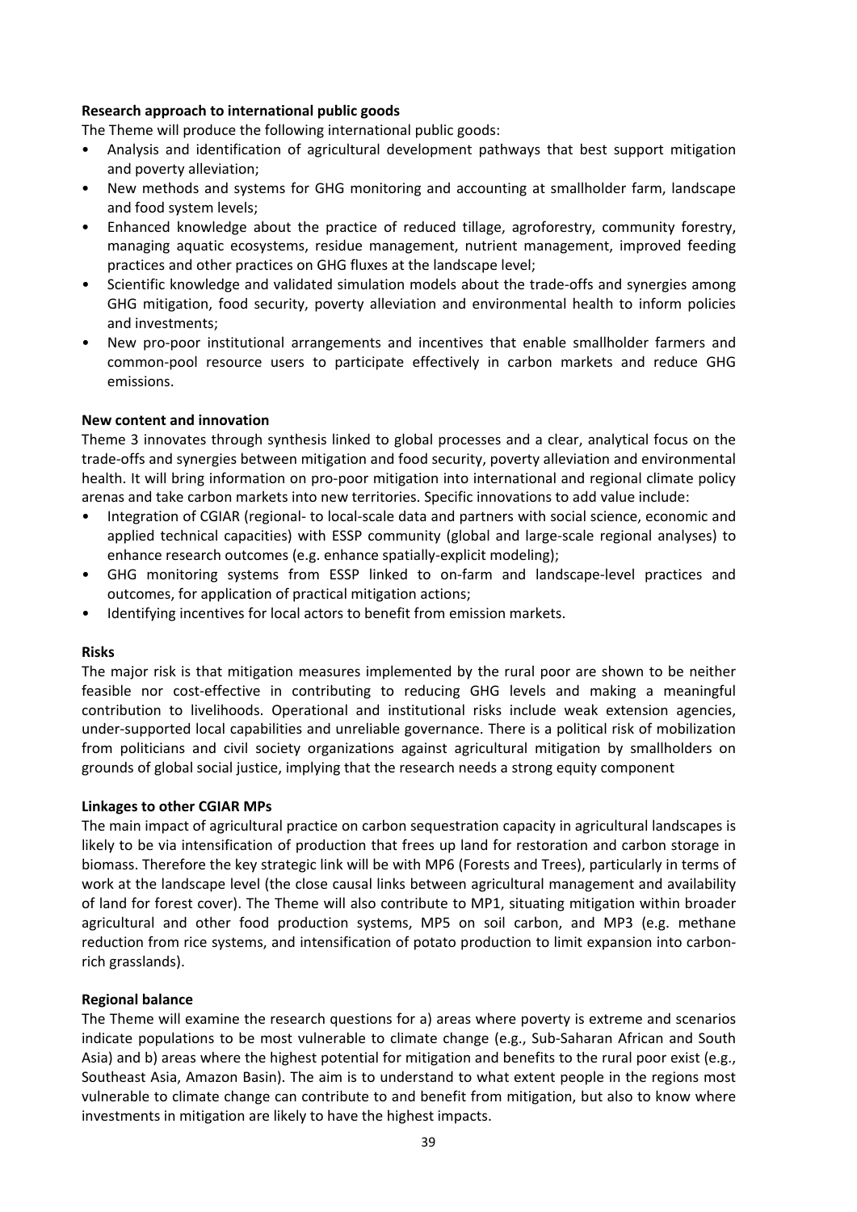**Research approach to international public goods**

The Theme will produce the following international public goods:

- Analysis and identification of agricultural development pathways that best support mitigation and poverty alleviation;
- New methods and systems for GHG monitoring and accounting at smallholder farm, landscape and food system levels;
- Enhanced knowledge about the practice of reduced tillage, agroforestry, community forestry, managing aquatic ecosystems, residue management, nutrient management, improved feeding practices and other practices on GHG fluxes at the landscape level;
- Scientific knowledge and validated simulation models about the trade-offs and synergies among GHG mitigation, food security, poverty alleviation and environmental health to inform policies and investments;
- New pro-poor institutional arrangements and incentives that enable smallholder farmers and common-pool resource users to participate effectively in carbon markets and reduce GHG emissions.

**New content and innovation**

Theme 3 innovates through synthesis linked to global processes and a clear, analytical focus on the trade-offs and synergies between mitigation and food security, poverty alleviation and environmental health. It will bring information on pro-poor mitigation into international and regional climate policy arenas and take carbon markets into new territories. Specific innovations to add value include:

- Integration of CGIAR (regional- to local-scale data and partners with social science, economic and applied technical capacities) with ESSP community (global and large-scale regional analyses) to enhance research outcomes (e.g. enhance spatially-explicit modeling);
- GHG monitoring systems from ESSP linked to on-farm and landscape-level practices and outcomes, for application of practical mitigation actions;
- Identifying incentives for local actors to benefit from emission markets.

**Risks**

The major risk is that mitigation measures implemented by the rural poor are shown to be neither feasible nor cost-effective in contributing to reducing GHG levels and making a meaningful contribution to livelihoods. Operational and institutional risks include weak extension agencies, under-supported local capabilities and unreliable governance. There is a political risk of mobilization from politicians and civil society organizations against agricultural mitigation by smallholders on grounds of global social justice, implying that the research needs a strong equity component

**Linkages to other CGIAR MPs**

The main impact of agricultural practice on carbon sequestration capacity in agricultural landscapes is likely to be via intensification of production that frees up land for restoration and carbon storage in biomass. Therefore the key strategic link will be with MP6 (Forests and Trees), particularly in terms of work at the landscape level (the close causal links between agricultural management and availability of land for forest cover). The Theme will also contribute to MP1, situating mitigation within broader agricultural and other food production systems, MP5 on soil carbon, and MP3 (e.g. methane reduction from rice systems, and intensification of potato production to limit expansion into carbon-rich grasslands).

**Regional balance**

The Theme will examine the research questions for a) areas where poverty is extreme and scenarios indicate populations to be most vulnerable to climate change (e.g., Sub-Saharan African and South Asia) and b) areas where the highest potential for mitigation and benefits to the rural poor exist (e.g., Southeast Asia, Amazon Basin). The aim is to understand to what extent people in the regions most vulnerable to climate change can contribute to and benefit from mitigation, but also to know where investments in mitigation are likely to have the highest impacts.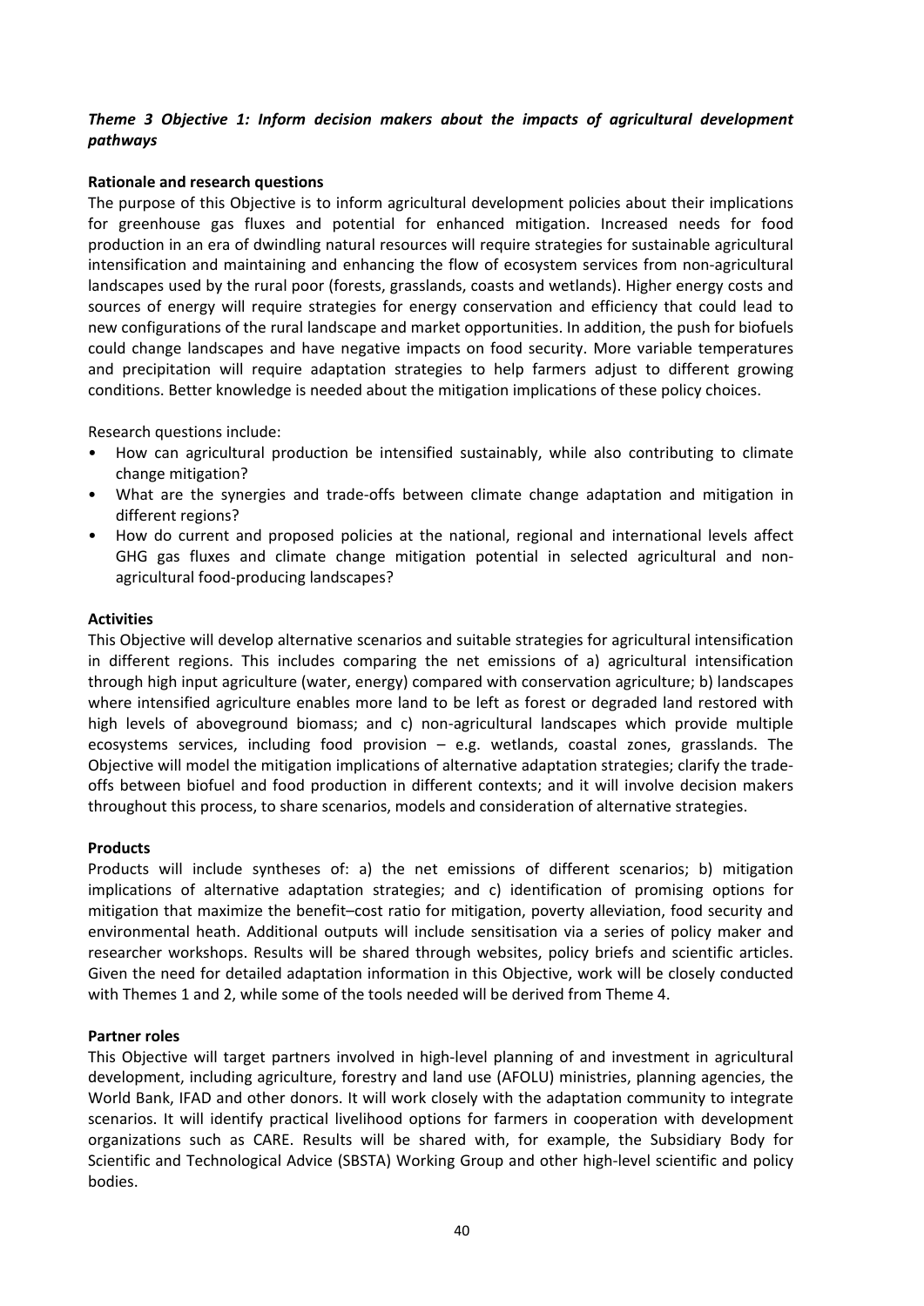***Theme 3 Objective 1: Inform decision makers about the impacts of agricultural development pathways***

**Rationale and research questions**

The purpose of this Objective is to inform agricultural development policies about their implications for greenhouse gas fluxes and potential for enhanced mitigation. Increased needs for food production in an era of dwindling natural resources will require strategies for sustainable agricultural intensification and maintaining and enhancing the flow of ecosystem services from non-agricultural landscapes used by the rural poor (forests, grasslands, coasts and wetlands). Higher energy costs and sources of energy will require strategies for energy conservation and efficiency that could lead to new configurations of the rural landscape and market opportunities. In addition, the push for biofuels could change landscapes and have negative impacts on food security. More variable temperatures and precipitation will require adaptation strategies to help farmers adjust to different growing conditions. Better knowledge is needed about the mitigation implications of these policy choices.

Research questions include:

- How can agricultural production be intensified sustainably, while also contributing to climate change mitigation?
- What are the synergies and trade-offs between climate change adaptation and mitigation in different regions?
- How do current and proposed policies at the national, regional and international levels affect GHG gas fluxes and climate change mitigation potential in selected agricultural and non-agricultural food-producing landscapes?

**Activities**

This Objective will develop alternative scenarios and suitable strategies for agricultural intensification in different regions. This includes comparing the net emissions of a) agricultural intensification through high input agriculture (water, energy) compared with conservation agriculture; b) landscapes where intensified agriculture enables more land to be left as forest or degraded land restored with high levels of aboveground biomass; and c) non-agricultural landscapes which provide multiple ecosystems services, including food provision – e.g. wetlands, coastal zones, grasslands. The Objective will model the mitigation implications of alternative adaptation strategies; clarify the trade-offs between biofuel and food production in different contexts; and it will involve decision makers throughout this process, to share scenarios, models and consideration of alternative strategies.

**Products**

Products will include syntheses of: a) the net emissions of different scenarios; b) mitigation implications of alternative adaptation strategies; and c) identification of promising options for mitigation that maximize the benefit–cost ratio for mitigation, poverty alleviation, food security and environmental heath. Additional outputs will include sensitisation via a series of policy maker and researcher workshops. Results will be shared through websites, policy briefs and scientific articles. Given the need for detailed adaptation information in this Objective, work will be closely conducted with Themes 1 and 2, while some of the tools needed will be derived from Theme 4.

**Partner roles**

This Objective will target partners involved in high-level planning of and investment in agricultural development, including agriculture, forestry and land use (AFOLU) ministries, planning agencies, the World Bank, IFAD and other donors. It will work closely with the adaptation community to integrate scenarios. It will identify practical livelihood options for farmers in cooperation with development organizations such as CARE. Results will be shared with, for example, the Subsidiary Body for Scientific and Technological Advice (SBSTA) Working Group and other high-level scientific and policy bodies.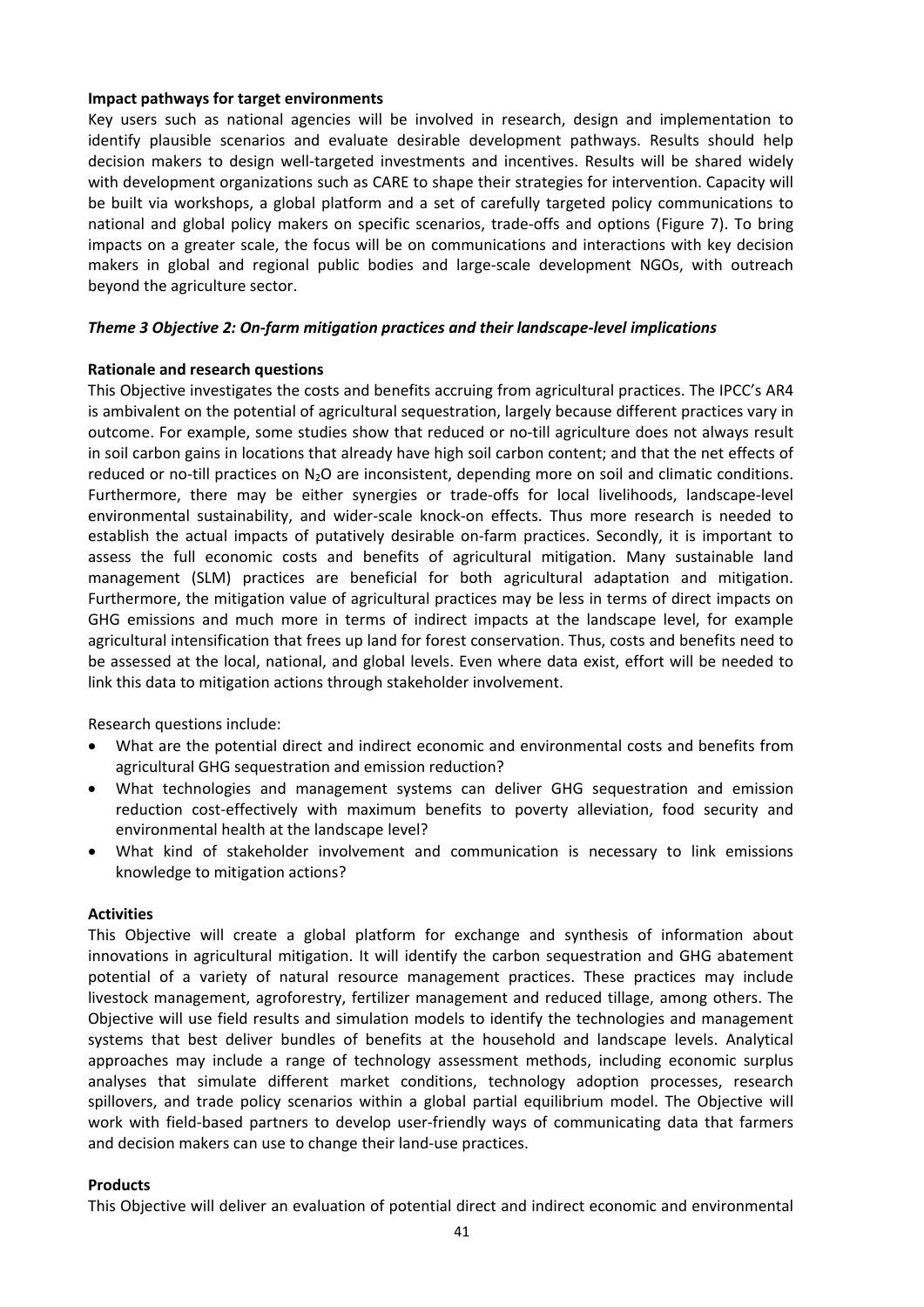**Impact pathways for target environments**

Key users such as national agencies will be involved in research, design and implementation to identify plausible scenarios and evaluate desirable development pathways. Results should help decision makers to design well-targeted investments and incentives. Results will be shared widely with development organizations such as CARE to shape their strategies for intervention. Capacity will be built via workshops, a global platform and a set of carefully targeted policy communications to national and global policy makers on specific scenarios, trade-offs and options (Figure 7). To bring impacts on a greater scale, the focus will be on communications and interactions with key decision makers in global and regional public bodies and large-scale development NGOs, with outreach beyond the agriculture sector.

### *Theme 3 Objective 2: On-farm mitigation practices and their landscape-level implications*

**Rationale and research questions**

This Objective investigates the costs and benefits accruing from agricultural practices. The IPCC's AR4 is ambivalent on the potential of agricultural sequestration, largely because different practices vary in outcome. For example, some studies show that reduced or no-till agriculture does not always result in soil carbon gains in locations that already have high soil carbon content; and that the net effects of reduced or no-till practices on $N_2O$ are inconsistent, depending more on soil and climatic conditions. Furthermore, there may be either synergies or trade-offs for local livelihoods, landscape-level environmental sustainability, and wider-scale knock-on effects. Thus more research is needed to establish the actual impacts of putatively desirable on-farm practices. Secondly, it is important to assess the full economic costs and benefits of agricultural mitigation. Many sustainable land management (SLM) practices are beneficial for both agricultural adaptation and mitigation. Furthermore, the mitigation value of agricultural practices may be less in terms of direct impacts on GHG emissions and much more in terms of indirect impacts at the landscape level, for example agricultural intensification that frees up land for forest conservation. Thus, costs and benefits need to be assessed at the local, national, and global levels. Even where data exist, effort will be needed to link this data to mitigation actions through stakeholder involvement.

Research questions include:

- What are the potential direct and indirect economic and environmental costs and benefits from agricultural GHG sequestration and emission reduction?
- What technologies and management systems can deliver GHG sequestration and emission reduction cost-effectively with maximum benefits to poverty alleviation, food security and environmental health at the landscape level?
- What kind of stakeholder involvement and communication is necessary to link emissions knowledge to mitigation actions?

**Activities**

This Objective will create a global platform for exchange and synthesis of information about innovations in agricultural mitigation. It will identify the carbon sequestration and GHG abatement potential of a variety of natural resource management practices. These practices may include livestock management, agroforestry, fertilizer management and reduced tillage, among others. The Objective will use field results and simulation models to identify the technologies and management systems that best deliver bundles of benefits at the household and landscape levels. Analytical approaches may include a range of technology assessment methods, including economic surplus analyses that simulate different market conditions, technology adoption processes, research spillovers, and trade policy scenarios within a global partial equilibrium model. The Objective will work with field-based partners to develop user-friendly ways of communicating data that farmers and decision makers can use to change their land-use practices.

**Products**

This Objective will deliver an evaluation of potential direct and indirect economic and environmental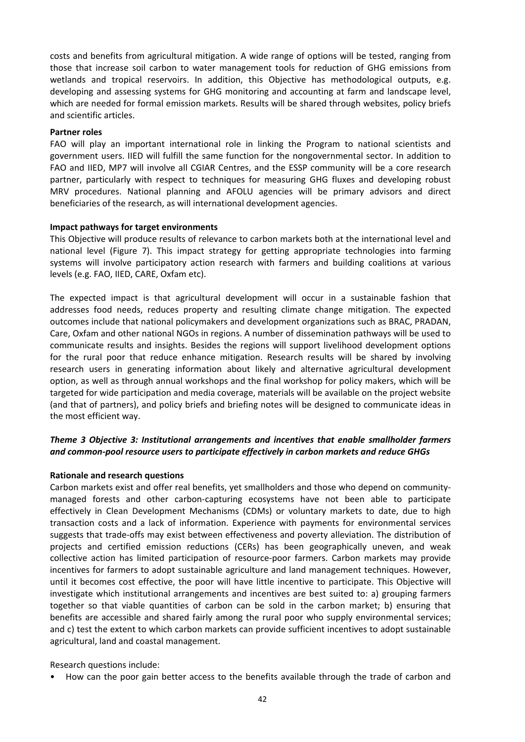costs and benefits from agricultural mitigation. A wide range of options will be tested, ranging from those that increase soil carbon to water management tools for reduction of GHG emissions from wetlands and tropical reservoirs. In addition, this Objective has methodological outputs, e.g. developing and assessing systems for GHG monitoring and accounting at farm and landscape level, which are needed for formal emission markets. Results will be shared through websites, policy briefs and scientific articles.

**Partner roles**

FAO will play an important international role in linking the Program to national scientists and government users. IIED will fulfill the same function for the nongovernmental sector. In addition to FAO and IIED, MP7 will involve all CGIAR Centres, and the ESSP community will be a core research partner, particularly with respect to techniques for measuring GHG fluxes and developing robust MRV procedures. National planning and AFOLU agencies will be primary advisors and direct beneficiaries of the research, as will international development agencies.

**Impact pathways for target environments**

This Objective will produce results of relevance to carbon markets both at the international level and national level (Figure 7). This impact strategy for getting appropriate technologies into farming systems will involve participatory action research with farmers and building coalitions at various levels (e.g. FAO, IIED, CARE, Oxfam etc).

The expected impact is that agricultural development will occur in a sustainable fashion that addresses food needs, reduces property and resulting climate change mitigation. The expected outcomes include that national policymakers and development organizations such as BRAC, PRADAN, Care, Oxfam and other national NGOs in regions. A number of dissemination pathways will be used to communicate results and insights. Besides the regions will support livelihood development options for the rural poor that reduce enhance mitigation. Research results will be shared by involving research users in generating information about likely and alternative agricultural development option, as well as through annual workshops and the final workshop for policy makers, which will be targeted for wide participation and media coverage, materials will be available on the project website (and that of partners), and policy briefs and briefing notes will be designed to communicate ideas in the most efficient way.

### *Theme 3 Objective 3: Institutional arrangements and incentives that enable smallholder farmers and common-pool resource users to participate effectively in carbon markets and reduce GHGs*

**Rationale and research questions**

Carbon markets exist and offer real benefits, yet smallholders and those who depend on community-managed forests and other carbon-capturing ecosystems have not been able to participate effectively in Clean Development Mechanisms (CDMs) or voluntary markets to date, due to high transaction costs and a lack of information. Experience with payments for environmental services suggests that trade-offs may exist between effectiveness and poverty alleviation. The distribution of projects and certified emission reductions (CERs) has been geographically uneven, and weak collective action has limited participation of resource-poor farmers. Carbon markets may provide incentives for farmers to adopt sustainable agriculture and land management techniques. However, until it becomes cost effective, the poor will have little incentive to participate. This Objective will investigate which institutional arrangements and incentives are best suited to: a) grouping farmers together so that viable quantities of carbon can be sold in the carbon market; b) ensuring that benefits are accessible and shared fairly among the rural poor who supply environmental services; and c) test the extent to which carbon markets can provide sufficient incentives to adopt sustainable agricultural, land and coastal management.

Research questions include:

- How can the poor gain better access to the benefits available through the trade of carbon and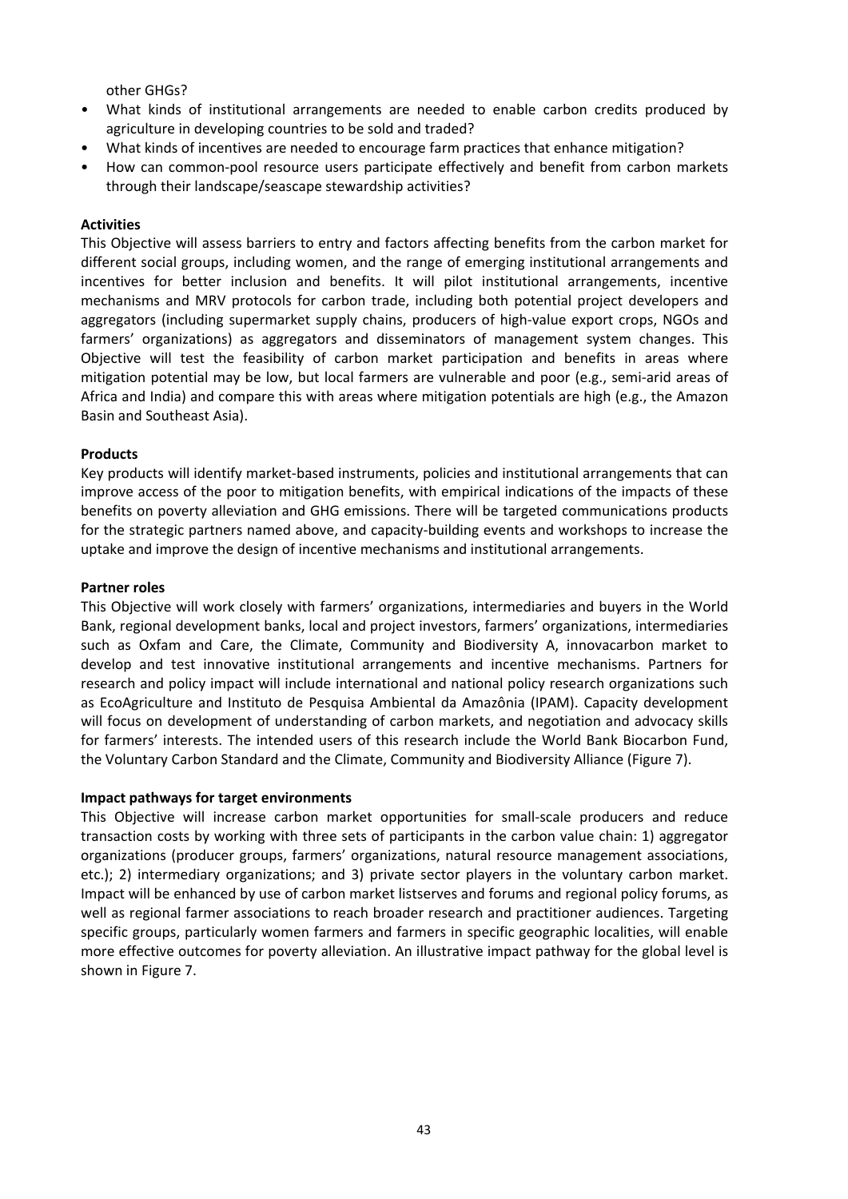other GHGs?

- What kinds of institutional arrangements are needed to enable carbon credits produced by agriculture in developing countries to be sold and traded?
- What kinds of incentives are needed to encourage farm practices that enhance mitigation?
- How can common-pool resource users participate effectively and benefit from carbon markets through their landscape/seascape stewardship activities?

**Activities**

This Objective will assess barriers to entry and factors affecting benefits from the carbon market for different social groups, including women, and the range of emerging institutional arrangements and incentives for better inclusion and benefits. It will pilot institutional arrangements, incentive mechanisms and MRV protocols for carbon trade, including both potential project developers and aggregators (including supermarket supply chains, producers of high-value export crops, NGOs and farmers' organizations) as aggregators and disseminators of management system changes. This Objective will test the feasibility of carbon market participation and benefits in areas where mitigation potential may be low, but local farmers are vulnerable and poor (e.g., semi-arid areas of Africa and India) and compare this with areas where mitigation potentials are high (e.g., the Amazon Basin and Southeast Asia).

**Products**

Key products will identify market-based instruments, policies and institutional arrangements that can improve access of the poor to mitigation benefits, with empirical indications of the impacts of these benefits on poverty alleviation and GHG emissions. There will be targeted communications products for the strategic partners named above, and capacity-building events and workshops to increase the uptake and improve the design of incentive mechanisms and institutional arrangements.

**Partner roles**

This Objective will work closely with farmers' organizations, intermediaries and buyers in the World Bank, regional development banks, local and project investors, farmers' organizations, intermediaries such as Oxfam and Care, the Climate, Community and Biodiversity A, innovacarbon market to develop and test innovative institutional arrangements and incentive mechanisms. Partners for research and policy impact will include international and national policy research organizations such as EcoAgriculture and Instituto de Pesquisa Ambiental da Amazônia (IPAM). Capacity development will focus on development of understanding of carbon markets, and negotiation and advocacy skills for farmers' interests. The intended users of this research include the World Bank Biocarbon Fund, the Voluntary Carbon Standard and the Climate, Community and Biodiversity Alliance (Figure 7).

**Impact pathways for target environments**

This Objective will increase carbon market opportunities for small-scale producers and reduce transaction costs by working with three sets of participants in the carbon value chain: 1) aggregator organizations (producer groups, farmers' organizations, natural resource management associations, etc.); 2) intermediary organizations; and 3) private sector players in the voluntary carbon market. Impact will be enhanced by use of carbon market listserves and forums and regional policy forums, as well as regional farmer associations to reach broader research and practitioner audiences. Targeting specific groups, particularly women farmers and farmers in specific geographic localities, will enable more effective outcomes for poverty alleviation. An illustrative impact pathway for the global level is shown in Figure 7.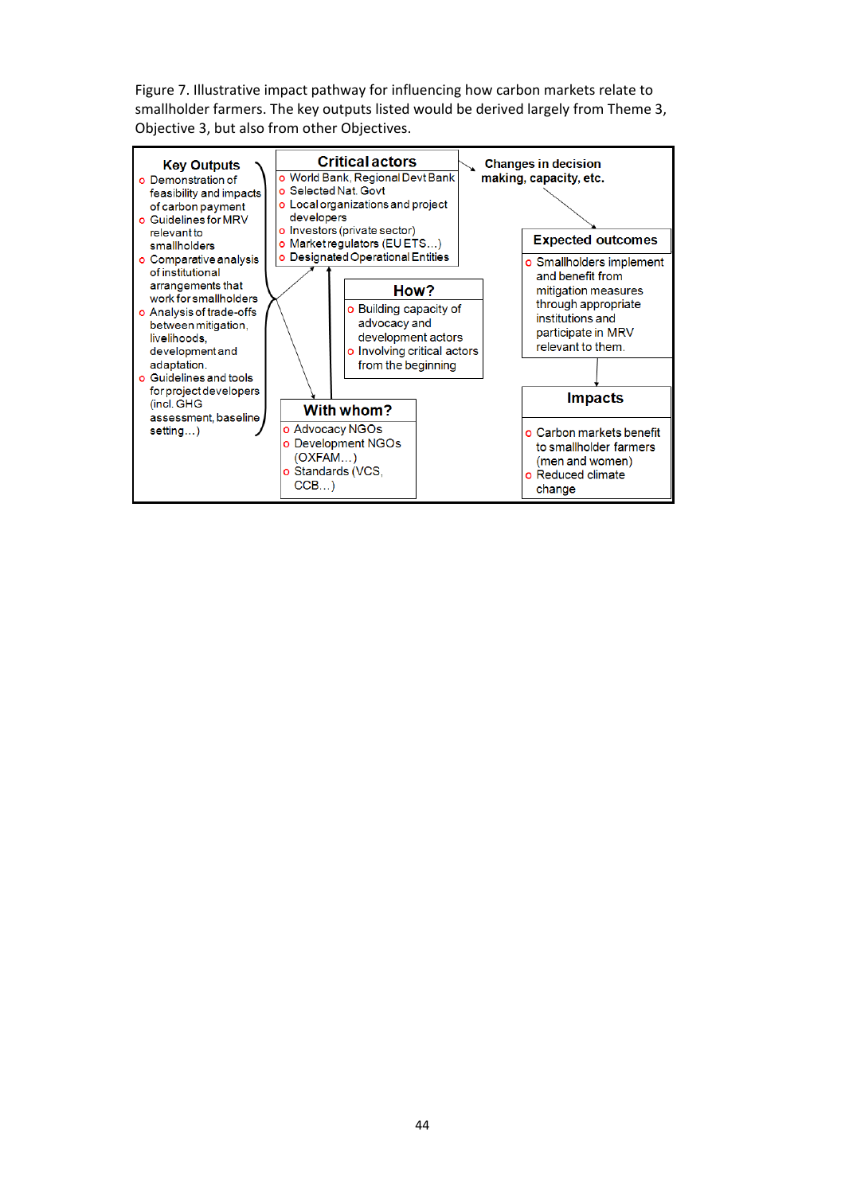Figure 7. Illustrative impact pathway for influencing how carbon markets relate to smallholder farmers. The key outputs listed would be derived largely from Theme 3, Objective 3, but also from other Objectives.

**Key Outputs**

- Demonstration of feasibility and impacts of carbon payment
- Guidelines for MRV relevant to smallholders
- Comparative analysis of institutional arrangements that work for smallholders
- Analysis of trade-offs between mitigation, livelihoods, development and adaptation.
- Guidelines and tools for project developers (incl. GHG assessment, baseline setting…)

**Critical actors**

- World Bank, Regional Devt Bank
- Selected Nat. Govt
- Local organizations and project developers
- Investors (private sector)
- Market regulators (EU ETS…)
- Designated Operational Entities

**How?**

- Building capacity of advocacy and development actors
- Involving critical actors from the beginning

**With whom?**

- Advocacy NGOs
- Development NGOs (OXFAM…)
- Standards (VCS, CCB…)

**Changes in decision making, capacity, etc.**

**Expected outcomes**

- Smallholders implement and benefit from mitigation measures through appropriate institutions and participate in MRV relevant to them.

**Impacts**

- Carbon markets benefit to smallholder farmers (men and women)
- Reduced climate change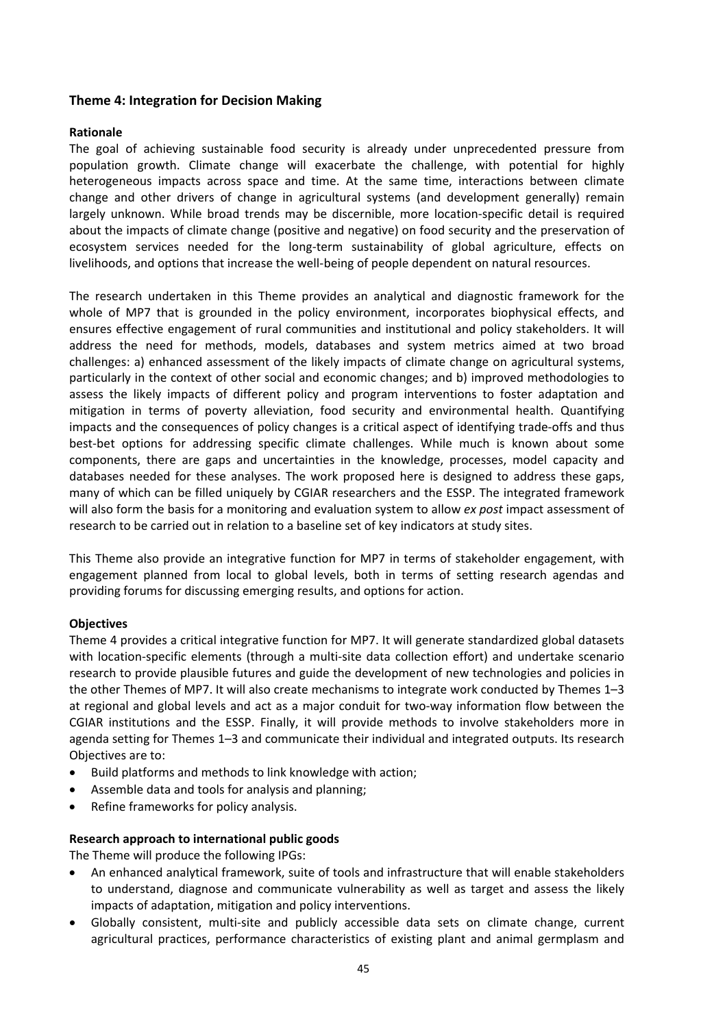## Theme 4: Integration for Decision Making

**Rationale**

The goal of achieving sustainable food security is already under unprecedented pressure from population growth. Climate change will exacerbate the challenge, with potential for highly heterogeneous impacts across space and time. At the same time, interactions between climate change and other drivers of change in agricultural systems (and development generally) remain largely unknown. While broad trends may be discernible, more location-specific detail is required about the impacts of climate change (positive and negative) on food security and the preservation of ecosystem services needed for the long-term sustainability of global agriculture, effects on livelihoods, and options that increase the well-being of people dependent on natural resources.

The research undertaken in this Theme provides an analytical and diagnostic framework for the whole of MP7 that is grounded in the policy environment, incorporates biophysical effects, and ensures effective engagement of rural communities and institutional and policy stakeholders. It will address the need for methods, models, databases and system metrics aimed at two broad challenges: a) enhanced assessment of the likely impacts of climate change on agricultural systems, particularly in the context of other social and economic changes; and b) improved methodologies to assess the likely impacts of different policy and program interventions to foster adaptation and mitigation in terms of poverty alleviation, food security and environmental health. Quantifying impacts and the consequences of policy changes is a critical aspect of identifying trade-offs and thus best-bet options for addressing specific climate challenges. While much is known about some components, there are gaps and uncertainties in the knowledge, processes, model capacity and databases needed for these analyses. The work proposed here is designed to address these gaps, many of which can be filled uniquely by CGIAR researchers and the ESSP. The integrated framework will also form the basis for a monitoring and evaluation system to allow *ex post* impact assessment of research to be carried out in relation to a baseline set of key indicators at study sites.

This Theme also provide an integrative function for MP7 in terms of stakeholder engagement, with engagement planned from local to global levels, both in terms of setting research agendas and providing forums for discussing emerging results, and options for action.

**Objectives**

Theme 4 provides a critical integrative function for MP7. It will generate standardized global datasets with location-specific elements (through a multi-site data collection effort) and undertake scenario research to provide plausible futures and guide the development of new technologies and policies in the other Themes of MP7. It will also create mechanisms to integrate work conducted by Themes 1–3 at regional and global levels and act as a major conduit for two-way information flow between the CGIAR institutions and the ESSP. Finally, it will provide methods to involve stakeholders more in agenda setting for Themes 1–3 and communicate their individual and integrated outputs. Its research Objectives are to:

- Build platforms and methods to link knowledge with action;
- Assemble data and tools for analysis and planning;
- Refine frameworks for policy analysis.

**Research approach to international public goods**

The Theme will produce the following IPGs:

- An enhanced analytical framework, suite of tools and infrastructure that will enable stakeholders to understand, diagnose and communicate vulnerability as well as target and assess the likely impacts of adaptation, mitigation and policy interventions.
- Globally consistent, multi-site and publicly accessible data sets on climate change, current agricultural practices, performance characteristics of existing plant and animal germplasm and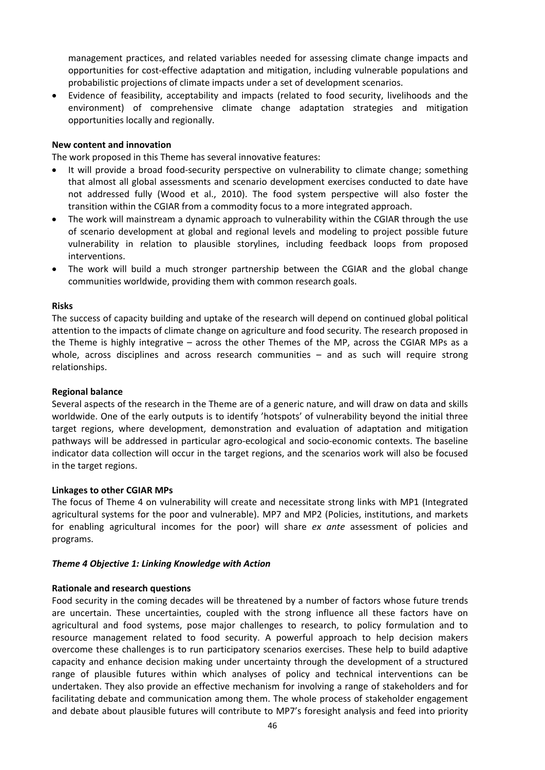management practices, and related variables needed for assessing climate change impacts and opportunities for cost-effective adaptation and mitigation, including vulnerable populations and probabilistic projections of climate impacts under a set of development scenarios.

- Evidence of feasibility, acceptability and impacts (related to food security, livelihoods and the environment) of comprehensive climate change adaptation strategies and mitigation opportunities locally and regionally.

**New content and innovation**

The work proposed in this Theme has several innovative features:

- It will provide a broad food-security perspective on vulnerability to climate change; something that almost all global assessments and scenario development exercises conducted to date have not addressed fully (Wood et al., 2010). The food system perspective will also foster the transition within the CGIAR from a commodity focus to a more integrated approach.
- The work will mainstream a dynamic approach to vulnerability within the CGIAR through the use of scenario development at global and regional levels and modeling to project possible future vulnerability in relation to plausible storylines, including feedback loops from proposed interventions.
- The work will build a much stronger partnership between the CGIAR and the global change communities worldwide, providing them with common research goals.

**Risks**

The success of capacity building and uptake of the research will depend on continued global political attention to the impacts of climate change on agriculture and food security. The research proposed in the Theme is highly integrative – across the other Themes of the MP, across the CGIAR MPs as a whole, across disciplines and across research communities – and as such will require strong relationships.

**Regional balance**

Several aspects of the research in the Theme are of a generic nature, and will draw on data and skills worldwide. One of the early outputs is to identify 'hotspots' of vulnerability beyond the initial three target regions, where development, demonstration and evaluation of adaptation and mitigation pathways will be addressed in particular agro-ecological and socio-economic contexts. The baseline indicator data collection will occur in the target regions, and the scenarios work will also be focused in the target regions.

**Linkages to other CGIAR MPs**

The focus of Theme 4 on vulnerability will create and necessitate strong links with MP1 (Integrated agricultural systems for the poor and vulnerable). MP7 and MP2 (Policies, institutions, and markets for enabling agricultural incomes for the poor) will share *ex ante* assessment of policies and programs.

***Theme 4 Objective 1: Linking Knowledge with Action***

**Rationale and research questions**

Food security in the coming decades will be threatened by a number of factors whose future trends are uncertain. These uncertainties, coupled with the strong influence all these factors have on agricultural and food systems, pose major challenges to research, to policy formulation and to resource management related to food security. A powerful approach to help decision makers overcome these challenges is to run participatory scenarios exercises. These help to build adaptive capacity and enhance decision making under uncertainty through the development of a structured range of plausible futures within which analyses of policy and technical interventions can be undertaken. They also provide an effective mechanism for involving a range of stakeholders and for facilitating debate and communication among them. The whole process of stakeholder engagement and debate about plausible futures will contribute to MP7's foresight analysis and feed into priority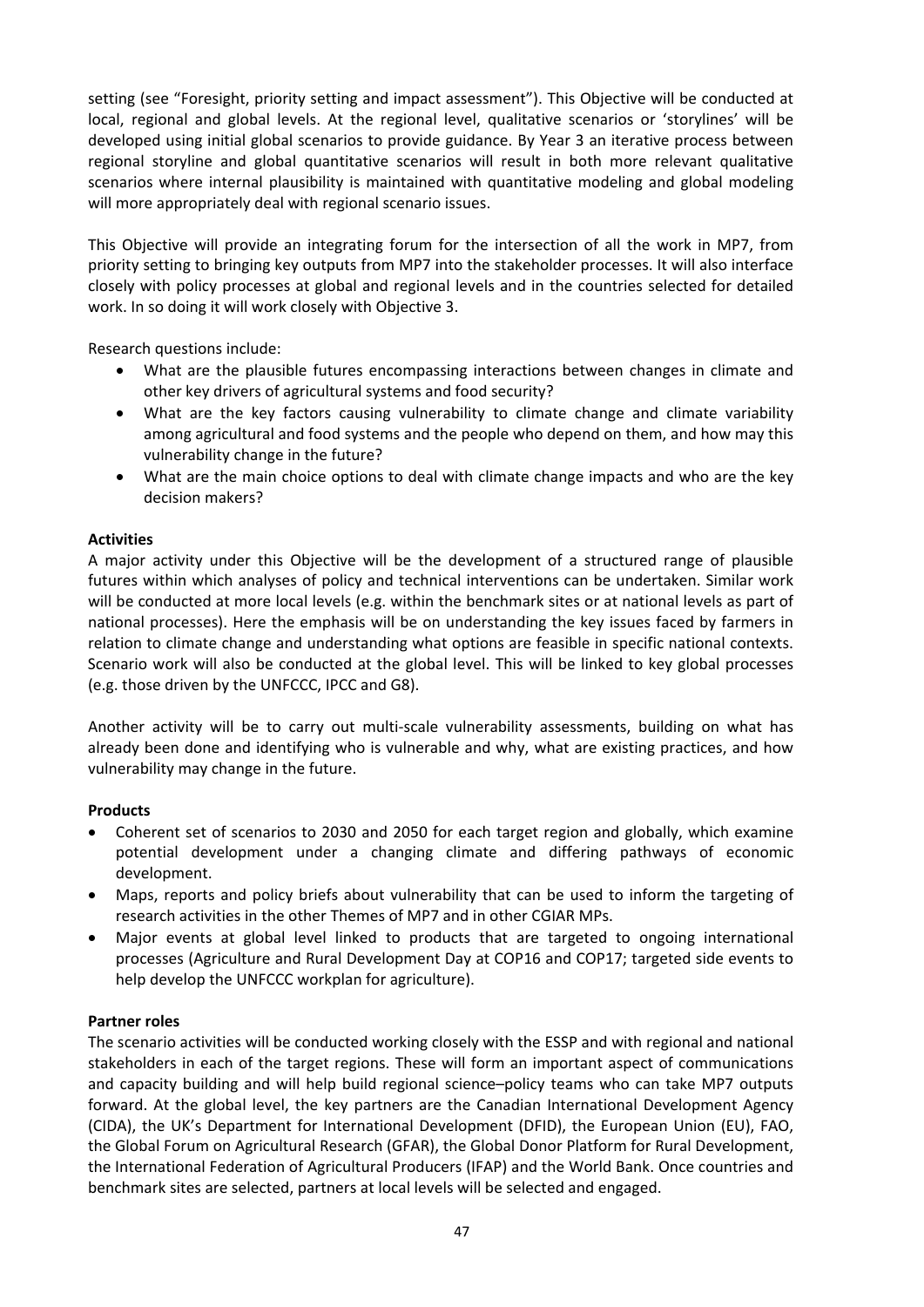setting (see "Foresight, priority setting and impact assessment"). This Objective will be conducted at local, regional and global levels. At the regional level, qualitative scenarios or 'storylines' will be developed using initial global scenarios to provide guidance. By Year 3 an iterative process between regional storyline and global quantitative scenarios will result in both more relevant qualitative scenarios where internal plausibility is maintained with quantitative modeling and global modeling will more appropriately deal with regional scenario issues.

This Objective will provide an integrating forum for the intersection of all the work in MP7, from priority setting to bringing key outputs from MP7 into the stakeholder processes. It will also interface closely with policy processes at global and regional levels and in the countries selected for detailed work. In so doing it will work closely with Objective 3.

Research questions include:

- What are the plausible futures encompassing interactions between changes in climate and other key drivers of agricultural systems and food security?
- What are the key factors causing vulnerability to climate change and climate variability among agricultural and food systems and the people who depend on them, and how may this vulnerability change in the future?
- What are the main choice options to deal with climate change impacts and who are the key decision makers?

**Activities**

A major activity under this Objective will be the development of a structured range of plausible futures within which analyses of policy and technical interventions can be undertaken. Similar work will be conducted at more local levels (e.g. within the benchmark sites or at national levels as part of national processes). Here the emphasis will be on understanding the key issues faced by farmers in relation to climate change and understanding what options are feasible in specific national contexts. Scenario work will also be conducted at the global level. This will be linked to key global processes (e.g. those driven by the UNFCCC, IPCC and G8).

Another activity will be to carry out multi-scale vulnerability assessments, building on what has already been done and identifying who is vulnerable and why, what are existing practices, and how vulnerability may change in the future.

**Products**

- Coherent set of scenarios to 2030 and 2050 for each target region and globally, which examine potential development under a changing climate and differing pathways of economic development.
- Maps, reports and policy briefs about vulnerability that can be used to inform the targeting of research activities in the other Themes of MP7 and in other CGIAR MPs.
- Major events at global level linked to products that are targeted to ongoing international processes (Agriculture and Rural Development Day at COP16 and COP17; targeted side events to help develop the UNFCCC workplan for agriculture).

**Partner roles**

The scenario activities will be conducted working closely with the ESSP and with regional and national stakeholders in each of the target regions. These will form an important aspect of communications and capacity building and will help build regional science–policy teams who can take MP7 outputs forward. At the global level, the key partners are the Canadian International Development Agency (CIDA), the UK's Department for International Development (DFID), the European Union (EU), FAO, the Global Forum on Agricultural Research (GFAR), the Global Donor Platform for Rural Development, the International Federation of Agricultural Producers (IFAP) and the World Bank. Once countries and benchmark sites are selected, partners at local levels will be selected and engaged.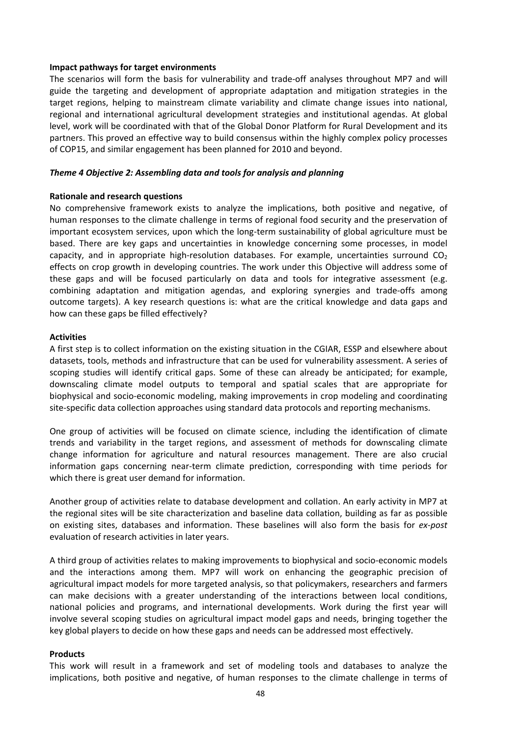**Impact pathways for target environments**

The scenarios will form the basis for vulnerability and trade-off analyses throughout MP7 and will guide the targeting and development of appropriate adaptation and mitigation strategies in the target regions, helping to mainstream climate variability and climate change issues into national, regional and international agricultural development strategies and institutional agendas. At global level, work will be coordinated with that of the Global Donor Platform for Rural Development and its partners. This proved an effective way to build consensus within the highly complex policy processes of COP15, and similar engagement has been planned for 2010 and beyond.

***Theme 4 Objective 2: Assembling data and tools for analysis and planning***

**Rationale and research questions**

No comprehensive framework exists to analyze the implications, both positive and negative, of human responses to the climate challenge in terms of regional food security and the preservation of important ecosystem services, upon which the long-term sustainability of global agriculture must be based. There are key gaps and uncertainties in knowledge concerning some processes, in model capacity, and in appropriate high-resolution databases. For example, uncertainties surround $CO_2$ effects on crop growth in developing countries. The work under this Objective will address some of these gaps and will be focused particularly on data and tools for integrative assessment (e.g. combining adaptation and mitigation agendas, and exploring synergies and trade-offs among outcome targets). A key research questions is: what are the critical knowledge and data gaps and how can these gaps be filled effectively?

**Activities**

A first step is to collect information on the existing situation in the CGIAR, ESSP and elsewhere about datasets, tools, methods and infrastructure that can be used for vulnerability assessment. A series of scoping studies will identify critical gaps. Some of these can already be anticipated; for example, downscaling climate model outputs to temporal and spatial scales that are appropriate for biophysical and socio-economic modeling, making improvements in crop modeling and coordinating site-specific data collection approaches using standard data protocols and reporting mechanisms.

One group of activities will be focused on climate science, including the identification of climate trends and variability in the target regions, and assessment of methods for downscaling climate change information for agriculture and natural resources management. There are also crucial information gaps concerning near-term climate prediction, corresponding with time periods for which there is great user demand for information.

Another group of activities relate to database development and collation. An early activity in MP7 at the regional sites will be site characterization and baseline data collation, building as far as possible on existing sites, databases and information. These baselines will also form the basis for *ex-post* evaluation of research activities in later years.

A third group of activities relates to making improvements to biophysical and socio-economic models and the interactions among them. MP7 will work on enhancing the geographic precision of agricultural impact models for more targeted analysis, so that policymakers, researchers and farmers can make decisions with a greater understanding of the interactions between local conditions, national policies and programs, and international developments. Work during the first year will involve several scoping studies on agricultural impact model gaps and needs, bringing together the key global players to decide on how these gaps and needs can be addressed most effectively.

**Products**

This work will result in a framework and set of modeling tools and databases to analyze the implications, both positive and negative, of human responses to the climate challenge in terms of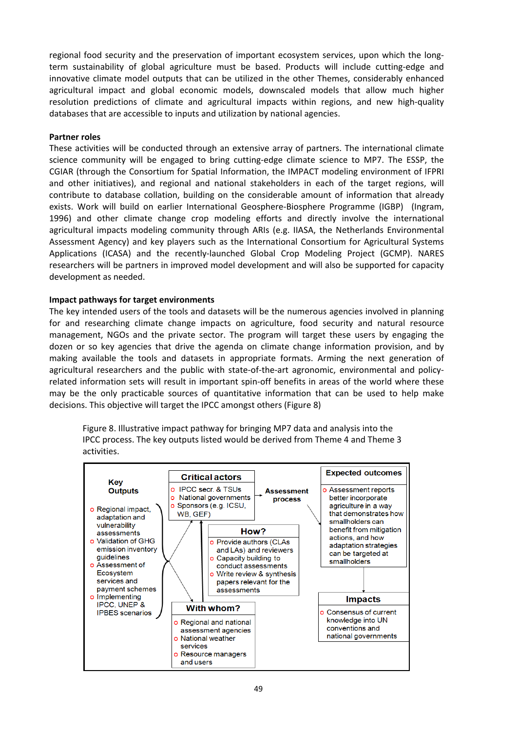regional food security and the preservation of important ecosystem services, upon which the long-term sustainability of global agriculture must be based. Products will include cutting-edge and innovative climate model outputs that can be utilized in the other Themes, considerably enhanced agricultural impact and global economic models, downscaled models that allow much higher resolution predictions of climate and agricultural impacts within regions, and new high-quality databases that are accessible to inputs and utilization by national agencies.

**Partner roles**

These activities will be conducted through an extensive array of partners. The international climate science community will be engaged to bring cutting-edge climate science to MP7. The ESSP, the CGIAR (through the Consortium for Spatial Information, the IMPACT modeling environment of IFPRI and other initiatives), and regional and national stakeholders in each of the target regions, will contribute to database collation, building on the considerable amount of information that already exists. Work will build on earlier International Geosphere-Biosphere Programme (IGBP) (Ingram, 1996) and other climate change crop modeling efforts and directly involve the international agricultural impacts modeling community through ARIs (e.g. IIASA, the Netherlands Environmental Assessment Agency) and key players such as the International Consortium for Agricultural Systems Applications (ICASA) and the recently-launched Global Crop Modeling Project (GCMP). NARES researchers will be partners in improved model development and will also be supported for capacity development as needed.

**Impact pathways for target environments**

The key intended users of the tools and datasets will be the numerous agencies involved in planning for and researching climate change impacts on agriculture, food security and natural resource management, NGOs and the private sector. The program will target these users by engaging the dozen or so key agencies that drive the agenda on climate change information provision, and by making available the tools and datasets in appropriate formats. Arming the next generation of agricultural researchers and the public with state-of-the-art agronomic, environmental and policy-related information sets will result in important spin-off benefits in areas of the world where these may be the only practicable sources of quantitative information that can be used to help make decisions. This objective will target the IPCC amongst others (Figure 8)

Figure 8. Illustrative impact pathway for bringing MP7 data and analysis into the IPCC process. The key outputs listed would be derived from Theme 4 and Theme 3 activities.

**Key Outputs**
- Regional impact, adaptation and vulnerability assessments
- Validation of GHG emission inventory guidelines
- Assessment of Ecosystem services and payment schemes
- Implementing IPCC, UNEP & IPBES scenarios

**Critical actors**
- IPCC secr. & TSUs
- National governments
- Sponsors (e.g. ICSU, WB, GEF)

**Assessment process**

**How?**
- Provide authors (CLAs and LAs) and reviewers
- Capacity building to conduct assessments
- Write review & synthesis papers relevant for the assessments

**With whom?**
- Regional and national assessment agencies
- National weather services
- Resource managers and users

**Expected outcomes**
- Assessment reports better incorporate agriculture in a way that demonstrates how smallholders can benefit from mitigation actions, and how adaptation strategies can be targeted at smallholders

**Impacts**
- Consensus of current knowledge into UN conventions and national governments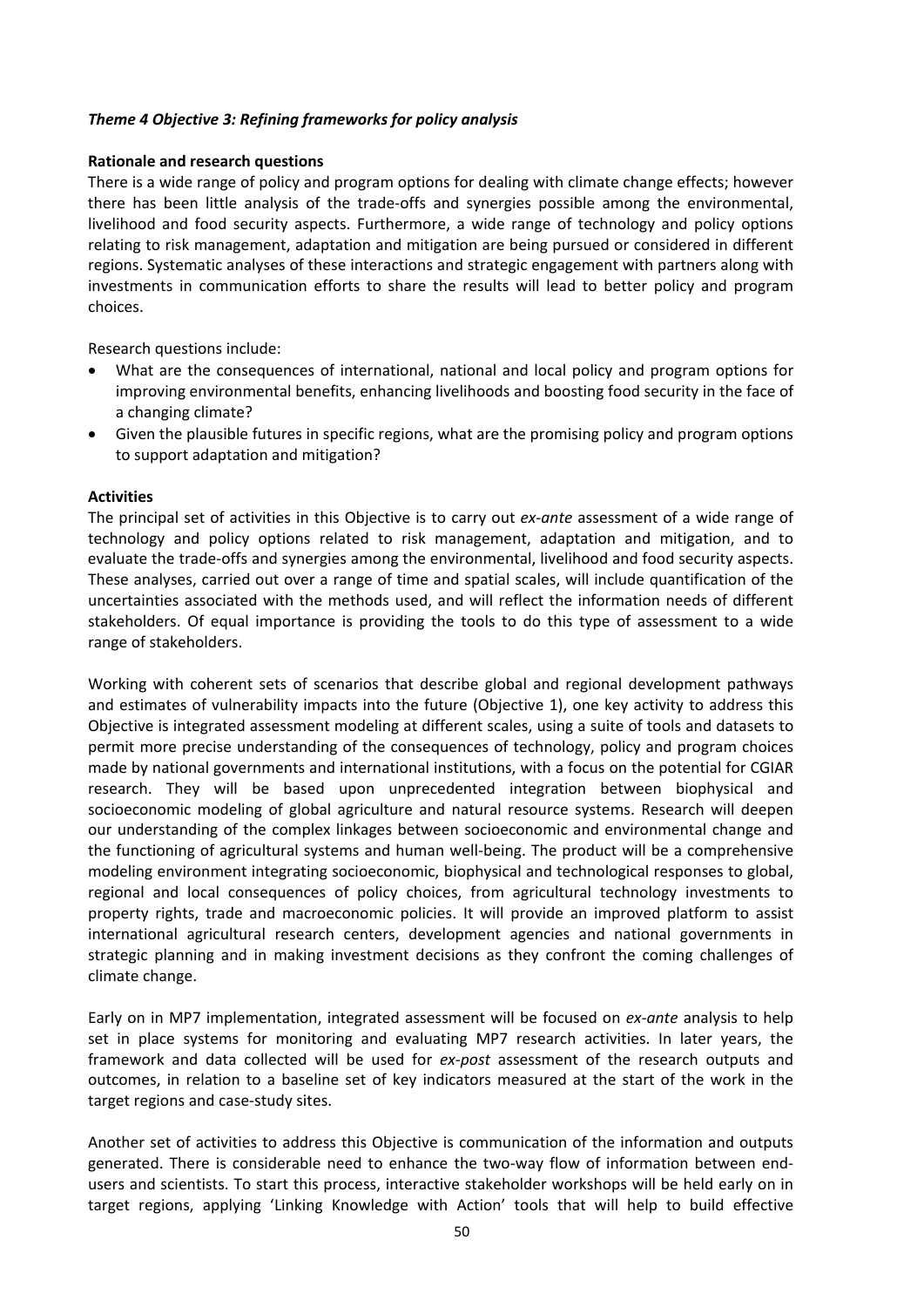### *Theme 4 Objective 3: Refining frameworks for policy analysis*

**Rationale and research questions**

There is a wide range of policy and program options for dealing with climate change effects; however there has been little analysis of the trade-offs and synergies possible among the environmental, livelihood and food security aspects. Furthermore, a wide range of technology and policy options relating to risk management, adaptation and mitigation are being pursued or considered in different regions. Systematic analyses of these interactions and strategic engagement with partners along with investments in communication efforts to share the results will lead to better policy and program choices.

Research questions include:

- What are the consequences of international, national and local policy and program options for improving environmental benefits, enhancing livelihoods and boosting food security in the face of a changing climate?
- Given the plausible futures in specific regions, what are the promising policy and program options to support adaptation and mitigation?

**Activities**

The principal set of activities in this Objective is to carry out *ex-ante* assessment of a wide range of technology and policy options related to risk management, adaptation and mitigation, and to evaluate the trade-offs and synergies among the environmental, livelihood and food security aspects. These analyses, carried out over a range of time and spatial scales, will include quantification of the uncertainties associated with the methods used, and will reflect the information needs of different stakeholders. Of equal importance is providing the tools to do this type of assessment to a wide range of stakeholders.

Working with coherent sets of scenarios that describe global and regional development pathways and estimates of vulnerability impacts into the future (Objective 1), one key activity to address this Objective is integrated assessment modeling at different scales, using a suite of tools and datasets to permit more precise understanding of the consequences of technology, policy and program choices made by national governments and international institutions, with a focus on the potential for CGIAR research. They will be based upon unprecedented integration between biophysical and socioeconomic modeling of global agriculture and natural resource systems. Research will deepen our understanding of the complex linkages between socioeconomic and environmental change and the functioning of agricultural systems and human well-being. The product will be a comprehensive modeling environment integrating socioeconomic, biophysical and technological responses to global, regional and local consequences of policy choices, from agricultural technology investments to property rights, trade and macroeconomic policies. It will provide an improved platform to assist international agricultural research centers, development agencies and national governments in strategic planning and in making investment decisions as they confront the coming challenges of climate change.

Early on in MP7 implementation, integrated assessment will be focused on *ex-ante* analysis to help set in place systems for monitoring and evaluating MP7 research activities. In later years, the framework and data collected will be used for *ex-post* assessment of the research outputs and outcomes, in relation to a baseline set of key indicators measured at the start of the work in the target regions and case-study sites.

Another set of activities to address this Objective is communication of the information and outputs generated. There is considerable need to enhance the two-way flow of information between end-users and scientists. To start this process, interactive stakeholder workshops will be held early on in target regions, applying 'Linking Knowledge with Action' tools that will help to build effective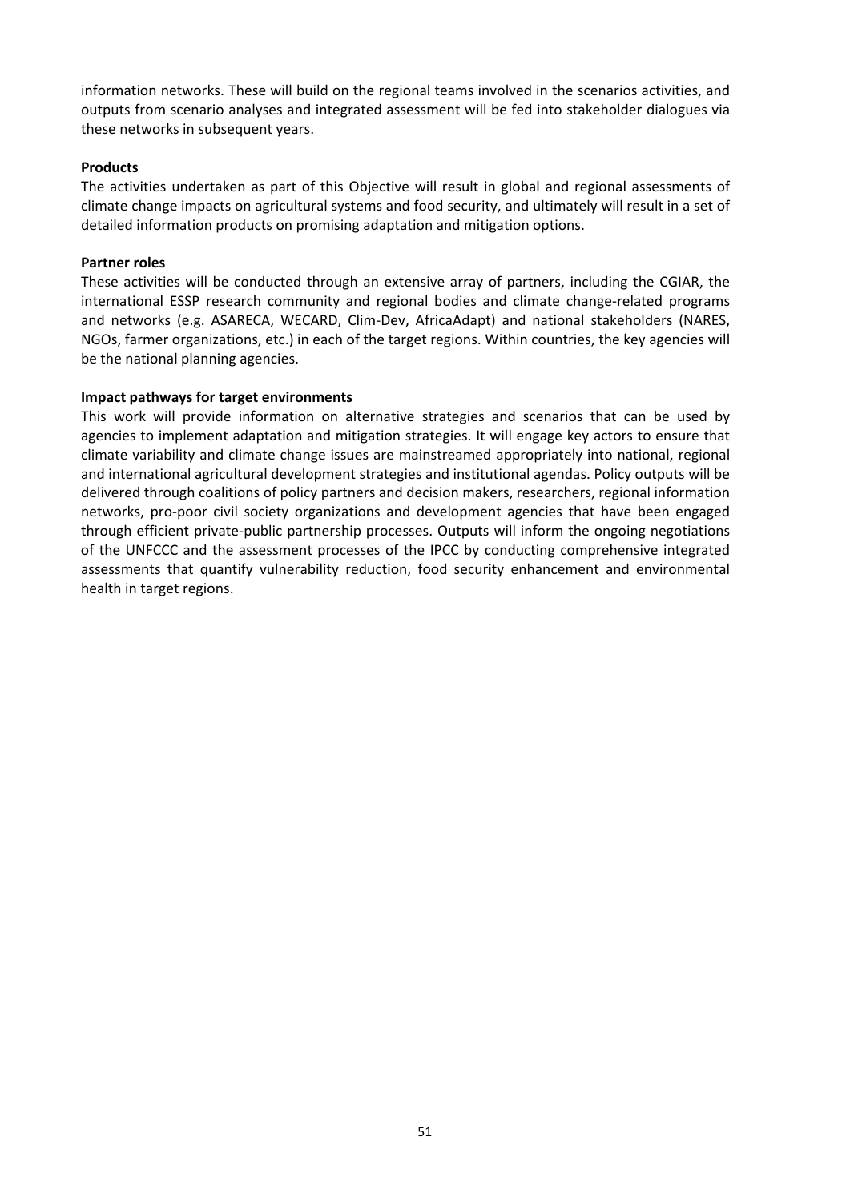information networks. These will build on the regional teams involved in the scenarios activities, and outputs from scenario analyses and integrated assessment will be fed into stakeholder dialogues via these networks in subsequent years.

**Products**

The activities undertaken as part of this Objective will result in global and regional assessments of climate change impacts on agricultural systems and food security, and ultimately will result in a set of detailed information products on promising adaptation and mitigation options.

**Partner roles**

These activities will be conducted through an extensive array of partners, including the CGIAR, the international ESSP research community and regional bodies and climate change-related programs and networks (e.g. ASARECA, WECARD, Clim-Dev, AfricaAdapt) and national stakeholders (NARES, NGOs, farmer organizations, etc.) in each of the target regions. Within countries, the key agencies will be the national planning agencies.

**Impact pathways for target environments**

This work will provide information on alternative strategies and scenarios that can be used by agencies to implement adaptation and mitigation strategies. It will engage key actors to ensure that climate variability and climate change issues are mainstreamed appropriately into national, regional and international agricultural development strategies and institutional agendas. Policy outputs will be delivered through coalitions of policy partners and decision makers, researchers, regional information networks, pro-poor civil society organizations and development agencies that have been engaged through efficient private-public partnership processes. Outputs will inform the ongoing negotiations of the UNFCCC and the assessment processes of the IPCC by conducting comprehensive integrated assessments that quantify vulnerability reduction, food security enhancement and environmental health in target regions.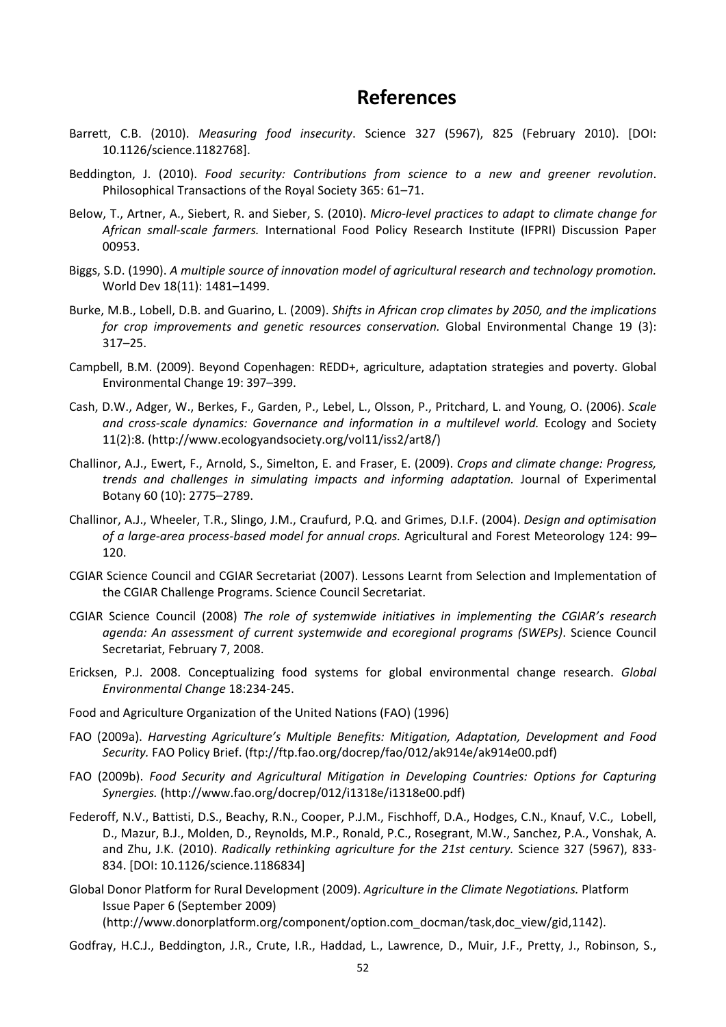# References

Barrett, C.B. (2010). *Measuring food insecurity*. Science 327 (5967), 825 (February 2010). [DOI: 10.1126/science.1182768].

Beddington, J. (2010). *Food security: Contributions from science to a new and greener revolution*. Philosophical Transactions of the Royal Society 365: 61–71.

Below, T., Artner, A., Siebert, R. and Sieber, S. (2010). *Micro-level practices to adapt to climate change for African small-scale farmers.* International Food Policy Research Institute (IFPRI) Discussion Paper 00953.

Biggs, S.D. (1990). *A multiple source of innovation model of agricultural research and technology promotion.* World Dev 18(11): 1481–1499.

Burke, M.B., Lobell, D.B. and Guarino, L. (2009). *Shifts in African crop climates by 2050, and the implications for crop improvements and genetic resources conservation.* Global Environmental Change 19 (3): 317–25.

Campbell, B.M. (2009). Beyond Copenhagen: REDD+, agriculture, adaptation strategies and poverty. Global Environmental Change 19: 397–399.

Cash, D.W., Adger, W., Berkes, F., Garden, P., Lebel, L., Olsson, P., Pritchard, L. and Young, O. (2006). *Scale and cross-scale dynamics: Governance and information in a multilevel world.* Ecology and Society 11(2):8. (http://www.ecologyandsociety.org/vol11/iss2/art8/)

Challinor, A.J., Ewert, F., Arnold, S., Simelton, E. and Fraser, E. (2009). *Crops and climate change: Progress, trends and challenges in simulating impacts and informing adaptation.* Journal of Experimental Botany 60 (10): 2775–2789.

Challinor, A.J., Wheeler, T.R., Slingo, J.M., Craufurd, P.Q. and Grimes, D.I.F. (2004). *Design and optimisation of a large-area process-based model for annual crops.* Agricultural and Forest Meteorology 124: 99–120.

CGIAR Science Council and CGIAR Secretariat (2007). Lessons Learnt from Selection and Implementation of the CGIAR Challenge Programs. Science Council Secretariat.

CGIAR Science Council (2008) *The role of systemwide initiatives in implementing the CGIAR's research agenda: An assessment of current systemwide and ecoregional programs (SWEPs)*. Science Council Secretariat, February 7, 2008.

Ericksen, P.J. 2008. Conceptualizing food systems for global environmental change research. *Global Environmental Change* 18:234-245.

Food and Agriculture Organization of the United Nations (FAO) (1996)

FAO (2009a). *Harvesting Agriculture's Multiple Benefits: Mitigation, Adaptation, Development and Food Security.* FAO Policy Brief. (ftp://ftp.fao.org/docrep/fao/012/ak914e/ak914e00.pdf)

FAO (2009b). *Food Security and Agricultural Mitigation in Developing Countries: Options for Capturing Synergies.* (http://www.fao.org/docrep/012/i1318e/i1318e00.pdf)

Federoff, N.V., Battisti, D.S., Beachy, R.N., Cooper, P.J.M., Fischhoff, D.A., Hodges, C.N., Knauf, V.C., Lobell, D., Mazur, B.J., Molden, D., Reynolds, M.P., Ronald, P.C., Rosegrant, M.W., Sanchez, P.A., Vonshak, A. and Zhu, J.K. (2010). *Radically rethinking agriculture for the 21st century.* Science 327 (5967), 833-834. [DOI: 10.1126/science.1186834]

Global Donor Platform for Rural Development (2009). *Agriculture in the Climate Negotiations.* Platform Issue Paper 6 (September 2009) (http://www.donorplatform.org/component/option.com_docman/task,doc_view/gid,1142).

Godfray, H.C.J., Beddington, J.R., Crute, I.R., Haddad, L., Lawrence, D., Muir, J.F., Pretty, J., Robinson, S.,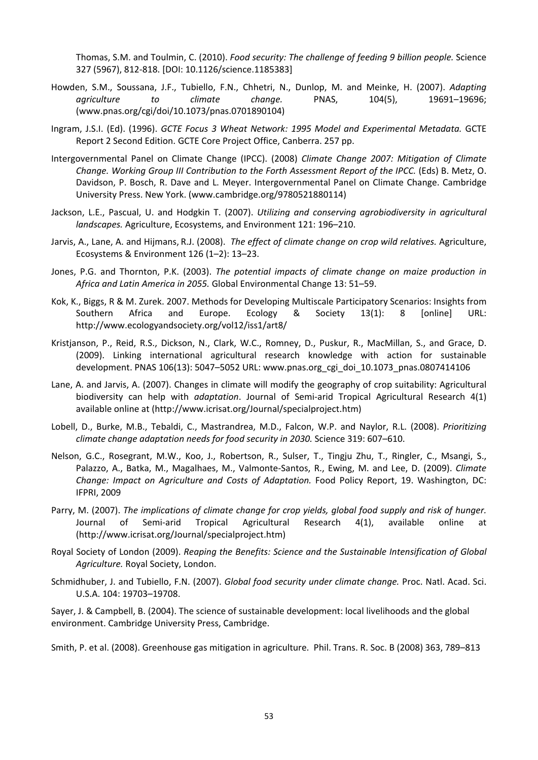Thomas, S.M. and Toulmin, C. (2010). *Food security: The challenge of feeding 9 billion people.* Science 327 (5967), 812-818. [DOI: 10.1126/science.1185383]

Howden, S.M., Soussana, J.F., Tubiello, F.N., Chhetri, N., Dunlop, M. and Meinke, H. (2007). *Adapting agriculture to climate change.* PNAS, 104(5), 19691–19696; (www.pnas.org/cgi/doi/10.1073/pnas.0701890104)

Ingram, J.S.I. (Ed). (1996). *GCTE Focus 3 Wheat Network: 1995 Model and Experimental Metadata.* GCTE Report 2 Second Edition. GCTE Core Project Office, Canberra. 257 pp.

Intergovernmental Panel on Climate Change (IPCC). (2008) *Climate Change 2007: Mitigation of Climate Change. Working Group III Contribution to the Forth Assessment Report of the IPCC.* (Eds) B. Metz, O. Davidson, P. Bosch, R. Dave and L. Meyer. Intergovernmental Panel on Climate Change. Cambridge University Press. New York. (www.cambridge.org/9780521880114)

Jackson, L.E., Pascual, U. and Hodgkin T. (2007). *Utilizing and conserving agrobiodiversity in agricultural landscapes.* Agriculture, Ecosystems, and Environment 121: 196–210.

Jarvis, A., Lane, A. and Hijmans, R.J. (2008). *The effect of climate change on crop wild relatives.* Agriculture, Ecosystems & Environment 126 (1–2): 13–23.

Jones, P.G. and Thornton, P.K. (2003). *The potential impacts of climate change on maize production in Africa and Latin America in 2055.* Global Environmental Change 13: 51–59.

Kok, K., Biggs, R & M. Zurek. 2007. Methods for Developing Multiscale Participatory Scenarios: Insights from Southern Africa and Europe. Ecology & Society 13(1): 8 [online] URL: http://www.ecologyandsociety.org/vol12/iss1/art8/

Kristjanson, P., Reid, R.S., Dickson, N., Clark, W.C., Romney, D., Puskur, R., MacMillan, S., and Grace, D. (2009). Linking international agricultural research knowledge with action for sustainable development. PNAS 106(13): 5047–5052 URL: www.pnas.org_cgi_doi_10.1073_pnas.0807414106

Lane, A. and Jarvis, A. (2007). Changes in climate will modify the geography of crop suitability: Agricultural biodiversity can help with *adaptation*. Journal of Semi-arid Tropical Agricultural Research 4(1) available online at (http://www.icrisat.org/Journal/specialproject.htm)

Lobell, D., Burke, M.B., Tebaldi, C., Mastrandrea, M.D., Falcon, W.P. and Naylor, R.L. (2008). *Prioritizing climate change adaptation needs for food security in 2030.* Science 319: 607–610.

Nelson, G.C., Rosegrant, M.W., Koo, J., Robertson, R., Sulser, T., Tingju Zhu, T., Ringler, C., Msangi, S., Palazzo, A., Batka, M., Magalhaes, M., Valmonte-Santos, R., Ewing, M. and Lee, D. (2009). *Climate Change: Impact on Agriculture and Costs of Adaptation.* Food Policy Report, 19. Washington, DC: IFPRI, 2009

Parry, M. (2007). *The implications of climate change for crop yields, global food supply and risk of hunger.* Journal of Semi-arid Tropical Agricultural Research 4(1), available online at (http://www.icrisat.org/Journal/specialproject.htm)

Royal Society of London (2009). *Reaping the Benefits: Science and the Sustainable Intensification of Global Agriculture.* Royal Society, London.

Schmidhuber, J. and Tubiello, F.N. (2007). *Global food security under climate change.* Proc. Natl. Acad. Sci. U.S.A. 104: 19703–19708.

Sayer, J. & Campbell, B. (2004). The science of sustainable development: local livelihoods and the global environment. Cambridge University Press, Cambridge.

Smith, P. et al. (2008). Greenhouse gas mitigation in agriculture. Phil. Trans. R. Soc. B (2008) 363, 789–813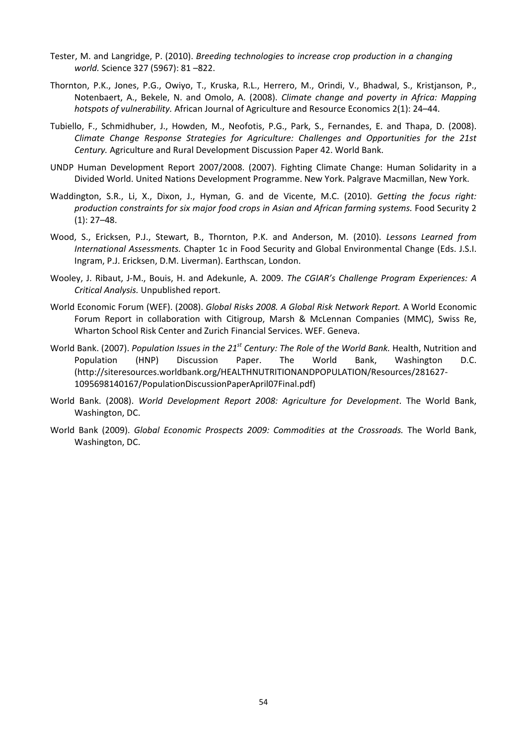Tester, M. and Langridge, P. (2010). *Breeding technologies to increase crop production in a changing world.* Science 327 (5967): 81 –822.

Thornton, P.K., Jones, P.G., Owiyo, T., Kruska, R.L., Herrero, M., Orindi, V., Bhadwal, S., Kristjanson, P., Notenbaert, A., Bekele, N. and Omolo, A. (2008). *Climate change and poverty in Africa: Mapping hotspots of vulnerability.* African Journal of Agriculture and Resource Economics 2(1): 24–44.

Tubiello, F., Schmidhuber, J., Howden, M., Neofotis, P.G., Park, S., Fernandes, E. and Thapa, D. (2008). *Climate Change Response Strategies for Agriculture: Challenges and Opportunities for the 21st Century.* Agriculture and Rural Development Discussion Paper 42. World Bank.

UNDP Human Development Report 2007/2008. (2007). Fighting Climate Change: Human Solidarity in a Divided World. United Nations Development Programme. New York. Palgrave Macmillan, New York.

Waddington, S.R., Li, X., Dixon, J., Hyman, G. and de Vicente, M.C. (2010). *Getting the focus right: production constraints for six major food crops in Asian and African farming systems.* Food Security 2 (1): 27–48.

Wood, S., Ericksen, P.J., Stewart, B., Thornton, P.K. and Anderson, M. (2010). *Lessons Learned from International Assessments.* Chapter 1c in Food Security and Global Environmental Change (Eds. J.S.I. Ingram, P.J. Ericksen, D.M. Liverman). Earthscan, London.

Wooley, J. Ribaut, J-M., Bouis, H. and Adekunle, A. 2009. *The CGIAR's Challenge Program Experiences: A Critical Analysis.* Unpublished report.

World Economic Forum (WEF). (2008). *Global Risks 2008. A Global Risk Network Report.* A World Economic Forum Report in collaboration with Citigroup, Marsh & McLennan Companies (MMC), Swiss Re, Wharton School Risk Center and Zurich Financial Services. WEF. Geneva.

World Bank. (2007). *Population Issues in the 21st Century: The Role of the World Bank.* Health, Nutrition and Population (HNP) Discussion Paper. The World Bank, Washington D.C. (http://siteresources.worldbank.org/HEALTHNUTRITIONANDPOPULATION/Resources/281627-1095698140167/PopulationDiscussionPaperApril07Final.pdf)

World Bank. (2008). *World Development Report 2008: Agriculture for Development*. The World Bank, Washington, DC.

World Bank (2009). *Global Economic Prospects 2009: Commodities at the Crossroads.* The World Bank, Washington, DC.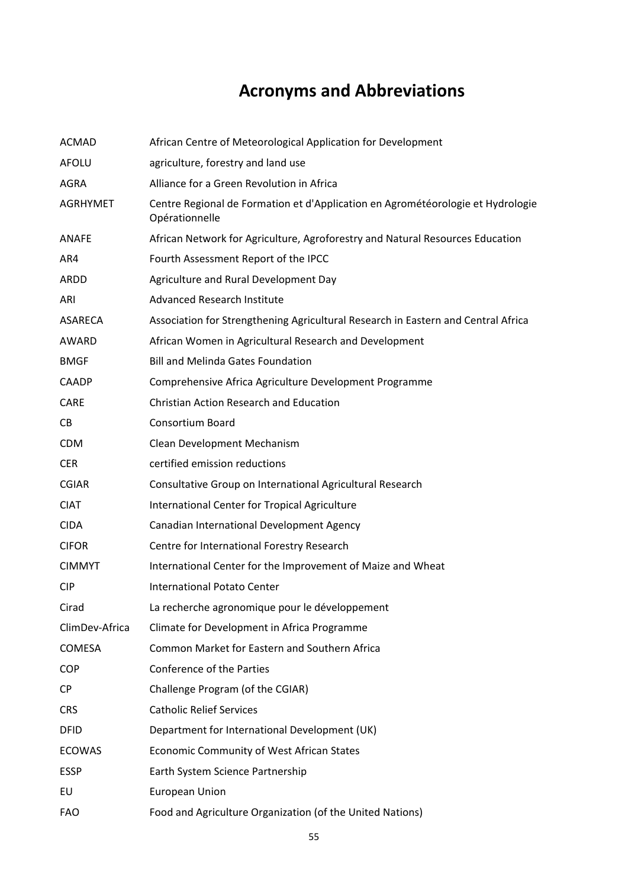# Acronyms and Abbreviations

| | |
|---|---|
| ACMAD | African Centre of Meteorological Application for Development |
| AFOLU | agriculture, forestry and land use |
| AGRA | Alliance for a Green Revolution in Africa |
| AGRHYMET | Centre Regional de Formation et d'Application en Agrométéorologie et Hydrologie Opérationnelle |
| ANAFE | African Network for Agriculture, Agroforestry and Natural Resources Education |
| AR4 | Fourth Assessment Report of the IPCC |
| ARDD | Agriculture and Rural Development Day |
| ARI | Advanced Research Institute |
| ASARECA | Association for Strengthening Agricultural Research in Eastern and Central Africa |
| AWARD | African Women in Agricultural Research and Development |
| BMGF | Bill and Melinda Gates Foundation |
| CAADP | Comprehensive Africa Agriculture Development Programme |
| CARE | Christian Action Research and Education |
| CB | Consortium Board |
| CDM | Clean Development Mechanism |
| CER | certified emission reductions |
| CGIAR | Consultative Group on International Agricultural Research |
| CIAT | International Center for Tropical Agriculture |
| CIDA | Canadian International Development Agency |
| CIFOR | Centre for International Forestry Research |
| CIMMYT | International Center for the Improvement of Maize and Wheat |
| CIP | International Potato Center |
| Cirad | La recherche agronomique pour le développement |
| ClimDev-Africa | Climate for Development in Africa Programme |
| COMESA | Common Market for Eastern and Southern Africa |
| COP | Conference of the Parties |
| CP | Challenge Program (of the CGIAR) |
| CRS | Catholic Relief Services |
| DFID | Department for International Development (UK) |
| ECOWAS | Economic Community of West African States |
| ESSP | Earth System Science Partnership |
| EU | European Union |
| FAO | Food and Agriculture Organization (of the United Nations) |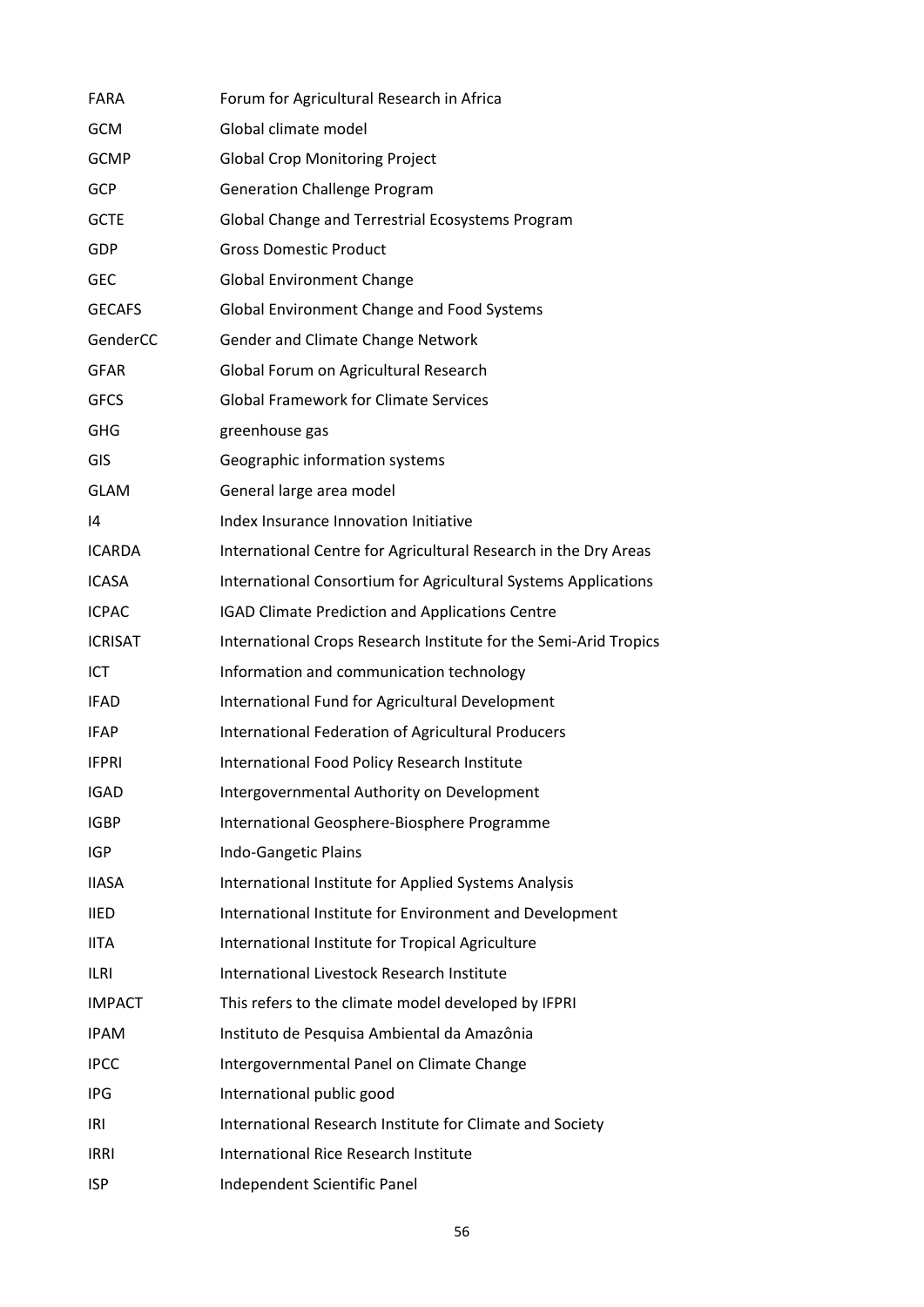| | |
|---|---|
| FARA | Forum for Agricultural Research in Africa |
| GCM | Global climate model |
| GCMP | Global Crop Monitoring Project |
| GCP | Generation Challenge Program |
| GCTE | Global Change and Terrestrial Ecosystems Program |
| GDP | Gross Domestic Product |
| GEC | Global Environment Change |
| GECAFS | Global Environment Change and Food Systems |
| GenderCC | Gender and Climate Change Network |
| GFAR | Global Forum on Agricultural Research |
| GFCS | Global Framework for Climate Services |
| GHG | greenhouse gas |
| GIS | Geographic information systems |
| GLAM | General large area model |
| I4 | Index Insurance Innovation Initiative |
| ICARDA | International Centre for Agricultural Research in the Dry Areas |
| ICASA | International Consortium for Agricultural Systems Applications |
| ICPAC | IGAD Climate Prediction and Applications Centre |
| ICRISAT | International Crops Research Institute for the Semi-Arid Tropics |
| ICT | Information and communication technology |
| IFAD | International Fund for Agricultural Development |
| IFAP | International Federation of Agricultural Producers |
| IFPRI | International Food Policy Research Institute |
| IGAD | Intergovernmental Authority on Development |
| IGBP | International Geosphere-Biosphere Programme |
| IGP | Indo-Gangetic Plains |
| IIASA | International Institute for Applied Systems Analysis |
| IIED | International Institute for Environment and Development |
| IITA | International Institute for Tropical Agriculture |
| ILRI | International Livestock Research Institute |
| IMPACT | This refers to the climate model developed by IFPRI |
| IPAM | Instituto de Pesquisa Ambiental da Amazônia |
| IPCC | Intergovernmental Panel on Climate Change |
| IPG | International public good |
| IRI | International Research Institute for Climate and Society |
| IRRI | International Rice Research Institute |
| ISP | Independent Scientific Panel |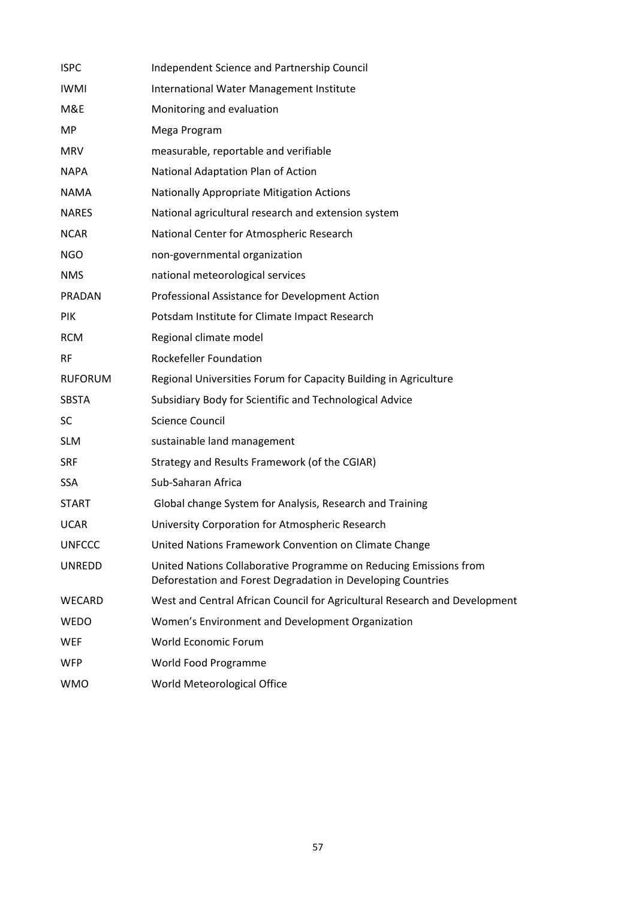| | |
|---|---|
| ISPC | Independent Science and Partnership Council |
| IWMI | International Water Management Institute |
| M&E | Monitoring and evaluation |
| MP | Mega Program |
| MRV | measurable, reportable and verifiable |
| NAPA | National Adaptation Plan of Action |
| NAMA | Nationally Appropriate Mitigation Actions |
| NARES | National agricultural research and extension system |
| NCAR | National Center for Atmospheric Research |
| NGO | non-governmental organization |
| NMS | national meteorological services |
| PRADAN | Professional Assistance for Development Action |
| PIK | Potsdam Institute for Climate Impact Research |
| RCM | Regional climate model |
| RF | Rockefeller Foundation |
| RUFORUM | Regional Universities Forum for Capacity Building in Agriculture |
| SBSTA | Subsidiary Body for Scientific and Technological Advice |
| SC | Science Council |
| SLM | sustainable land management |
| SRF | Strategy and Results Framework (of the CGIAR) |
| SSA | Sub-Saharan Africa |
| START | Global change System for Analysis, Research and Training |
| UCAR | University Corporation for Atmospheric Research |
| UNFCCC | United Nations Framework Convention on Climate Change |
| UNREDD | United Nations Collaborative Programme on Reducing Emissions from Deforestation and Forest Degradation in Developing Countries |
| WECARD | West and Central African Council for Agricultural Research and Development |
| WEDO | Women's Environment and Development Organization |
| WEF | World Economic Forum |
| WFP | World Food Programme |
| WMO | World Meteorological Office |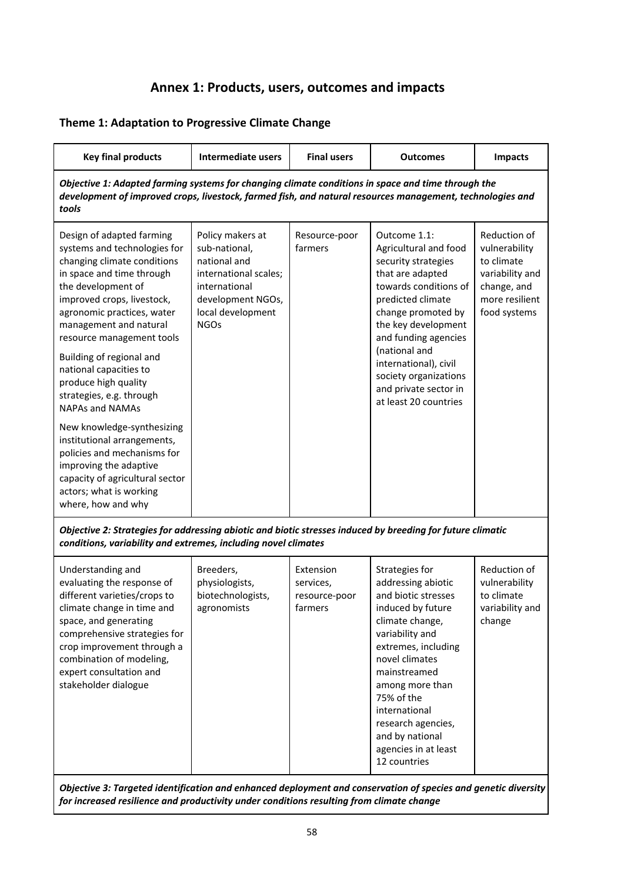# Annex 1: Products, users, outcomes and impacts

## Theme 1: Adaptation to Progressive Climate Change

| Key final products | Intermediate users | Final users | Outcomes | Impacts |
|---|---|---|---|---|
| ***Objective 1: Adapted farming systems for changing climate conditions in space and time through the development of improved crops, livestock, farmed fish, and natural resources management, technologies and tools*** | | | | |
| Design of adapted farming systems and technologies for changing climate conditions in space and time through the development of improved crops, livestock, agronomic practices, water management and natural resource management tools<br><br>Building of regional and national capacities to produce high quality strategies, e.g. through NAPAs and NAMAs<br><br>New knowledge-synthesizing institutional arrangements, policies and mechanisms for improving the adaptive capacity of agricultural sector actors; what is working where, how and why | Policy makers at sub-national, national and international scales; international development NGOs, local development NGOs | Resource-poor farmers | Outcome 1.1: Agricultural and food security strategies that are adapted towards conditions of predicted climate change promoted by the key development and funding agencies (national and international), civil society organizations and private sector in at least 20 countries | Reduction of vulnerability to climate variability and change, and more resilient food systems |
| ***Objective 2: Strategies for addressing abiotic and biotic stresses induced by breeding for future climatic conditions, variability and extremes, including novel climates*** | | | | |
| Understanding and evaluating the response of different varieties/crops to climate change in time and space, and generating comprehensive strategies for crop improvement through a combination of modeling, expert consultation and stakeholder dialogue | Breeders, physiologists, biotechnologists, agronomists | Extension services, resource-poor farmers | Strategies for addressing abiotic and biotic stresses induced by future climate change, variability and extremes, including novel climates mainstreamed among more than 75% of the international research agencies, and by national agencies in at least 12 countries | Reduction of vulnerability to climate variability and change |
| ***Objective 3: Targeted identification and enhanced deployment and conservation of species and genetic diversity for increased resilience and productivity under conditions resulting from climate change*** | | | | |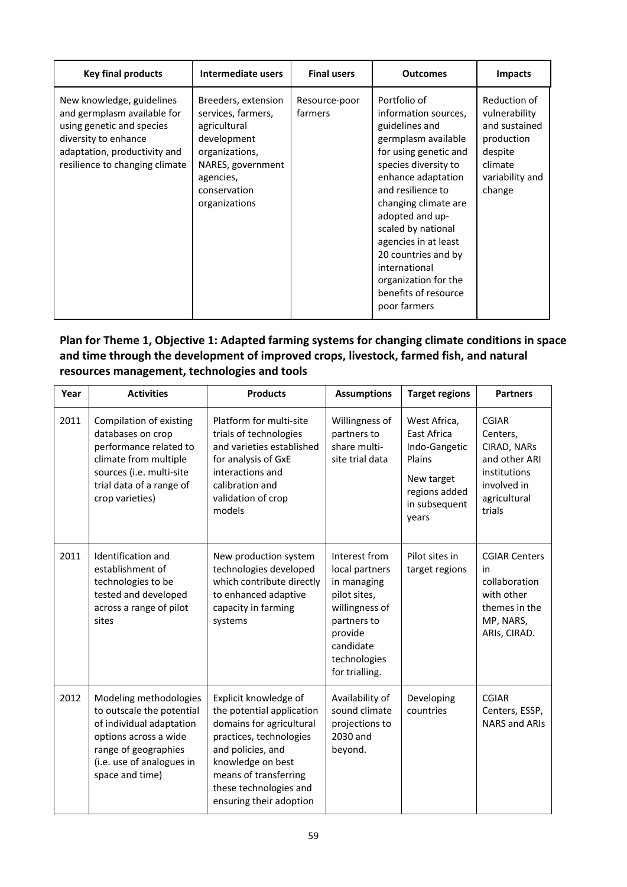| Key final products | Intermediate users | Final users | Outcomes | Impacts |
|---|---|---|---|---|
| New knowledge, guidelines and germplasm available for using genetic and species diversity to enhance adaptation, productivity and resilience to changing climate | Breeders, extension services, farmers, agricultural development organizations, NARES, government agencies, conservation organizations | Resource-poor farmers | Portfolio of information sources, guidelines and germplasm available for using genetic and species diversity to enhance adaptation and resilience to changing climate are adopted and up-scaled by national agencies in at least 20 countries and by international organization for the benefits of resource poor farmers | Reduction of vulnerability and sustained production despite climate variability and change |

**Plan for Theme 1, Objective 1: Adapted farming systems for changing climate conditions in space and time through the development of improved crops, livestock, farmed fish, and natural resources management, technologies and tools**

| Year | Activities | Products | Assumptions | Target regions | Partners |
|---|---|---|---|---|---|
| 2011 | Compilation of existing databases on crop performance related to climate from multiple sources (i.e. multi-site trial data of a range of crop varieties) | Platform for multi-site trials of technologies and varieties established for analysis of GxE interactions and calibration and validation of crop models | Willingness of partners to share multi-site trial data | West Africa, East Africa Indo-Gangetic Plains<br><br>New target regions added in subsequent years | CGIAR Centers, CIRAD, NARs and other ARI institutions involved in agricultural trials |
| 2011 | Identification and establishment of technologies to be tested and developed across a range of pilot sites | New production system technologies developed which contribute directly to enhanced adaptive capacity in farming systems | Interest from local partners in managing pilot sites, willingness of partners to provide candidate technologies for trialling. | Pilot sites in target regions | CGIAR Centers in collaboration with other themes in the MP, NARS, ARIs, CIRAD. |
| 2012 | Modeling methodologies to outscale the potential of individual adaptation options across a wide range of geographies (i.e. use of analogues in space and time) | Explicit knowledge of the potential application domains for agricultural practices, technologies and policies, and knowledge on best means of transferring these technologies and ensuring their adoption | Availability of sound climate projections to 2030 and beyond. | Developing countries | CGIAR Centers, ESSP, NARS and ARIs |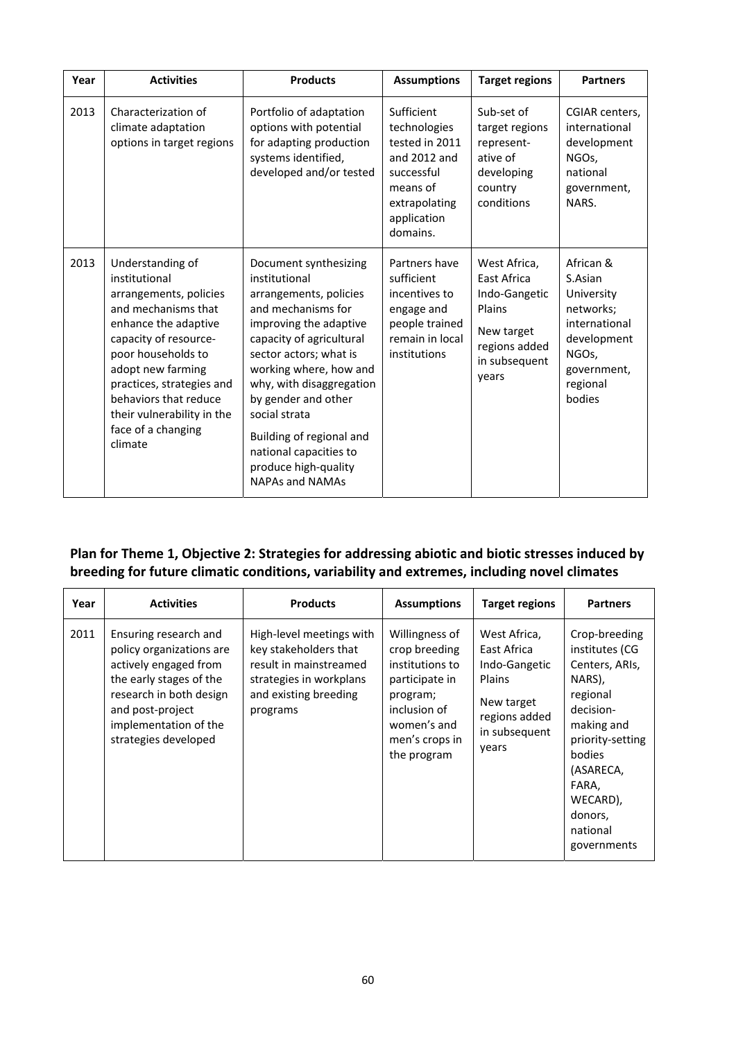| Year | Activities | Products | Assumptions | Target regions | Partners |
|---|---|---|---|---|---|
| 2013 | Characterization of climate adaptation options in target regions | Portfolio of adaptation options with potential for adapting production systems identified, developed and/or tested | Sufficient technologies tested in 2011 and 2012 and successful means of extrapolating application domains. | Sub-set of target regions represent-ative of developing country conditions | CGIAR centers, international development NGOs, national government, NARS. |
| 2013 | Understanding of institutional arrangements, policies and mechanisms that enhance the adaptive capacity of resource-poor households to adopt new farming practices, strategies and behaviors that reduce their vulnerability in the face of a changing climate | Document synthesizing institutional arrangements, policies and mechanisms for improving the adaptive capacity of agricultural sector actors; what is working where, how and why, with disaggregation by gender and other social strata<br><br>Building of regional and national capacities to produce high-quality NAPAs and NAMAs | Partners have sufficient incentives to engage and people trained remain in local institutions | West Africa, East Africa Indo-Gangetic Plains<br><br>New target regions added in subsequent years | African & S.Asian University networks; international development NGOs, government, regional bodies |

## Plan for Theme 1, Objective 2: Strategies for addressing abiotic and biotic stresses induced by breeding for future climatic conditions, variability and extremes, including novel climates

| Year | Activities | Products | Assumptions | Target regions | Partners |
|---|---|---|---|---|---|
| 2011 | Ensuring research and policy organizations are actively engaged from the early stages of the research in both design and post-project implementation of the strategies developed | High-level meetings with key stakeholders that result in mainstreamed strategies in workplans and existing breeding programs | Willingness of crop breeding institutions to participate in program; inclusion of women's and men's crops in the program | West Africa, East Africa Indo-Gangetic Plains<br><br>New target regions added in subsequent years | Crop-breeding institutes (CG Centers, ARIs, NARS), regional decision-making and priority-setting bodies (ASARECA, FARA, WECARD), donors, national governments |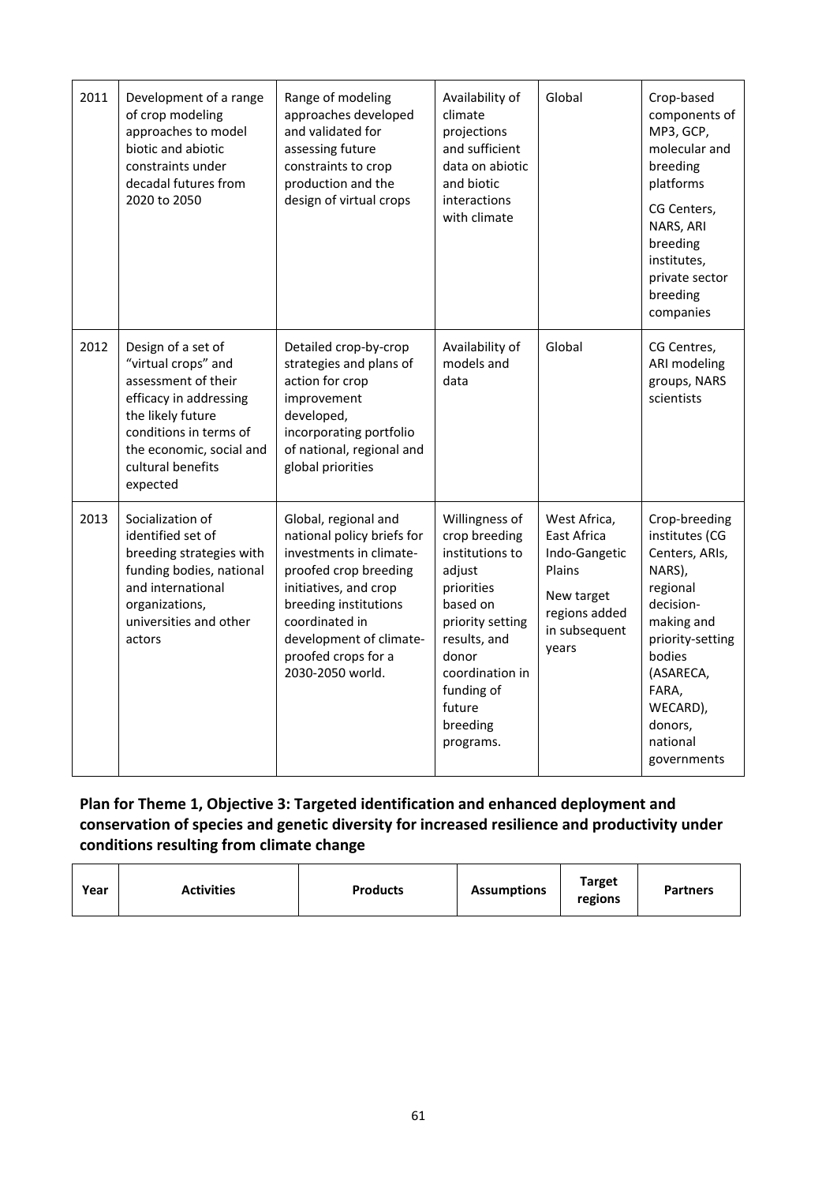| | | | | | |
|---|---|---|---|---|---|
| 2011 | Development of a range of crop modeling approaches to model biotic and abiotic constraints under decadal futures from 2020 to 2050 | Range of modeling approaches developed and validated for assessing future constraints to crop production and the design of virtual crops | Availability of climate projections and sufficient data on abiotic and biotic interactions with climate | Global | Crop-based components of MP3, GCP, molecular and breeding platforms<br><br>CG Centers, NARS, ARI breeding institutes, private sector breeding companies |
| 2012 | Design of a set of "virtual crops" and assessment of their efficacy in addressing the likely future conditions in terms of the economic, social and cultural benefits expected | Detailed crop-by-crop strategies and plans of action for crop improvement developed, incorporating portfolio of national, regional and global priorities | Availability of models and data | Global | CG Centres, ARI modeling groups, NARS scientists |
| 2013 | Socialization of identified set of breeding strategies with funding bodies, national and international organizations, universities and other actors | Global, regional and national policy briefs for investments in climate-proofed crop breeding initiatives, and crop breeding institutions coordinated in development of climate-proofed crops for a 2030-2050 world. | Willingness of crop breeding institutions to adjust priorities based on priority setting results, and donor coordination in funding of future breeding programs. | West Africa, East Africa Indo-Gangetic Plains<br><br>New target regions added in subsequent years | Crop-breeding institutes (CG Centers, ARIs, NARS), regional decision-making and priority-setting bodies (ASARECA, FARA, WECARD), donors, national governments |

**Plan for Theme 1, Objective 3: Targeted identification and enhanced deployment and conservation of species and genetic diversity for increased resilience and productivity under conditions resulting from climate change**

| Year | Activities | Products | Assumptions | Target regions | Partners |
|---|---|---|---|---|---|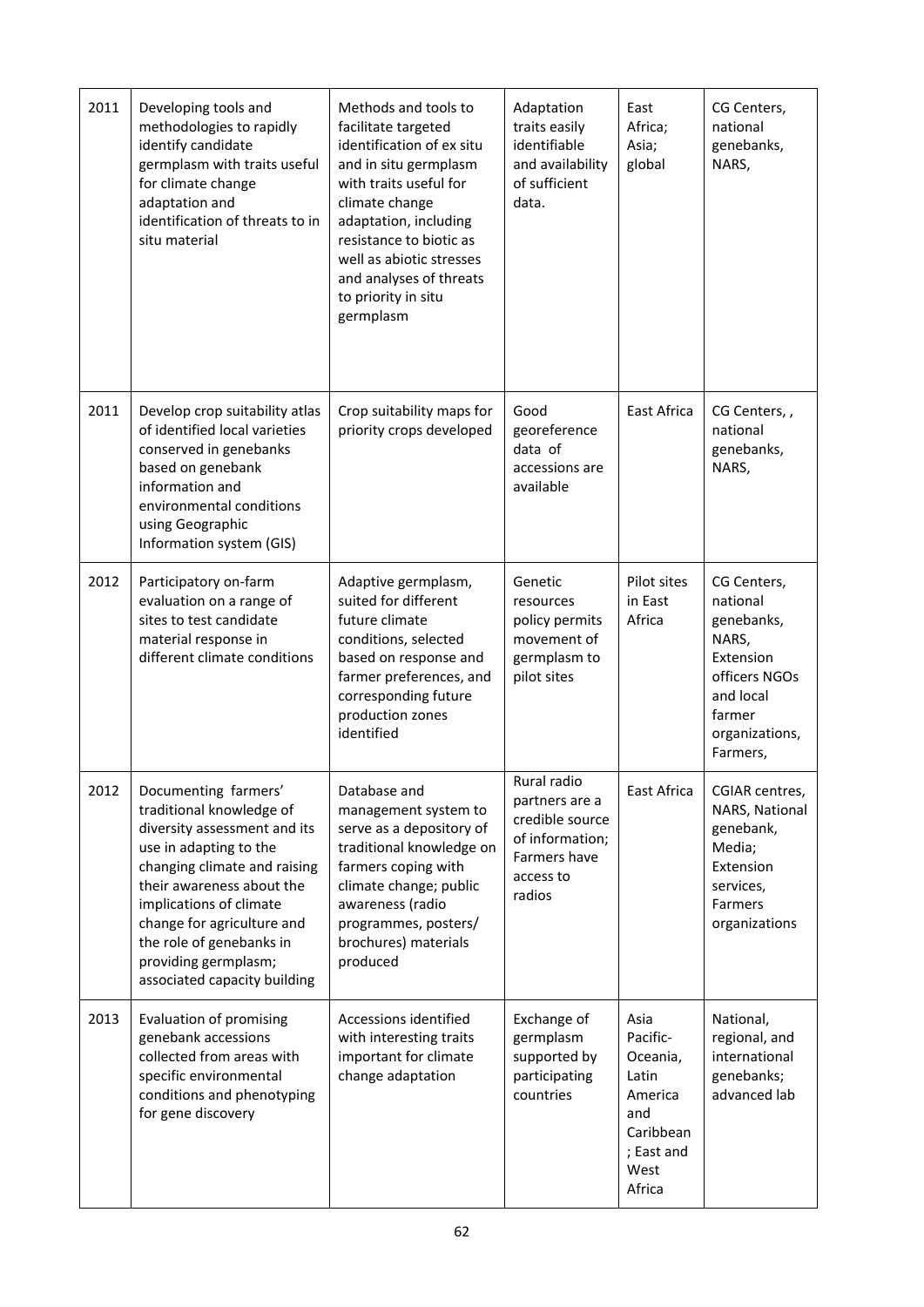| 2011 | Developing tools and methodologies to rapidly identify candidate germplasm with traits useful for climate change adaptation and identification of threats to in situ material | Methods and tools to facilitate targeted identification of ex situ and in situ germplasm with traits useful for climate change adaptation, including resistance to biotic as well as abiotic stresses and analyses of threats to priority in situ germplasm | Adaptation traits easily identifiable and availability of sufficient data. | East Africa; Asia; global | CG Centers, national genebanks, NARS, |
|---|---|---|---|---|---|
| 2011 | Develop crop suitability atlas of identified local varieties conserved in genebanks based on genebank information and environmental conditions using Geographic Information system (GIS) | Crop suitability maps for priority crops developed | Good georeference data of accessions are available | East Africa | CG Centers, , national genebanks, NARS, |
| 2012 | Participatory on-farm evaluation on a range of sites to test candidate material response in different climate conditions | Adaptive germplasm, suited for different future climate conditions, selected based on response and farmer preferences, and corresponding future production zones identified | Genetic resources policy permits movement of germplasm to pilot sites | Pilot sites in East Africa | CG Centers, national genebanks, NARS, Extension officers NGOs and local farmer organizations, Farmers, |
| 2012 | Documenting farmers' traditional knowledge of diversity assessment and its use in adapting to the changing climate and raising their awareness about the implications of climate change for agriculture and the role of genebanks in providing germplasm; associated capacity building | Database and management system to serve as a depository of traditional knowledge on farmers coping with climate change; public awareness (radio programmes, posters/ brochures) materials produced | Rural radio partners are a credible source of information; Farmers have access to radios | East Africa | CGIAR centres, NARS, National genebank, Media; Extension services, Farmers organizations |
| 2013 | Evaluation of promising genebank accessions collected from areas with specific environmental conditions and phenotyping for gene discovery | Accessions identified with interesting traits important for climate change adaptation | Exchange of germplasm supported by participating countries | Asia Pacific-Oceania, Latin America and Caribbean; East and West Africa | National, regional, and international genebanks; advanced lab |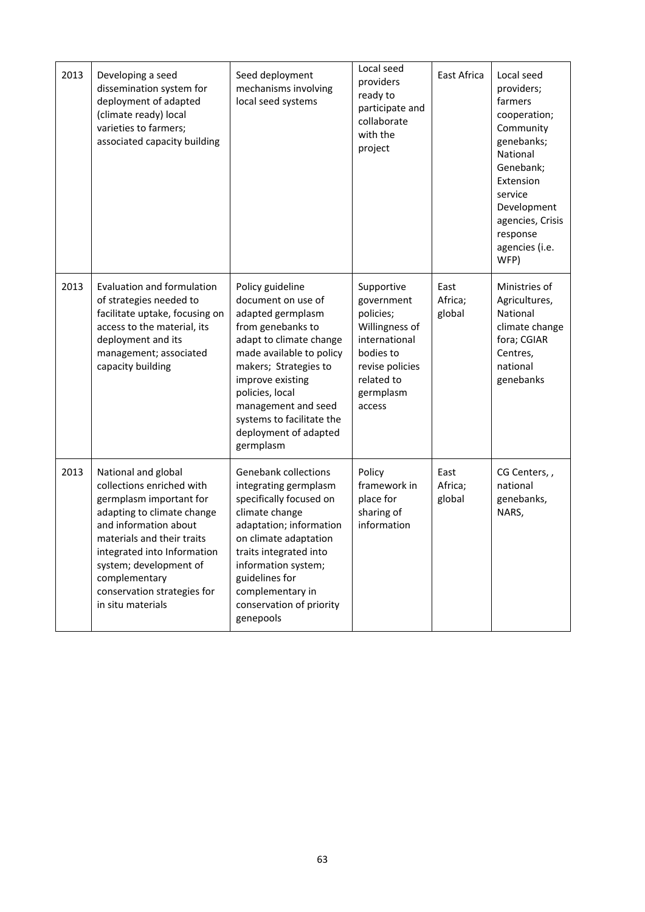| 2013 | Developing a seed dissemination system for deployment of adapted (climate ready) local varieties to farmers; associated capacity building | Seed deployment mechanisms involving local seed systems | Local seed providers ready to participate and collaborate with the project | East Africa | Local seed providers; farmers cooperation; Community genebanks; National Genebank; Extension service Development agencies, Crisis response agencies (i.e. WFP) |
|---|---|---|---|---|---|
| 2013 | Evaluation and formulation of strategies needed to facilitate uptake, focusing on access to the material, its deployment and its management; associated capacity building | Policy guideline document on use of adapted germplasm from genebanks to adapt to climate change made available to policy makers; Strategies to improve existing policies, local management and seed systems to facilitate the deployment of adapted germplasm | Supportive government policies; Willingness of international bodies to revise policies related to germplasm access | East Africa; global | Ministries of Agricultures, National climate change fora; CGIAR Centres, national genebanks |
| 2013 | National and global collections enriched with germplasm important for adapting to climate change and information about materials and their traits integrated into Information system; development of complementary conservation strategies for in situ materials | Genebank collections integrating germplasm specifically focused on climate change adaptation; information on climate adaptation traits integrated into information system; guidelines for complementary in conservation of priority genepools | Policy framework in place for sharing of information | East Africa; global | CG Centers, , national genebanks, NARS, |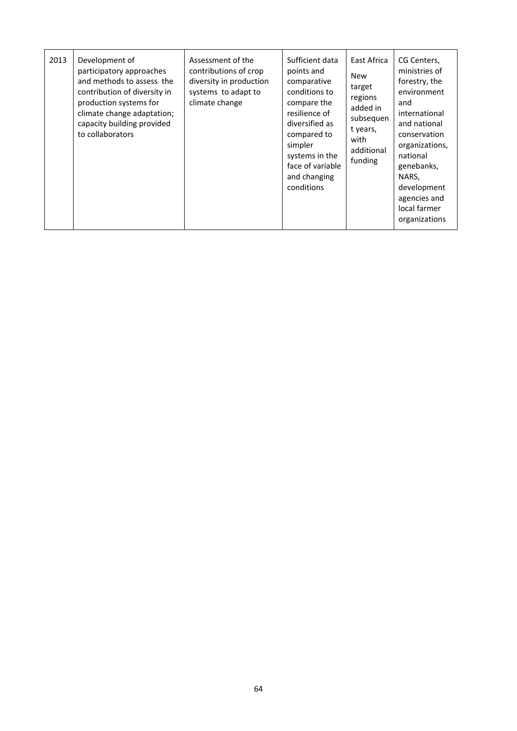| | | | | | |
|---|---|---|---|---|---|
| 2013 | Development of participatory approaches and methods to assess the contribution of diversity in production systems for climate change adaptation; capacity building provided to collaborators | Assessment of the contributions of crop diversity in production systems to adapt to climate change | Sufficient data points and comparative conditions to compare the resilience of diversified as compared to simpler systems in the face of variable and changing conditions | East Africa<br>New target regions added in subsequent years, with additional funding | CG Centers, ministries of forestry, the environment and international and national conservation organizations, national genebanks, NARS, development agencies and local farmer organizations |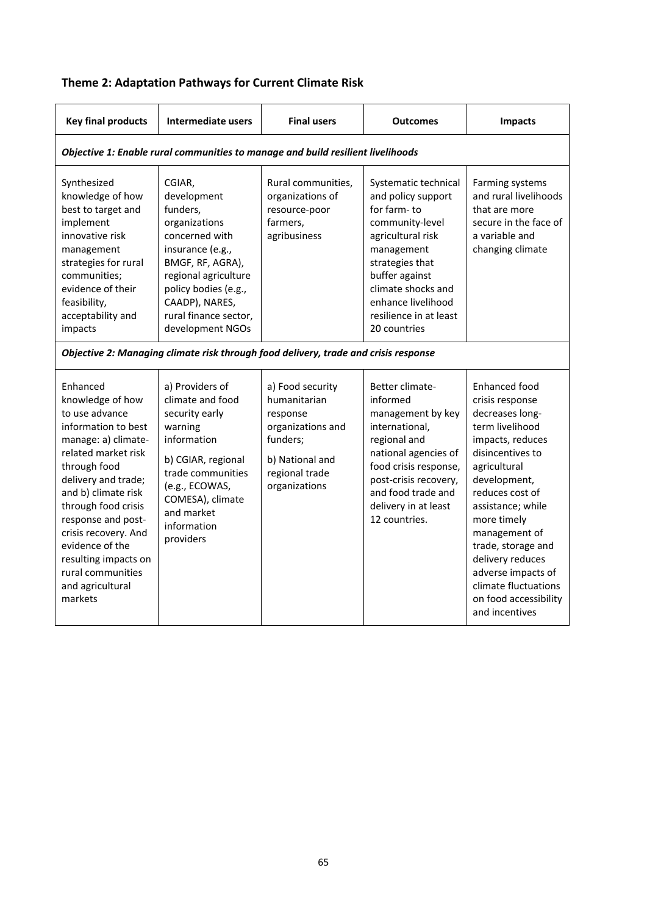## Theme 2: Adaptation Pathways for Current Climate Risk

| Key final products | Intermediate users | Final users | Outcomes | Impacts |
|---|---|---|---|---|
| ***Objective 1: Enable rural communities to manage and build resilient livelihoods*** | | | | |
| Synthesized knowledge of how best to target and implement innovative risk management strategies for rural communities; evidence of their feasibility, acceptability and impacts | CGIAR, development funders, organizations concerned with insurance (e.g., BMGF, RF, AGRA), regional agriculture policy bodies (e.g., CAADP), NARES, rural finance sector, development NGOs | Rural communities, organizations of resource-poor farmers, agribusiness | Systematic technical and policy support for farm- to community-level agricultural risk management strategies that buffer against climate shocks and enhance livelihood resilience in at least 20 countries | Farming systems and rural livelihoods that are more secure in the face of a variable and changing climate |
| ***Objective 2: Managing climate risk through food delivery, trade and crisis response*** | | | | |
| Enhanced knowledge of how to use advance information to best manage: a) climate-related market risk through food delivery and trade; and b) climate risk through food crisis response and post-crisis recovery. And evidence of the resulting impacts on rural communities and agricultural markets | a) Providers of climate and food security early warning information<br><br>b) CGIAR, regional trade communities (e.g., ECOWAS, COMESA), climate and market information providers | a) Food security humanitarian response organizations and funders;<br><br>b) National and regional trade organizations | Better climate-informed management by key international, regional and national agencies of food crisis response, post-crisis recovery, and food trade and delivery in at least 12 countries. | Enhanced food crisis response decreases long-term livelihood impacts, reduces disincentives to agricultural development, reduces cost of assistance; while more timely management of trade, storage and delivery reduces adverse impacts of climate fluctuations on food accessibility and incentives |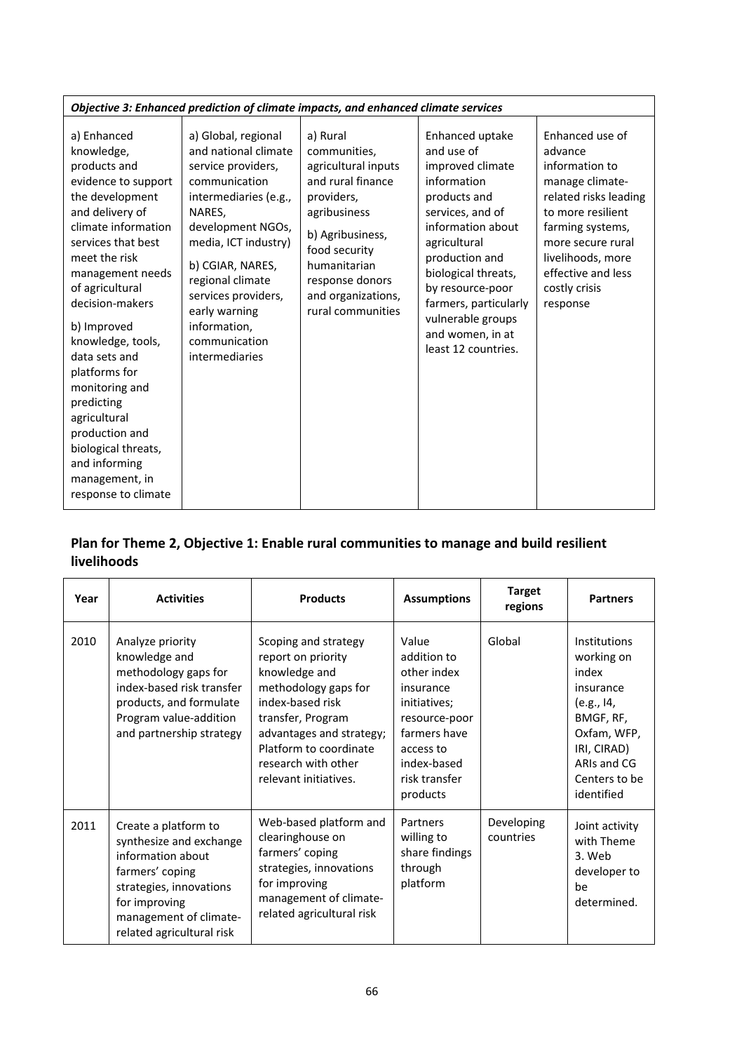| *Objective 3: Enhanced prediction of climate impacts, and enhanced climate services* | | | | |
|---|---|---|---|---|
| a) Enhanced knowledge, products and evidence to support the development and delivery of climate information services that best meet the risk management needs of agricultural decision-makers<br><br>b) Improved knowledge, tools, data sets and platforms for monitoring and predicting agricultural production and biological threats, and informing management, in response to climate | a) Global, regional and national climate service providers, communication intermediaries (e.g., NARES, development NGOs, media, ICT industry)<br><br>b) CGIAR, NARES, regional climate services providers, early warning information, communication intermediaries | a) Rural communities, agricultural inputs and rural finance providers, agribusiness<br><br>b) Agribusiness, food security humanitarian response donors and organizations, rural communities | Enhanced uptake and use of improved climate information products and services, and of information about agricultural production and biological threats, by resource-poor farmers, particularly vulnerable groups and women, in at least 12 countries. | Enhanced use of advance information to manage climate-related risks leading to more resilient farming systems, more secure rural livelihoods, more effective and less costly crisis response |

## Plan for Theme 2, Objective 1: Enable rural communities to manage and build resilient livelihoods

| Year | Activities | Products | Assumptions | Target regions | Partners |
|---|---|---|---|---|---|
| 2010 | Analyze priority knowledge and methodology gaps for index-based risk transfer products, and formulate Program value-addition and partnership strategy | Scoping and strategy report on priority knowledge and methodology gaps for index-based risk transfer, Program advantages and strategy; Platform to coordinate research with other relevant initiatives. | Value addition to other index insurance initiatives; resource-poor farmers have access to index-based risk transfer products | Global | Institutions working on index insurance (e.g., I4, BMGF, RF, Oxfam, WFP, IRI, CIRAD) ARIs and CG Centers to be identified |
| 2011 | Create a platform to synthesize and exchange information about farmers' coping strategies, innovations for improving management of climate-related agricultural risk | Web-based platform and clearinghouse on farmers' coping strategies, innovations for improving management of climate-related agricultural risk | Partners willing to share findings through platform | Developing countries | Joint activity with Theme 3. Web developer to be determined. |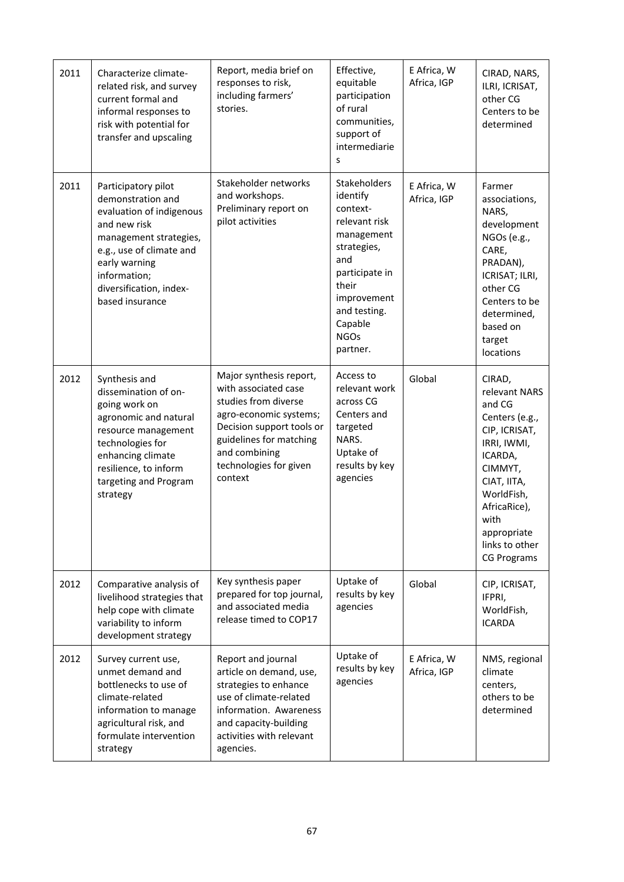| 2011 | Characterize climate-related risk, and survey current formal and informal responses to risk with potential for transfer and upscaling | Report, media brief on responses to risk, including farmers' stories. | Effective, equitable participation of rural communities, support of intermediaries | E Africa, W Africa, IGP | CIRAD, NARS, ILRI, ICRISAT, other CG Centers to be determined |
|---|---|---|---|---|---|
| 2011 | Participatory pilot demonstration and evaluation of indigenous and new risk management strategies, e.g., use of climate and early warning information; diversification, index-based insurance | Stakeholder networks and workshops. Preliminary report on pilot activities | Stakeholders identify context-relevant risk management strategies, and participate in their improvement and testing. Capable NGOs partner. | E Africa, W Africa, IGP | Farmer associations, NARS, development NGOs (e.g., CARE, PRADAN), ICRISAT; ILRI, other CG Centers to be determined, based on target locations |
| 2012 | Synthesis and dissemination of on-going work on agronomic and natural resource management technologies for enhancing climate resilience, to inform targeting and Program strategy | Major synthesis report, with associated case studies from diverse agro-economic systems; Decision support tools or guidelines for matching and combining technologies for given context | Access to relevant work across CG Centers and targeted NARS. Uptake of results by key agencies | Global | CIRAD, relevant NARS and CG Centers (e.g., CIP, ICRISAT, IRRI, IWMI, ICARDA, CIMMYT, CIAT, IITA, WorldFish, AfricaRice), with appropriate links to other CG Programs |
| 2012 | Comparative analysis of livelihood strategies that help cope with climate variability to inform development strategy | Key synthesis paper prepared for top journal, and associated media release timed to COP17 | Uptake of results by key agencies | Global | CIP, ICRISAT, IFPRI, WorldFish, ICARDA |
| 2012 | Survey current use, unmet demand and bottlenecks to use of climate-related information to manage agricultural risk, and formulate intervention strategy | Report and journal article on demand, use, strategies to enhance use of climate-related information. Awareness and capacity-building activities with relevant agencies. | Uptake of results by key agencies | E Africa, W Africa, IGP | NMS, regional climate centers, others to be determined |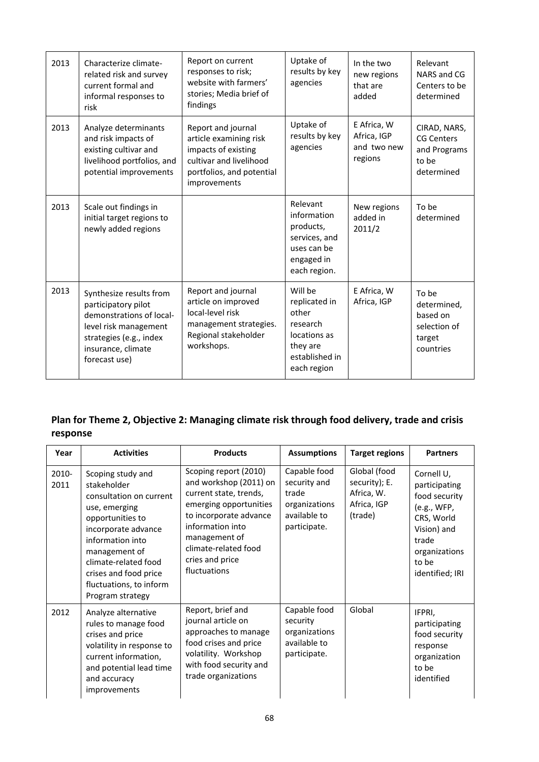| | | | | | |
|---|---|---|---|---|---|
| 2013 | Characterize climate-related risk and survey current formal and informal responses to risk | Report on current responses to risk; website with farmers' stories; Media brief of findings | Uptake of results by key agencies | In the two new regions that are added | Relevant NARS and CG Centers to be determined |
| 2013 | Analyze determinants and risk impacts of existing cultivar and livelihood portfolios, and potential improvements | Report and journal article examining risk impacts of existing cultivar and livelihood portfolios, and potential improvements | Uptake of results by key agencies | E Africa, W Africa, IGP and two new regions | CIRAD, NARS, CG Centers and Programs to be determined |
| 2013 | Scale out findings in initial target regions to newly added regions | | Relevant information products, services, and uses can be engaged in each region. | New regions added in 2011/2 | To be determined |
| 2013 | Synthesize results from participatory pilot demonstrations of local-level risk management strategies (e.g., index insurance, climate forecast use) | Report and journal article on improved local-level risk management strategies. Regional stakeholder workshops. | Will be replicated in other research locations as they are established in each region | E Africa, W Africa, IGP | To be determined, based on selection of target countries |

## Plan for Theme 2, Objective 2: Managing climate risk through food delivery, trade and crisis response

| Year | Activities | Products | Assumptions | Target regions | Partners |
|---|---|---|---|---|---|
| 2010-2011 | Scoping study and stakeholder consultation on current use, emerging opportunities to incorporate advance information into management of climate-related food crises and food price fluctuations, to inform Program strategy | Scoping report (2010) and workshop (2011) on current state, trends, emerging opportunities to incorporate advance information into management of climate-related food cries and price fluctuations | Capable food security and trade organizations available to participate. | Global (food security); E. Africa, W. Africa, IGP (trade) | Cornell U, participating food security (e.g., WFP, CRS, World Vision) and trade organizations to be identified; IRI |
| 2012 | Analyze alternative rules to manage food crises and price volatility in response to current information, and potential lead time and accuracy improvements | Report, brief and journal article on approaches to manage food crises and price volatility. Workshop with food security and trade organizations | Capable food security organizations available to participate. | Global | IFPRI, participating food security response organization to be identified |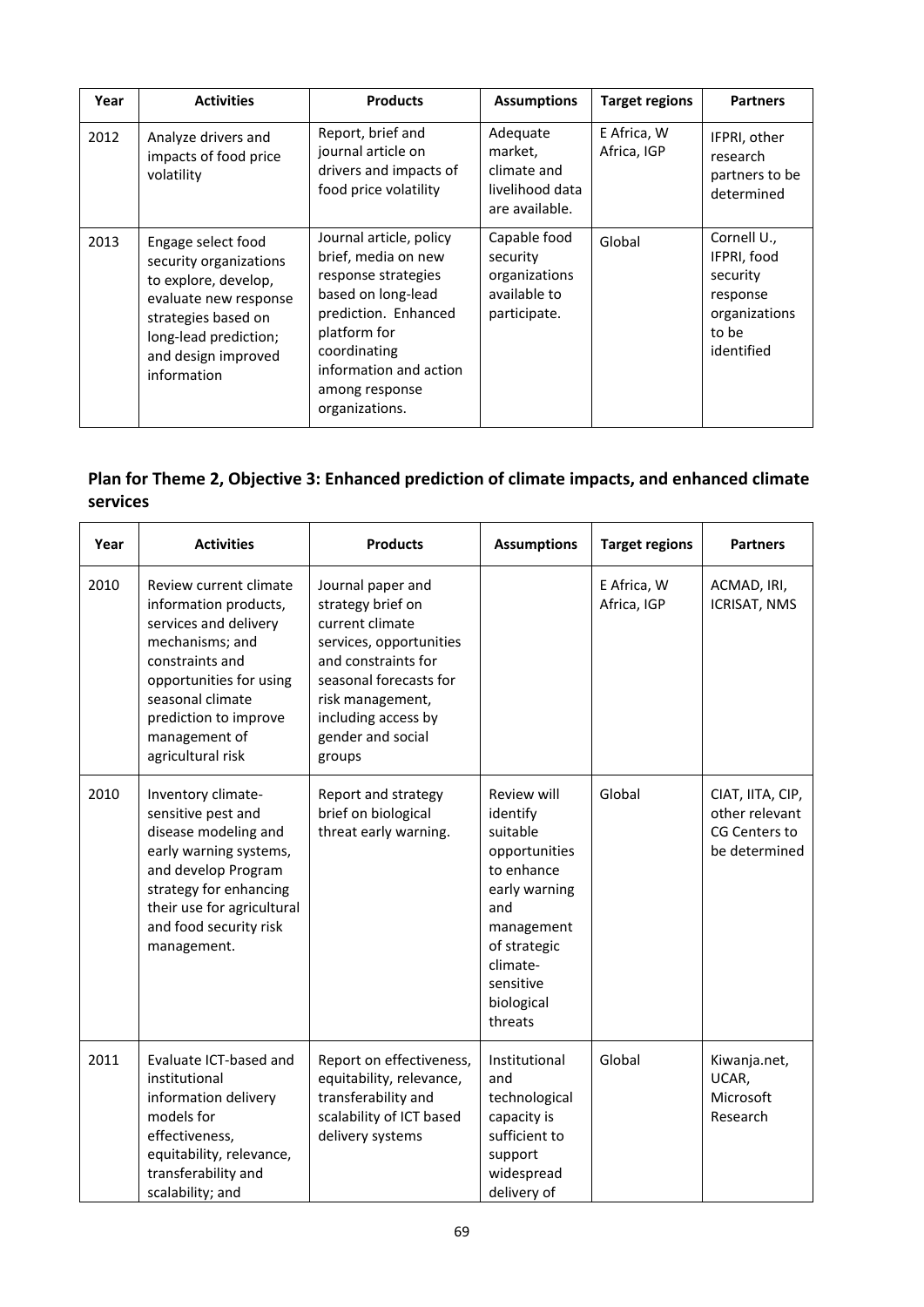| Year | Activities | Products | Assumptions | Target regions | Partners |
|---|---|---|---|---|---|
| 2012 | Analyze drivers and impacts of food price volatility | Report, brief and journal article on drivers and impacts of food price volatility | Adequate market, climate and livelihood data are available. | E Africa, W Africa, IGP | IFPRI, other research partners to be determined |
| 2013 | Engage select food security organizations to explore, develop, evaluate new response strategies based on long-lead prediction; and design improved information | Journal article, policy brief, media on new response strategies based on long-lead prediction. Enhanced platform for coordinating information and action among response organizations. | Capable food security organizations available to participate. | Global | Cornell U., IFPRI, food security response organizations to be identified |

## Plan for Theme 2, Objective 3: Enhanced prediction of climate impacts, and enhanced climate services

| Year | Activities | Products | Assumptions | Target regions | Partners |
|---|---|---|---|---|---|
| 2010 | Review current climate information products, services and delivery mechanisms; and constraints and opportunities for using seasonal climate prediction to improve management of agricultural risk | Journal paper and strategy brief on current climate services, opportunities and constraints for seasonal forecasts for risk management, including access by gender and social groups | | E Africa, W Africa, IGP | ACMAD, IRI, ICRISAT, NMS |
| 2010 | Inventory climate-sensitive pest and disease modeling and early warning systems, and develop Program strategy for enhancing their use for agricultural and food security risk management. | Report and strategy brief on biological threat early warning. | Review will identify suitable opportunities to enhance early warning and management of strategic climate-sensitive biological threats | Global | CIAT, IITA, CIP, other relevant CG Centers to be determined |
| 2011 | Evaluate ICT-based and institutional information delivery models for effectiveness, equitability, relevance, transferability and scalability; and | Report on effectiveness, equitability, relevance, transferability and scalability of ICT based delivery systems | Institutional and technological capacity is sufficient to support widespread delivery of | Global | Kiwanja.net, UCAR, Microsoft Research |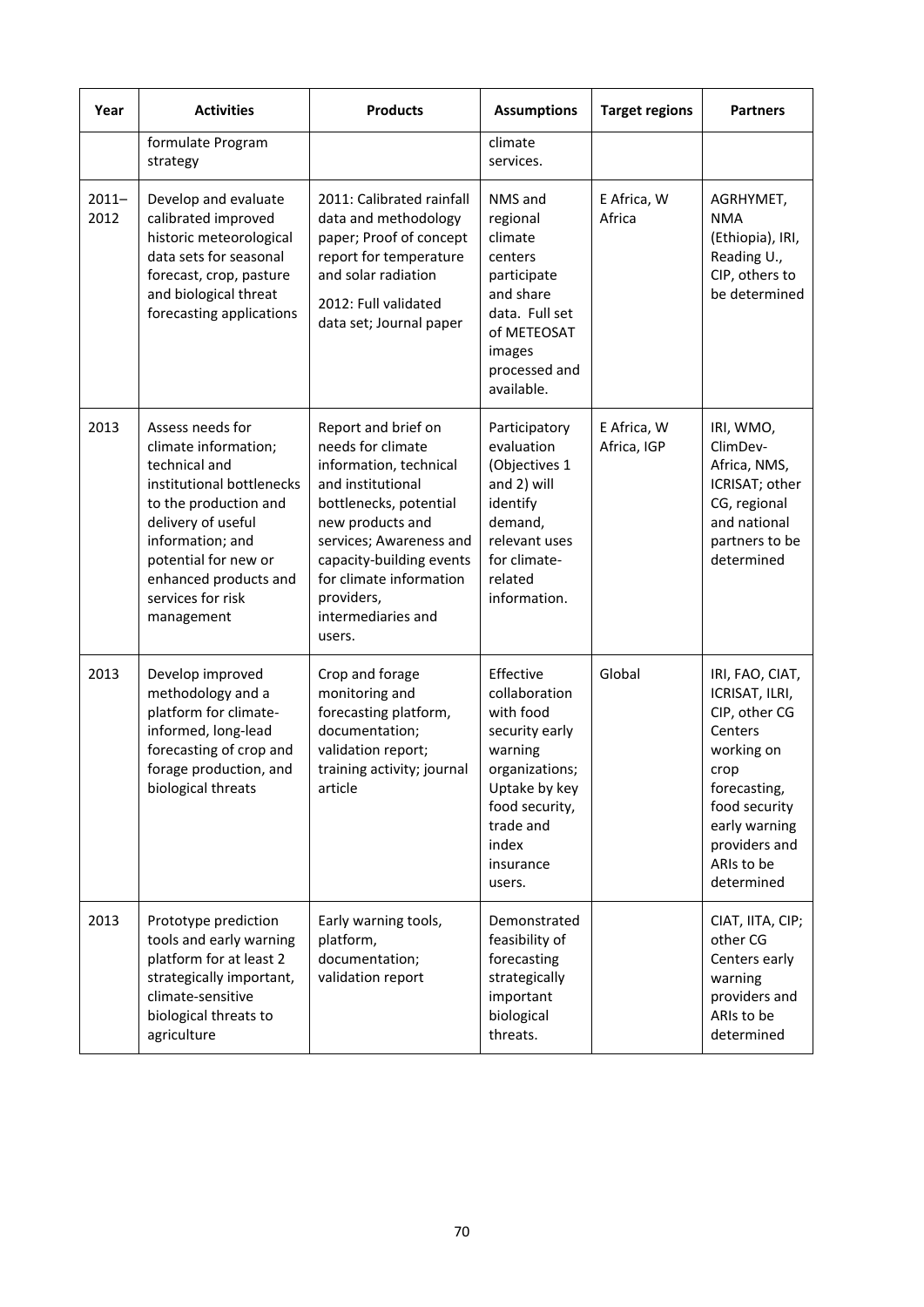| Year | Activities | Products | Assumptions | Target regions | Partners |
|---|---|---|---|---|---|
| | formulate Program strategy | | climate services. | | |
| 2011–2012 | Develop and evaluate calibrated improved historic meteorological data sets for seasonal forecast, crop, pasture and biological threat forecasting applications | 2011: Calibrated rainfall data and methodology paper; Proof of concept report for temperature and solar radiation<br>2012: Full validated data set; Journal paper | NMS and regional climate centers participate and share data. Full set of METEOSAT images processed and available. | E Africa, W Africa | AGRHYMET, NMA (Ethiopia), IRI, Reading U., CIP, others to be determined |
| 2013 | Assess needs for climate information; technical and institutional bottlenecks to the production and delivery of useful information; and potential for new or enhanced products and services for risk management | Report and brief on needs for climate information, technical and institutional bottlenecks, potential new products and services; Awareness and capacity-building events for climate information providers, intermediaries and users. | Participatory evaluation (Objectives 1 and 2) will identify demand, relevant uses for climate-related information. | E Africa, W Africa, IGP | IRI, WMO, ClimDev-Africa, NMS, ICRISAT; other CG, regional and national partners to be determined |
| 2013 | Develop improved methodology and a platform for climate-informed, long-lead forecasting of crop and forage production, and biological threats | Crop and forage monitoring and forecasting platform, documentation; validation report; training activity; journal article | Effective collaboration with food security early warning organizations; Uptake by key food security, trade and index insurance users. | Global | IRI, FAO, CIAT, ICRISAT, ILRI, CIP, other CG Centers working on crop forecasting, food security early warning providers and ARIs to be determined |
| 2013 | Prototype prediction tools and early warning platform for at least 2 strategically important, climate-sensitive biological threats to agriculture | Early warning tools, platform, documentation; validation report | Demonstrated feasibility of forecasting strategically important biological threats. | | CIAT, IITA, CIP; other CG Centers early warning providers and ARIs to be determined |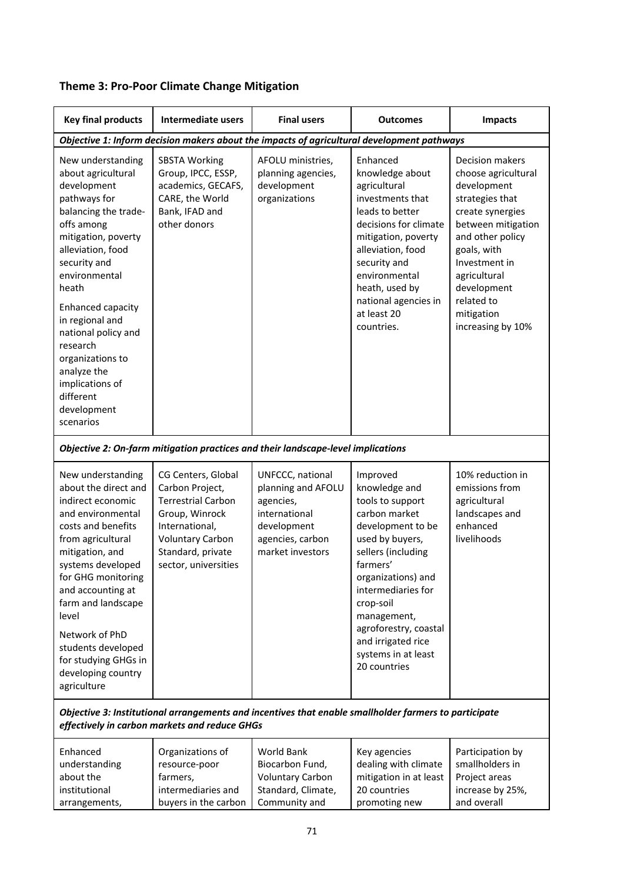## Theme 3: Pro-Poor Climate Change Mitigation

| Key final products | Intermediate users | Final users | Outcomes | Impacts |
|---|---|---|---|---|
| ***Objective 1: Inform decision makers about the impacts of agricultural development pathways*** | | | | |
| New understanding about agricultural development pathways for balancing the trade-offs among mitigation, poverty alleviation, food security and environmental heath<br><br>Enhanced capacity in regional and national policy and research organizations to analyze the implications of different development scenarios | SBSTA Working Group, IPCC, ESSP, academics, GECAFS, CARE, the World Bank, IFAD and other donors | AFOLU ministries, planning agencies, development organizations | Enhanced knowledge about agricultural investments that leads to better decisions for climate mitigation, poverty alleviation, food security and environmental heath, used by national agencies in at least 20 countries. | Decision makers choose agricultural development strategies that create synergies between mitigation and other policy goals, with Investment in agricultural development related to mitigation increasing by 10% |
| ***Objective 2: On-farm mitigation practices and their landscape-level implications*** | | | | |
| New understanding about the direct and indirect economic and environmental costs and benefits from agricultural mitigation, and systems developed for GHG monitoring and accounting at farm and landscape level<br><br>Network of PhD students developed for studying GHGs in developing country agriculture | CG Centers, Global Carbon Project, Terrestrial Carbon Group, Winrock International, Voluntary Carbon Standard, private sector, universities | UNFCCC, national planning and AFOLU agencies, international development agencies, carbon market investors | Improved knowledge and tools to support carbon market development to be used by buyers, sellers (including farmers' organizations) and intermediaries for crop-soil management, agroforestry, coastal and irrigated rice systems in at least 20 countries | 10% reduction in emissions from agricultural landscapes and enhanced livelihoods |
| ***Objective 3: Institutional arrangements and incentives that enable smallholder farmers to participate effectively in carbon markets and reduce GHGs*** | | | | |
| Enhanced understanding about the institutional arrangements, | Organizations of resource-poor farmers, intermediaries and buyers in the carbon | World Bank Biocarbon Fund, Voluntary Carbon Standard, Climate, Community and | Key agencies dealing with climate mitigation in at least 20 countries promoting new | Participation by smallholders in Project areas increase by 25%, and overall |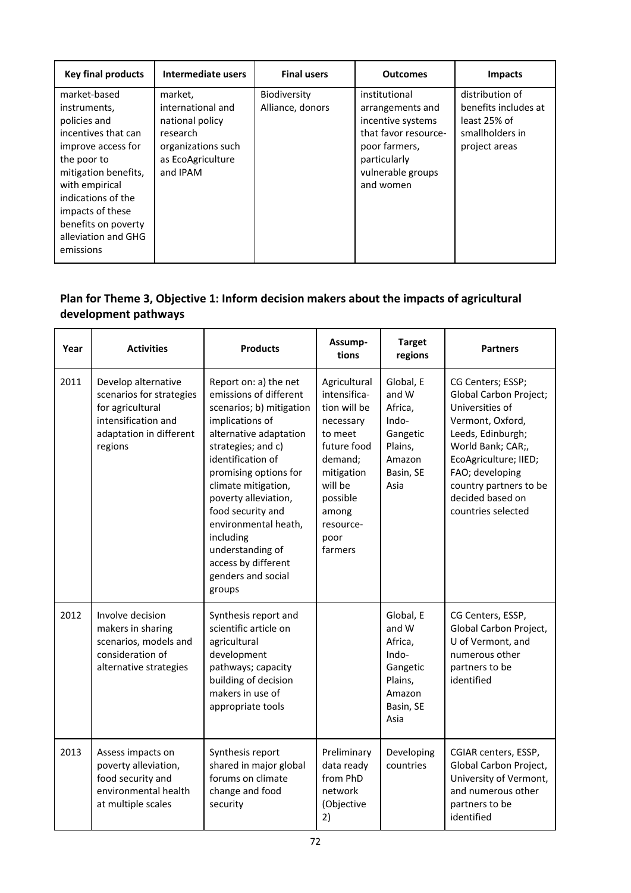| Key final products | Intermediate users | Final users | Outcomes | Impacts |
|---|---|---|---|---|
| market-based instruments, policies and incentives that can improve access for the poor to mitigation benefits, with empirical indications of the impacts of these benefits on poverty alleviation and GHG emissions | market, international and national policy research organizations such as EcoAgriculture and IPAM | Biodiversity Alliance, donors | institutional arrangements and incentive systems that favor resource-poor farmers, particularly vulnerable groups and women | distribution of benefits includes at least 25% of smallholders in project areas |

## Plan for Theme 3, Objective 1: Inform decision makers about the impacts of agricultural development pathways

| Year | Activities | Products | Assump-tions | Target regions | Partners |
|---|---|---|---|---|---|
| 2011 | Develop alternative scenarios for strategies for agricultural intensification and adaptation in different regions | Report on: a) the net emissions of different scenarios; b) mitigation implications of alternative adaptation strategies; and c) identification of promising options for climate mitigation, poverty alleviation, food security and environmental heath, including understanding of access by different genders and social groups | Agricultural intensifica-tion will be necessary to meet future food demand; mitigation will be possible among resource-poor farmers | Global, E and W Africa, Indo-Gangetic Plains, Amazon Basin, SE Asia | CG Centers; ESSP; Global Carbon Project; Universities of Vermont, Oxford, Leeds, Edinburgh; World Bank; CAR;, EcoAgriculture; IIED; FAO; developing country partners to be decided based on countries selected |
| 2012 | Involve decision makers in sharing scenarios, models and consideration of alternative strategies | Synthesis report and scientific article on agricultural development pathways; capacity building of decision makers in use of appropriate tools | | Global, E and W Africa, Indo-Gangetic Plains, Amazon Basin, SE Asia | CG Centers, ESSP, Global Carbon Project, U of Vermont, and numerous other partners to be identified |
| 2013 | Assess impacts on poverty alleviation, food security and environmental health at multiple scales | Synthesis report shared in major global forums on climate change and food security | Preliminary data ready from PhD network (Objective 2) | Developing countries | CGIAR centers, ESSP, Global Carbon Project, University of Vermont, and numerous other partners to be identified |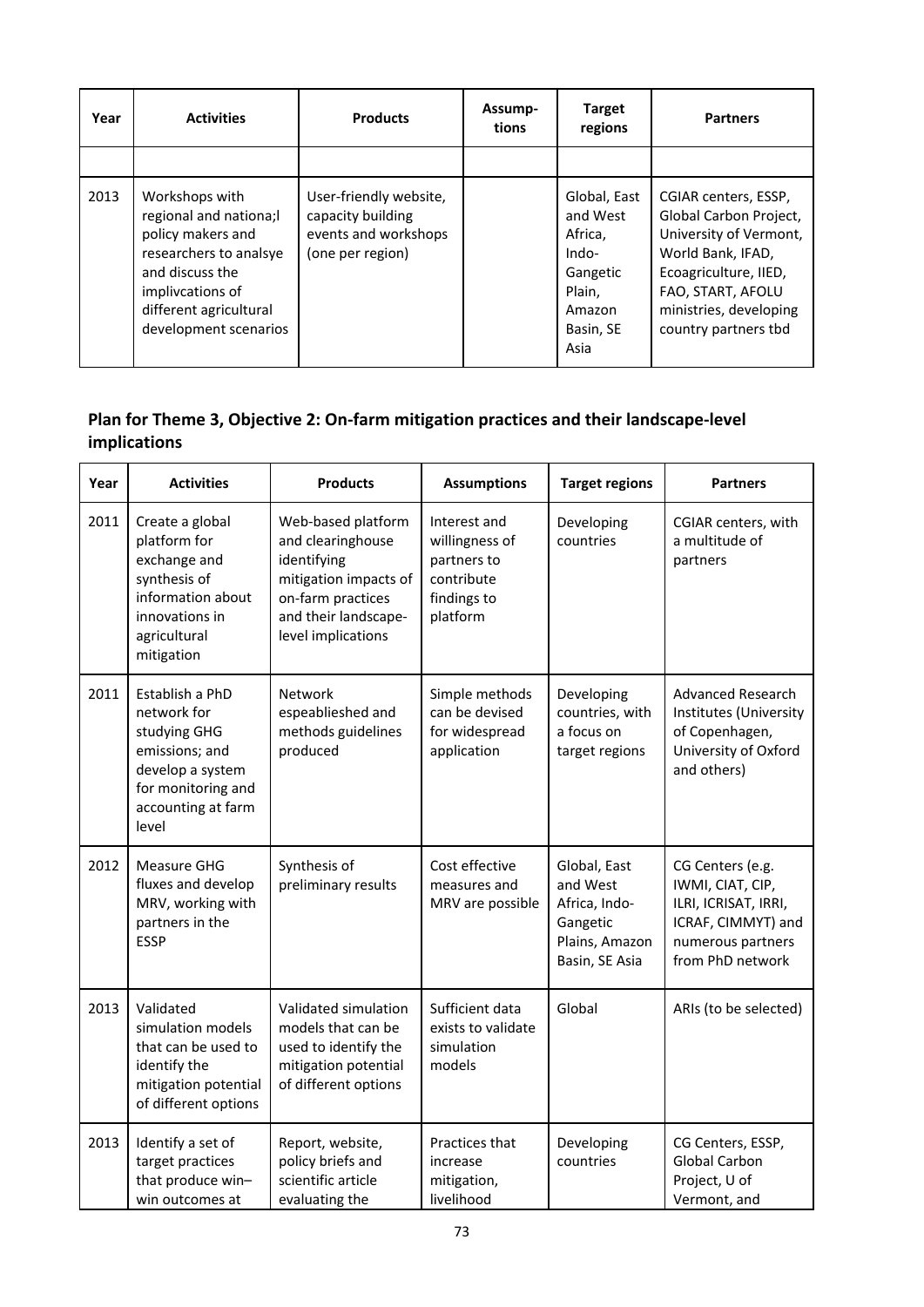| Year | Activities | Products | Assump-tions | Target regions | Partners |
|---|---|---|---|---|---|
| | | | | | |
| 2013 | Workshops with regional and nationa;l policy makers and researchers to analsye and discuss the implivcations of different agricultural development scenarios | User-friendly website, capacity building events and workshops (one per region) | | Global, East and West Africa, Indo-Gangetic Plain, Amazon Basin, SE Asia | CGIAR centers, ESSP, Global Carbon Project, University of Vermont, World Bank, IFAD, Ecoagriculture, IIED, FAO, START, AFOLU ministries, developing country partners tbd |

### Plan for Theme 3, Objective 2: On-farm mitigation practices and their landscape-level implications

| Year | Activities | Products | Assumptions | Target regions | Partners |
|---|---|---|---|---|---|
| 2011 | Create a global platform for exchange and synthesis of information about innovations in agricultural mitigation | Web-based platform and clearinghouse identifying mitigation impacts of on-farm practices and their landscape-level implications | Interest and willingness of partners to contribute findings to platform | Developing countries | CGIAR centers, with a multitude of partners |
| 2011 | Establish a PhD network for studying GHG emissions; and develop a system for monitoring and accounting at farm level | Network espeablieshed and methods guidelines produced | Simple methods can be devised for widespread application | Developing countries, with a focus on target regions | Advanced Research Institutes (University of Copenhagen, University of Oxford and others) |
| 2012 | Measure GHG fluxes and develop MRV, working with partners in the ESSP | Synthesis of preliminary results | Cost effective measures and MRV are possible | Global, East and West Africa, Indo-Gangetic Plains, Amazon Basin, SE Asia | CG Centers (e.g. IWMI, CIAT, CIP, ILRI, ICRISAT, IRRI, ICRAF, CIMMYT) and numerous partners from PhD network |
| 2013 | Validated simulation models that can be used to identify the mitigation potential of different options | Validated simulation models that can be used to identify the mitigation potential of different options | Sufficient data exists to validate simulation models | Global | ARIs (to be selected) |
| 2013 | Identify a set of target practices that produce win–win outcomes at | Report, website, policy briefs and scientific article evaluating the | Practices that increase mitigation, livelihood | Developing countries | CG Centers, ESSP, Global Carbon Project, U of Vermont, and |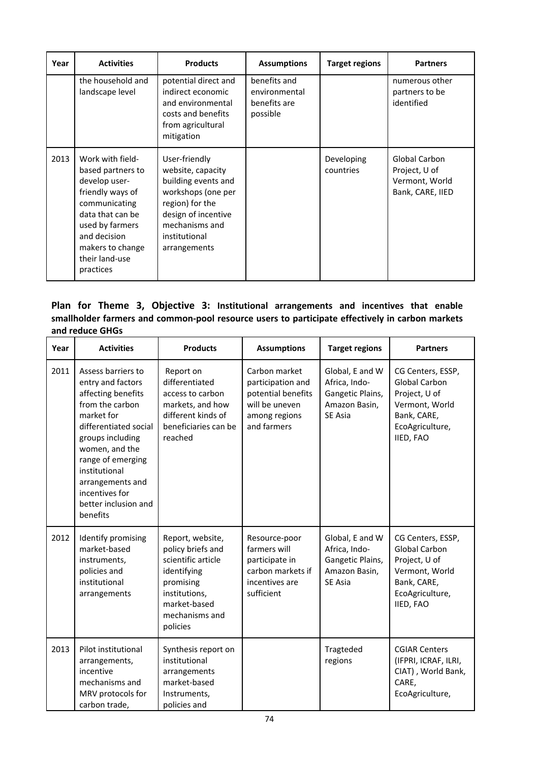| Year | Activities | Products | Assumptions | Target regions | Partners |
|---|---|---|---|---|---|
| | the household and landscape level | potential direct and indirect economic and environmental costs and benefits from agricultural mitigation | benefits and environmental benefits are possible | | numerous other partners to be identified |
| 2013 | Work with field-based partners to develop user-friendly ways of communicating data that can be used by farmers and decision makers to change their land-use practices | User-friendly website, capacity building events and workshops (one per region) for the design of incentive mechanisms and institutional arrangements | | Developing countries | Global Carbon Project, U of Vermont, World Bank, CARE, IIED |

**Plan for Theme 3, Objective 3: Institutional arrangements and incentives that enable smallholder farmers and common-pool resource users to participate effectively in carbon markets and reduce GHGs**

| Year | Activities | Products | Assumptions | Target regions | Partners |
|---|---|---|---|---|---|
| 2011 | Assess barriers to entry and factors affecting benefits from the carbon market for differentiated social groups including women, and the range of emerging institutional arrangements and incentives for better inclusion and benefits | Report on differentiated access to carbon markets, and how different kinds of beneficiaries can be reached | Carbon market participation and potential benefits will be uneven among regions and farmers | Global, E and W Africa, Indo-Gangetic Plains, Amazon Basin, SE Asia | CG Centers, ESSP, Global Carbon Project, U of Vermont, World Bank, CARE, EcoAgriculture, IIED, FAO |
| 2012 | Identify promising market-based instruments, policies and institutional arrangements | Report, website, policy briefs and scientific article identifying promising institutions, market-based mechanisms and policies | Resource-poor farmers will participate in carbon markets if incentives are sufficient | Global, E and W Africa, Indo-Gangetic Plains, Amazon Basin, SE Asia | CG Centers, ESSP, Global Carbon Project, U of Vermont, World Bank, CARE, EcoAgriculture, IIED, FAO |
| 2013 | Pilot institutional arrangements, incentive mechanisms and MRV protocols for carbon trade, | Synthesis report on institutional arrangements market-based Instruments, policies and | | Tragteded regions | CGIAR Centers (IFPRI, ICRAF, ILRI, CIAT) , World Bank, CARE, EcoAgriculture, |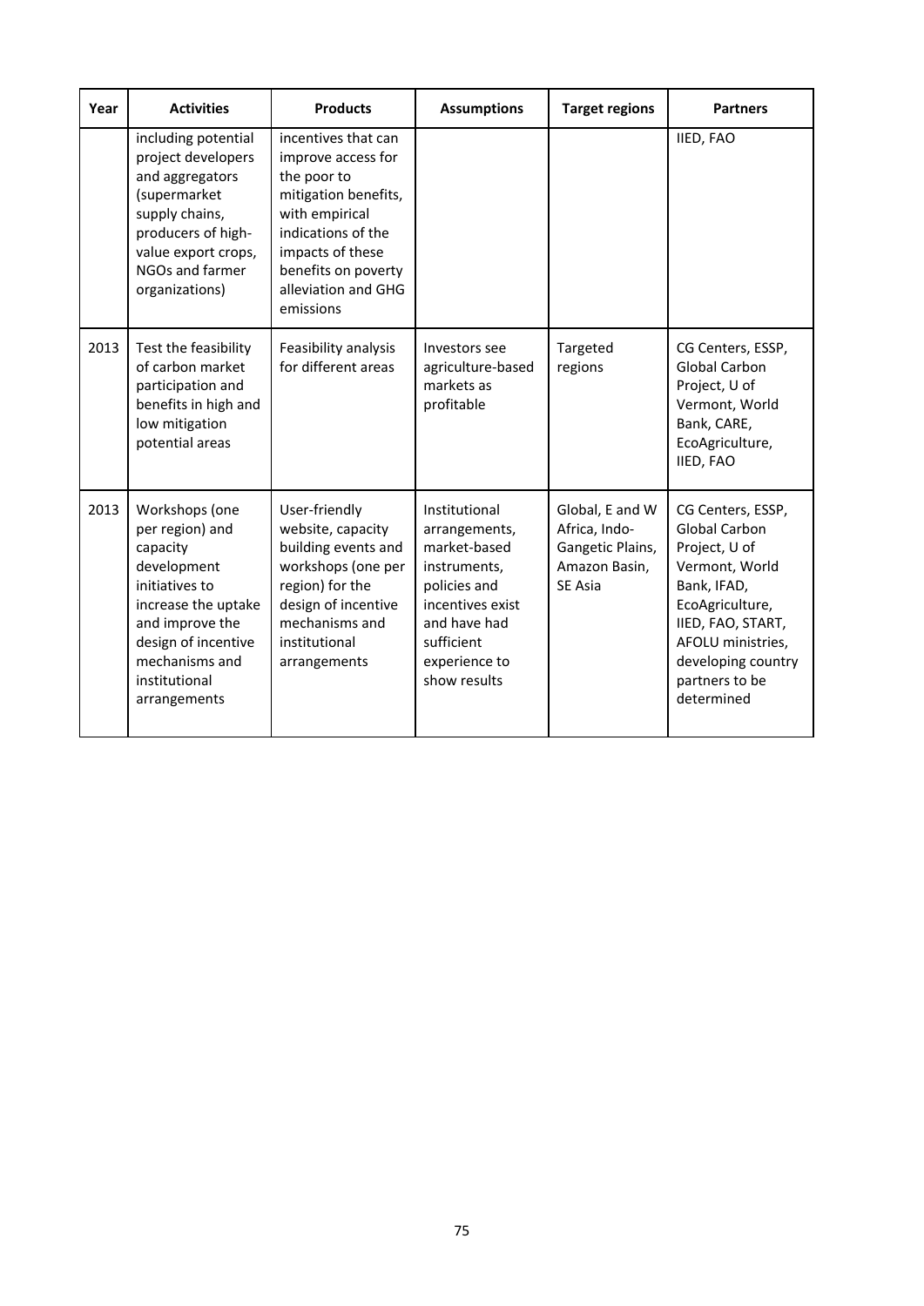| Year | Activities | Products | Assumptions | Target regions | Partners |
|---|---|---|---|---|---|
| | including potential project developers and aggregators (supermarket supply chains, producers of high-value export crops, NGOs and farmer organizations) | incentives that can improve access for the poor to mitigation benefits, with empirical indications of the impacts of these benefits on poverty alleviation and GHG emissions | | | IIED, FAO |
| 2013 | Test the feasibility of carbon market participation and benefits in high and low mitigation potential areas | Feasibility analysis for different areas | Investors see agriculture-based markets as profitable | Targeted regions | CG Centers, ESSP, Global Carbon Project, U of Vermont, World Bank, CARE, EcoAgriculture, IIED, FAO |
| 2013 | Workshops (one per region) and capacity development initiatives to increase the uptake and improve the design of incentive mechanisms and institutional arrangements | User-friendly website, capacity building events and workshops (one per region) for the design of incentive mechanisms and institutional arrangements | Institutional arrangements, market-based instruments, policies and incentives exist and have had sufficient experience to show results | Global, E and W Africa, Indo-Gangetic Plains, Amazon Basin, SE Asia | CG Centers, ESSP, Global Carbon Project, U of Vermont, World Bank, IFAD, EcoAgriculture, IIED, FAO, START, AFOLU ministries, developing country partners to be determined |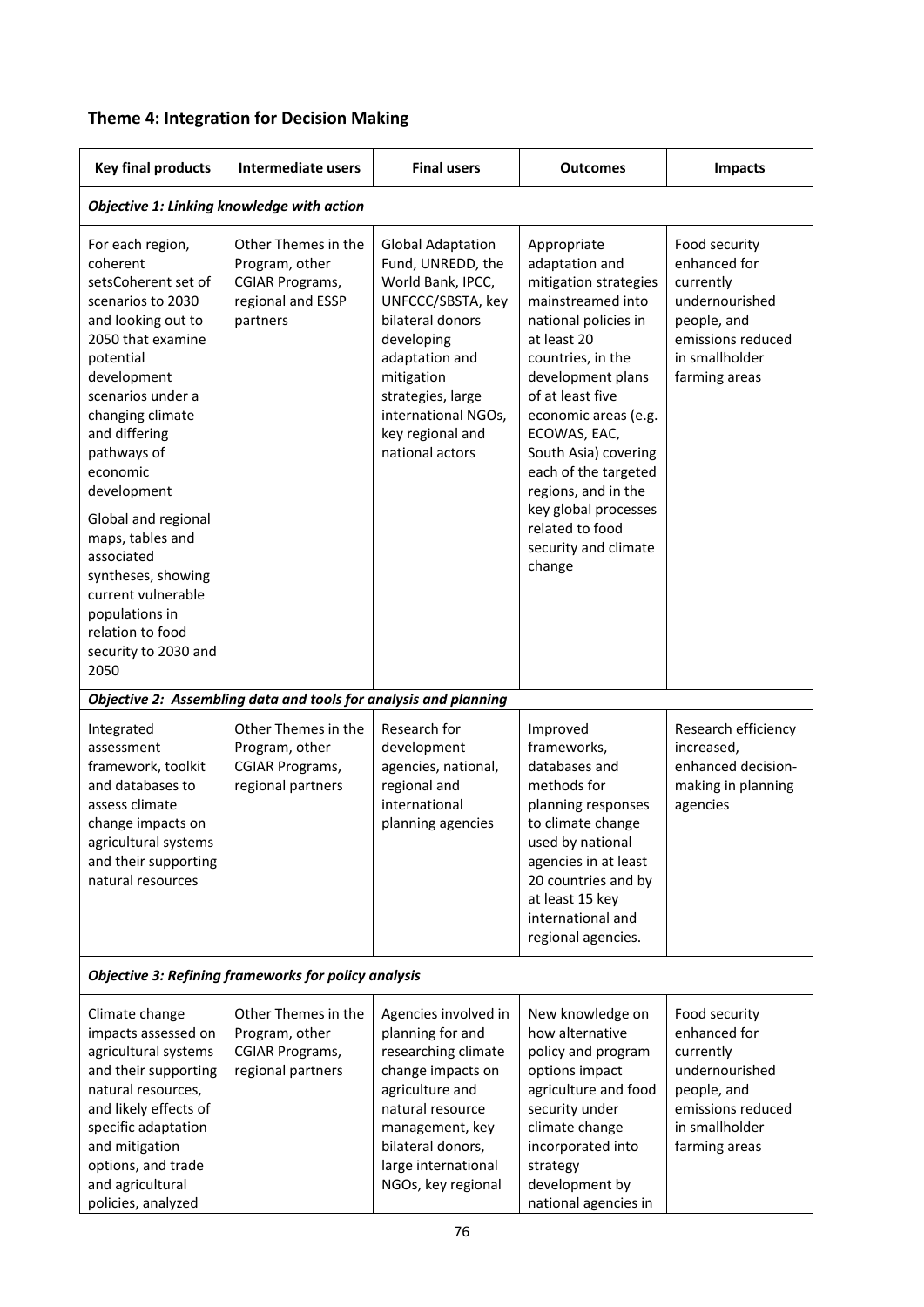## Theme 4: Integration for Decision Making

| Key final products | Intermediate users | Final users | Outcomes | Impacts |
|---|---|---|---|---|
| ***Objective 1: Linking knowledge with action*** | | | | |
| For each region, coherent setsCoherent set of scenarios to 2030 and looking out to 2050 that examine potential development scenarios under a changing climate and differing pathways of economic development<br><br>Global and regional maps, tables and associated syntheses, showing current vulnerable populations in relation to food security to 2030 and 2050 | Other Themes in the Program, other CGIAR Programs, regional and ESSP partners | Global Adaptation Fund, UNREDD, the World Bank, IPCC, UNFCCC/SBSTA, key bilateral donors developing adaptation and mitigation strategies, large international NGOs, key regional and national actors | Appropriate adaptation and mitigation strategies mainstreamed into national policies in at least 20 countries, in the development plans of at least five economic areas (e.g. ECOWAS, EAC, South Asia) covering each of the targeted regions, and in the key global processes related to food security and climate change | Food security enhanced for currently undernourished people, and emissions reduced in smallholder farming areas |
| ***Objective 2: Assembling data and tools for analysis and planning*** | | | | |
| Integrated assessment framework, toolkit and databases to assess climate change impacts on agricultural systems and their supporting natural resources | Other Themes in the Program, other CGIAR Programs, regional partners | Research for development agencies, national, regional and international planning agencies | Improved frameworks, databases and methods for planning responses to climate change used by national agencies in at least 20 countries and by at least 15 key international and regional agencies. | Research efficiency increased, enhanced decision-making in planning agencies |
| ***Objective 3: Refining frameworks for policy analysis*** | | | | |
| Climate change impacts assessed on agricultural systems and their supporting natural resources, and likely effects of specific adaptation and mitigation options, and trade and agricultural policies, analyzed | Other Themes in the Program, other CGIAR Programs, regional partners | Agencies involved in planning for and researching climate change impacts on agriculture and natural resource management, key bilateral donors, large international NGOs, key regional | New knowledge on how alternative policy and program options impact agriculture and food security under climate change incorporated into strategy development by national agencies in | Food security enhanced for currently undernourished people, and emissions reduced in smallholder farming areas |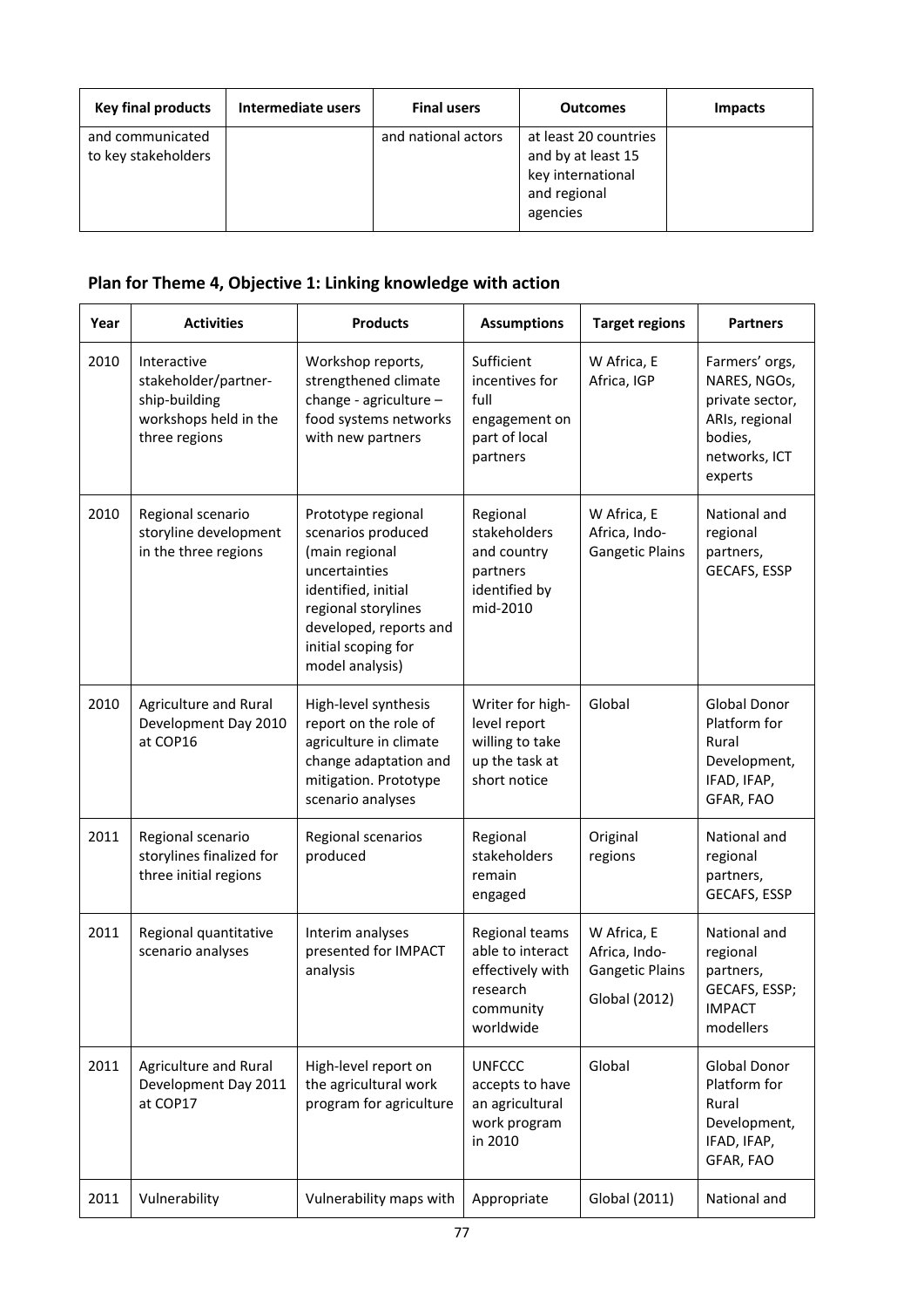| Key final products | Intermediate users | Final users | Outcomes | Impacts |
|---|---|---|---|---|
| and communicated to key stakeholders | | and national actors | at least 20 countries and by at least 15 key international and regional agencies | |

## Plan for Theme 4, Objective 1: Linking knowledge with action

| Year | Activities | Products | Assumptions | Target regions | Partners |
|---|---|---|---|---|---|
| 2010 | Interactive stakeholder/partner-ship-building workshops held in the three regions | Workshop reports, strengthened climate change - agriculture – food systems networks with new partners | Sufficient incentives for full engagement on part of local partners | W Africa, E Africa, IGP | Farmers' orgs, NARES, NGOs, private sector, ARIs, regional bodies, networks, ICT experts |
| 2010 | Regional scenario storyline development in the three regions | Prototype regional scenarios produced (main regional uncertainties identified, initial regional storylines developed, reports and initial scoping for model analysis) | Regional stakeholders and country partners identified by mid-2010 | W Africa, E Africa, Indo-Gangetic Plains | National and regional partners, GECAFS, ESSP |
| 2010 | Agriculture and Rural Development Day 2010 at COP16 | High-level synthesis report on the role of agriculture in climate change adaptation and mitigation. Prototype scenario analyses | Writer for high-level report willing to take up the task at short notice | Global | Global Donor Platform for Rural Development, IFAD, IFAP, GFAR, FAO |
| 2011 | Regional scenario storylines finalized for three initial regions | Regional scenarios produced | Regional stakeholders remain engaged | Original regions | National and regional partners, GECAFS, ESSP |
| 2011 | Regional quantitative scenario analyses | Interim analyses presented for IMPACT analysis | Regional teams able to interact effectively with research community worldwide | W Africa, E Africa, Indo-Gangetic Plains Global (2012) | National and regional partners, GECAFS, ESSP; IMPACT modellers |
| 2011 | Agriculture and Rural Development Day 2011 at COP17 | High-level report on the agricultural work program for agriculture | UNFCCC accepts to have an agricultural work program in 2010 | Global | Global Donor Platform for Rural Development, IFAD, IFAP, GFAR, FAO |
| 2011 | Vulnerability | Vulnerability maps with | Appropriate | Global (2011) | National and |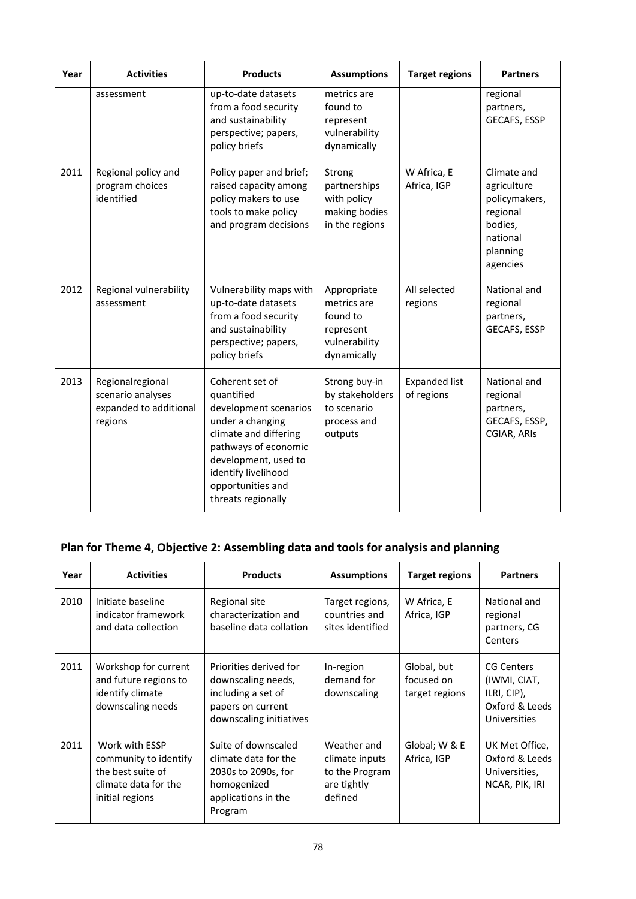| Year | Activities | Products | Assumptions | Target regions | Partners |
|---|---|---|---|---|---|
| | assessment | up-to-date datasets from a food security and sustainability perspective; papers, policy briefs | metrics are found to represent vulnerability dynamically | | regional partners, GECAFS, ESSP |
| 2011 | Regional policy and program choices identified | Policy paper and brief; raised capacity among policy makers to use tools to make policy and program decisions | Strong partnerships with policy making bodies in the regions | W Africa, E Africa, IGP | Climate and agriculture policymakers, regional bodies, national planning agencies |
| 2012 | Regional vulnerability assessment | Vulnerability maps with up-to-date datasets from a food security and sustainability perspective; papers, policy briefs | Appropriate metrics are found to represent vulnerability dynamically | All selected regions | National and regional partners, GECAFS, ESSP |
| 2013 | Regionalregional scenario analyses expanded to additional regions | Coherent set of quantified development scenarios under a changing climate and differing pathways of economic development, used to identify livelihood opportunities and threats regionally | Strong buy-in by stakeholders to scenario process and outputs | Expanded list of regions | National and regional partners, GECAFS, ESSP, CGIAR, ARIs |

## Plan for Theme 4, Objective 2: Assembling data and tools for analysis and planning

| Year | Activities | Products | Assumptions | Target regions | Partners |
|---|---|---|---|---|---|
| 2010 | Initiate baseline indicator framework and data collection | Regional site characterization and baseline data collation | Target regions, countries and sites identified | W Africa, E Africa, IGP | National and regional partners, CG Centers |
| 2011 | Workshop for current and future regions to identify climate downscaling needs | Priorities derived for downscaling needs, including a set of papers on current downscaling initiatives | In-region demand for downscaling | Global, but focused on target regions | CG Centers (IWMI, CIAT, ILRI, CIP), Oxford & Leeds Universities |
| 2011 | Work with ESSP community to identify the best suite of climate data for the initial regions | Suite of downscaled climate data for the 2030s to 2090s, for homogenized applications in the Program | Weather and climate inputs to the Program are tightly defined | Global; W & E Africa, IGP | UK Met Office, Oxford & Leeds Universities, NCAR, PIK, IRI |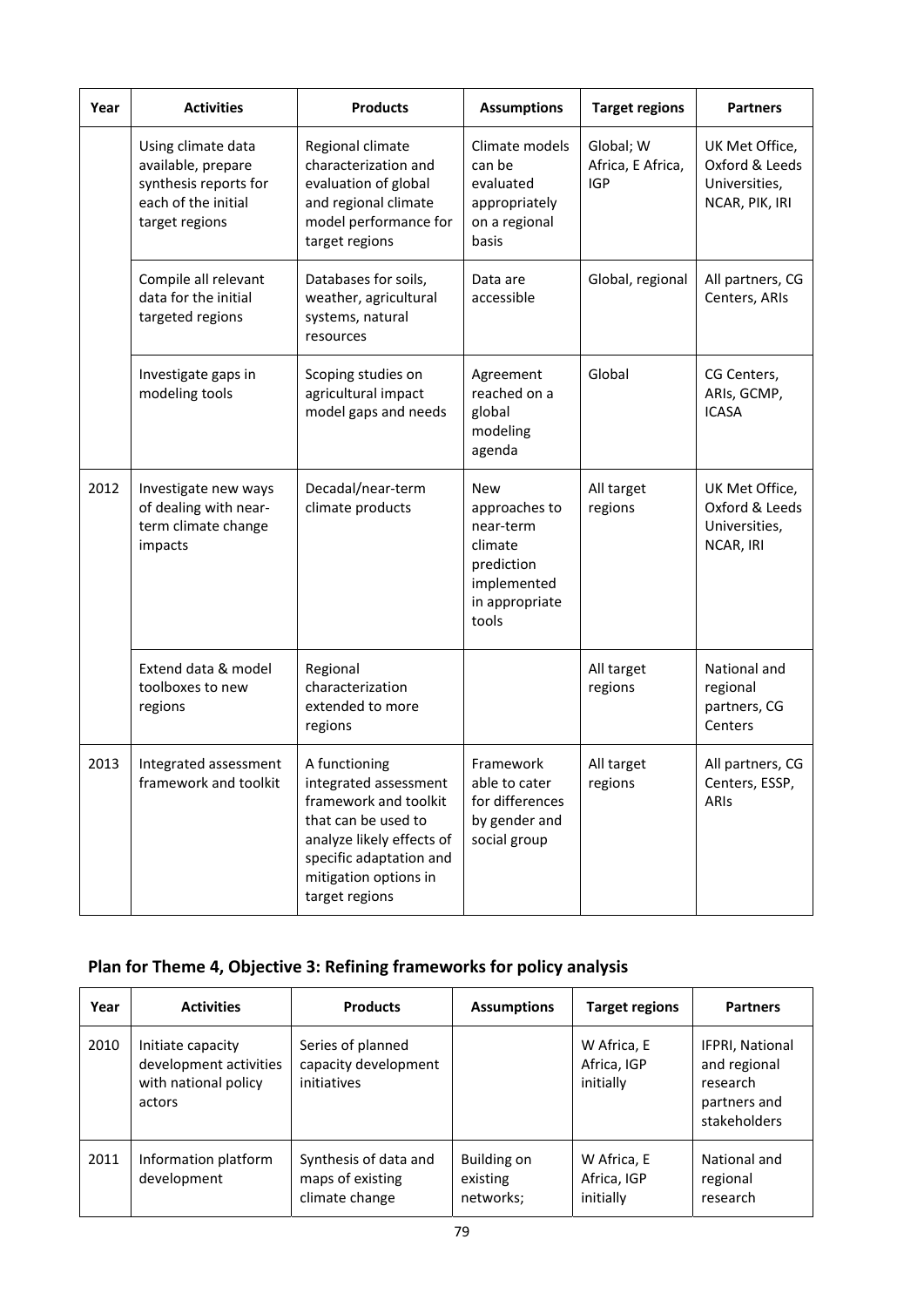| Year | Activities | Products | Assumptions | Target regions | Partners |
|---|---|---|---|---|---|
| | Using climate data available, prepare synthesis reports for each of the initial target regions | Regional climate characterization and evaluation of global and regional climate model performance for target regions | Climate models can be evaluated appropriately on a regional basis | Global; W Africa, E Africa, IGP | UK Met Office, Oxford & Leeds Universities, NCAR, PIK, IRI |
| | Compile all relevant data for the initial targeted regions | Databases for soils, weather, agricultural systems, natural resources | Data are accessible | Global, regional | All partners, CG Centers, ARIs |
| | Investigate gaps in modeling tools | Scoping studies on agricultural impact model gaps and needs | Agreement reached on a global modeling agenda | Global | CG Centers, ARIs, GCMP, ICASA |
| 2012 | Investigate new ways of dealing with near-term climate change impacts | Decadal/near-term climate products | New approaches to near-term climate prediction implemented in appropriate tools | All target regions | UK Met Office, Oxford & Leeds Universities, NCAR, IRI |
| | Extend data & model toolboxes to new regions | Regional characterization extended to more regions | | All target regions | National and regional partners, CG Centers |
| 2013 | Integrated assessment framework and toolkit | A functioning integrated assessment framework and toolkit that can be used to analyze likely effects of specific adaptation and mitigation options in target regions | Framework able to cater for differences by gender and social group | All target regions | All partners, CG Centers, ESSP, ARIs |

## Plan for Theme 4, Objective 3: Refining frameworks for policy analysis

| Year | Activities | Products | Assumptions | Target regions | Partners |
|---|---|---|---|---|---|
| 2010 | Initiate capacity development activities with national policy actors | Series of planned capacity development initiatives | | W Africa, E Africa, IGP initially | IFPRI, National and regional research partners and stakeholders |
| 2011 | Information platform development | Synthesis of data and maps of existing climate change | Building on existing networks; | W Africa, E Africa, IGP initially | National and regional research |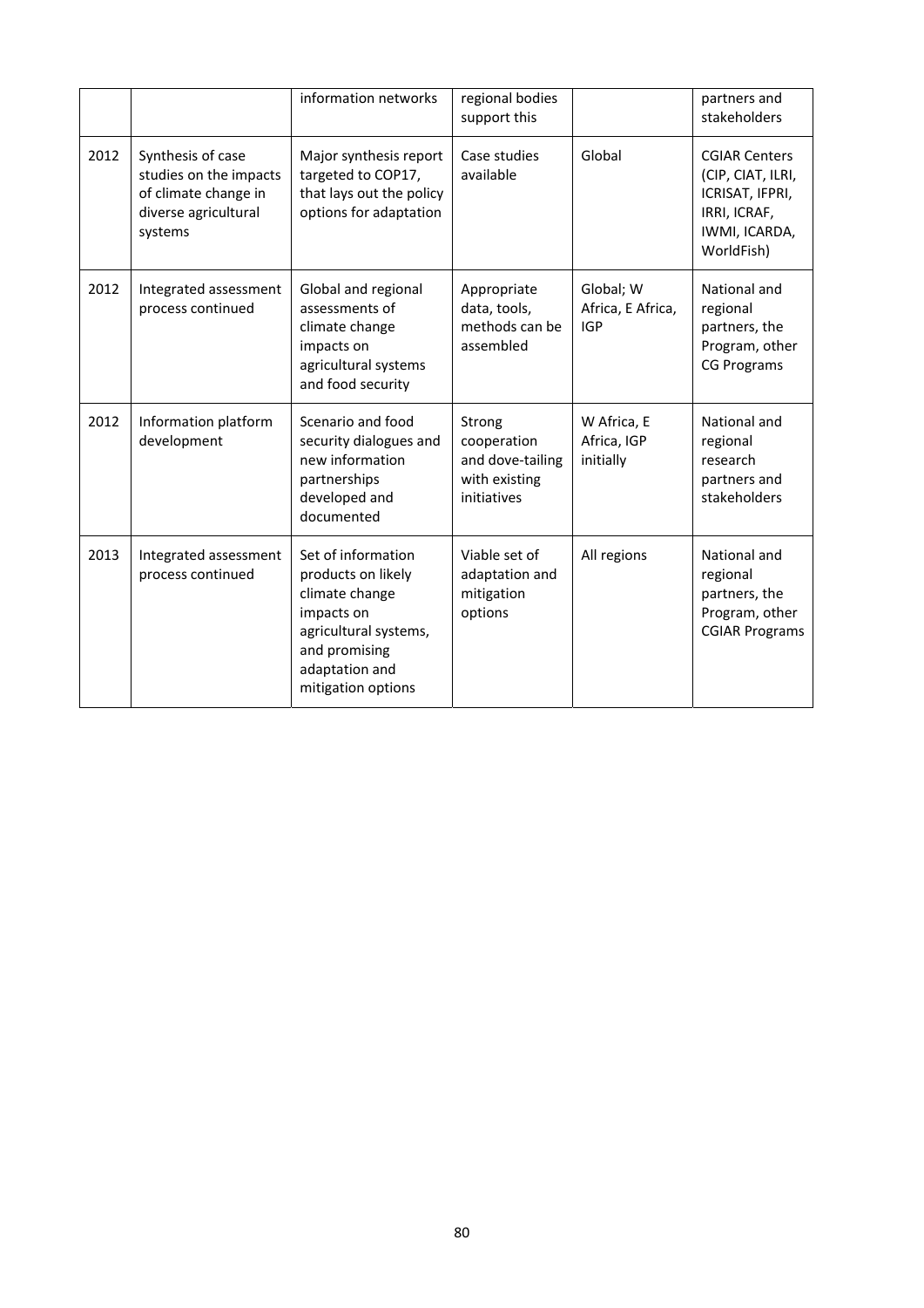| | | | | | |
|---|---|---|---|---|---|
| | | information networks | regional bodies support this | | partners and stakeholders |
| 2012 | Synthesis of case studies on the impacts of climate change in diverse agricultural systems | Major synthesis report targeted to COP17, that lays out the policy options for adaptation | Case studies available | Global | CGIAR Centers (CIP, CIAT, ILRI, ICRISAT, IFPRI, IRRI, ICRAF, IWMI, ICARDA, WorldFish) |
| 2012 | Integrated assessment process continued | Global and regional assessments of climate change impacts on agricultural systems and food security | Appropriate data, tools, methods can be assembled | Global; W Africa, E Africa, IGP | National and regional partners, the Program, other CG Programs |
| 2012 | Information platform development | Scenario and food security dialogues and new information partnerships developed and documented | Strong cooperation and dove-tailing with existing initiatives | W Africa, E Africa, IGP initially | National and regional research partners and stakeholders |
| 2013 | Integrated assessment process continued | Set of information products on likely climate change impacts on agricultural systems, and promising adaptation and mitigation options | Viable set of adaptation and mitigation options | All regions | National and regional partners, the Program, other CGIAR Programs |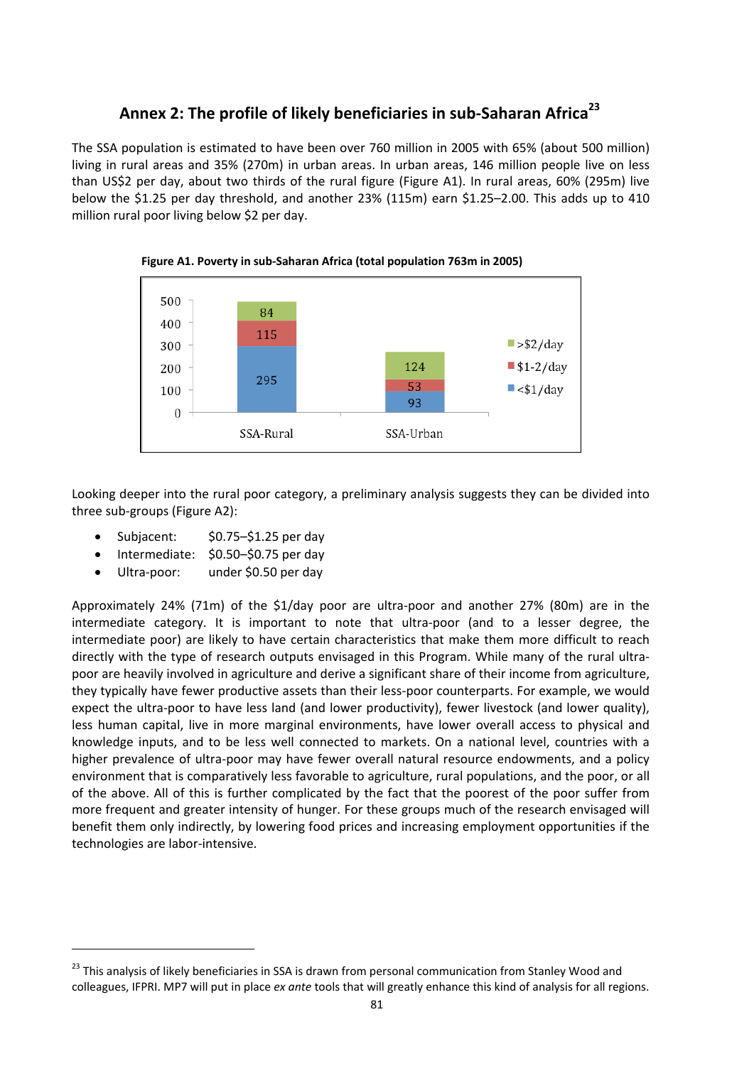## Annex 2: The profile of likely beneficiaries in sub-Saharan Africa[23]

The SSA population is estimated to have been over 760 million in 2005 with 65% (about 500 million) living in rural areas and 35% (270m) in urban areas. In urban areas, 146 million people live on less than US$2 per day, about two thirds of the rural figure (Figure A1). In rural areas, 60% (295m) live below the $1.25 per day threshold, and another 23% (115m) earn $1.25–2.00. This adds up to 410 million rural poor living below $2 per day.

**Figure A1. Poverty in sub-Saharan Africa (total population 763m in 2005)**

| | SSA-Rural | SSA-Urban |
|---|---|---|
| >$2/day | 84 | 124 |
| $1-2/day | 115 | 53 |
| <$1/day | 295 | 93 |

Looking deeper into the rural poor category, a preliminary analysis suggests they can be divided into three sub-groups (Figure A2):

- Subjacent: $0.75–$1.25 per day
- Intermediate: $0.50–$0.75 per day
- Ultra-poor: under $0.50 per day

Approximately 24% (71m) of the $1/day poor are ultra-poor and another 27% (80m) are in the intermediate category. It is important to note that ultra-poor (and to a lesser degree, the intermediate poor) are likely to have certain characteristics that make them more difficult to reach directly with the type of research outputs envisaged in this Program. While many of the rural ultra-poor are heavily involved in agriculture and derive a significant share of their income from agriculture, they typically have fewer productive assets than their less-poor counterparts. For example, we would expect the ultra-poor to have less land (and lower productivity), fewer livestock (and lower quality), less human capital, live in more marginal environments, have lower overall access to physical and knowledge inputs, and to be less well connected to markets. On a national level, countries with a higher prevalence of ultra-poor may have fewer overall natural resource endowments, and a policy environment that is comparatively less favorable to agriculture, rural populations, and the poor, or all of the above. All of this is further complicated by the fact that the poorest of the poor suffer from more frequent and greater intensity of hunger. For these groups much of the research envisaged will benefit them only indirectly, by lowering food prices and increasing employment opportunities if the technologies are labor-intensive.

---

[23] This analysis of likely beneficiaries in SSA is drawn from personal communication from Stanley Wood and colleagues, IFPRI. MP7 will put in place *ex ante* tools that will greatly enhance this kind of analysis for all regions.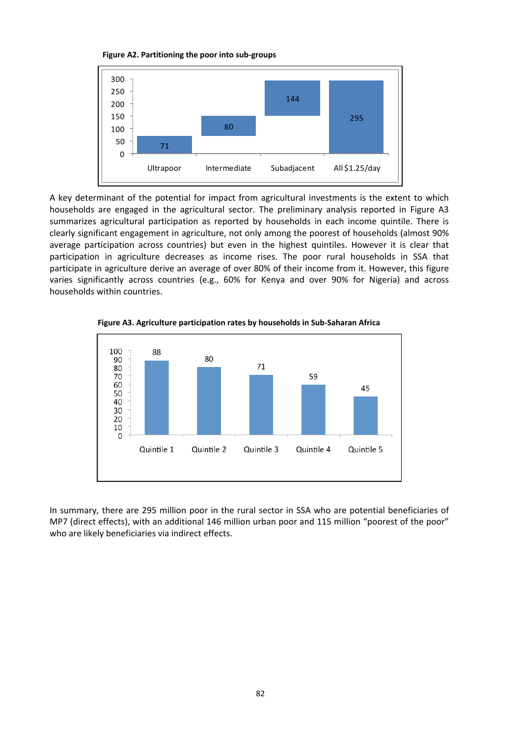**Figure A2. Partitioning the poor into sub-groups**

| Ultrapoor | Intermediate | Subadjacent | All $1.25/day |
|---|---|---|---|
| 71 | 80 | 144 | 295 |

A key determinant of the potential for impact from agricultural investments is the extent to which households are engaged in the agricultural sector. The preliminary analysis reported in Figure A3 summarizes agricultural participation as reported by households in each income quintile. There is clearly significant engagement in agriculture, not only among the poorest of households (almost 90% average participation across countries) but even in the highest quintiles. However it is clear that participation in agriculture decreases as income rises. The poor rural households in SSA that participate in agriculture derive an average of over 80% of their income from it. However, this figure varies significantly across countries (e.g., 60% for Kenya and over 90% for Nigeria) and across households within countries.

**Figure A3. Agriculture participation rates by households in Sub-Saharan Africa**

| Quintile 1 | Quintile 2 | Quintile 3 | Quintile 4 | Quintile 5 |
|---|---|---|---|---|
| 88 | 80 | 71 | 59 | 45 |

In summary, there are 295 million poor in the rural sector in SSA who are potential beneficiaries of MP7 (direct effects), with an additional 146 million urban poor and 115 million "poorest of the poor" who are likely beneficiaries via indirect effects.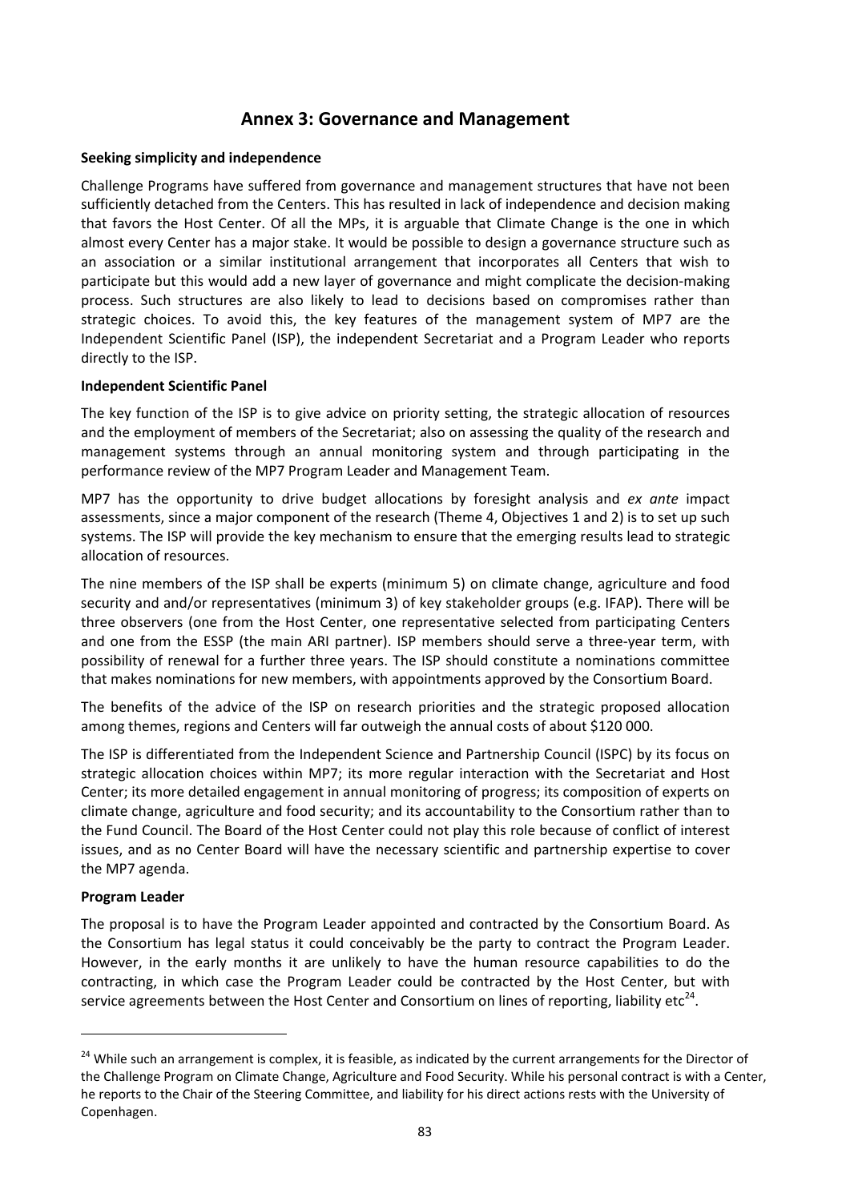# Annex 3: Governance and Management

**Seeking simplicity and independence**

Challenge Programs have suffered from governance and management structures that have not been sufficiently detached from the Centers. This has resulted in lack of independence and decision making that favors the Host Center. Of all the MPs, it is arguable that Climate Change is the one in which almost every Center has a major stake. It would be possible to design a governance structure such as an association or a similar institutional arrangement that incorporates all Centers that wish to participate but this would add a new layer of governance and might complicate the decision-making process. Such structures are also likely to lead to decisions based on compromises rather than strategic choices. To avoid this, the key features of the management system of MP7 are the Independent Scientific Panel (ISP), the independent Secretariat and a Program Leader who reports directly to the ISP.

**Independent Scientific Panel**

The key function of the ISP is to give advice on priority setting, the strategic allocation of resources and the employment of members of the Secretariat; also on assessing the quality of the research and management systems through an annual monitoring system and through participating in the performance review of the MP7 Program Leader and Management Team.

MP7 has the opportunity to drive budget allocations by foresight analysis and *ex ante* impact assessments, since a major component of the research (Theme 4, Objectives 1 and 2) is to set up such systems. The ISP will provide the key mechanism to ensure that the emerging results lead to strategic allocation of resources.

The nine members of the ISP shall be experts (minimum 5) on climate change, agriculture and food security and and/or representatives (minimum 3) of key stakeholder groups (e.g. IFAP). There will be three observers (one from the Host Center, one representative selected from participating Centers and one from the ESSP (the main ARI partner). ISP members should serve a three-year term, with possibility of renewal for a further three years. The ISP should constitute a nominations committee that makes nominations for new members, with appointments approved by the Consortium Board.

The benefits of the advice of the ISP on research priorities and the strategic proposed allocation among themes, regions and Centers will far outweigh the annual costs of about $120 000.

The ISP is differentiated from the Independent Science and Partnership Council (ISPC) by its focus on strategic allocation choices within MP7; its more regular interaction with the Secretariat and Host Center; its more detailed engagement in annual monitoring of progress; its composition of experts on climate change, agriculture and food security; and its accountability to the Consortium rather than to the Fund Council. The Board of the Host Center could not play this role because of conflict of interest issues, and as no Center Board will have the necessary scientific and partnership expertise to cover the MP7 agenda.

**Program Leader**

The proposal is to have the Program Leader appointed and contracted by the Consortium Board. As the Consortium has legal status it could conceivably be the party to contract the Program Leader. However, in the early months it are unlikely to have the human resource capabilities to do the contracting, in which case the Program Leader could be contracted by the Host Center, but with service agreements between the Host Center and Consortium on lines of reporting, liability etc[24].

---

[24] While such an arrangement is complex, it is feasible, as indicated by the current arrangements for the Director of the Challenge Program on Climate Change, Agriculture and Food Security. While his personal contract is with a Center, he reports to the Chair of the Steering Committee, and liability for his direct actions rests with the University of Copenhagen.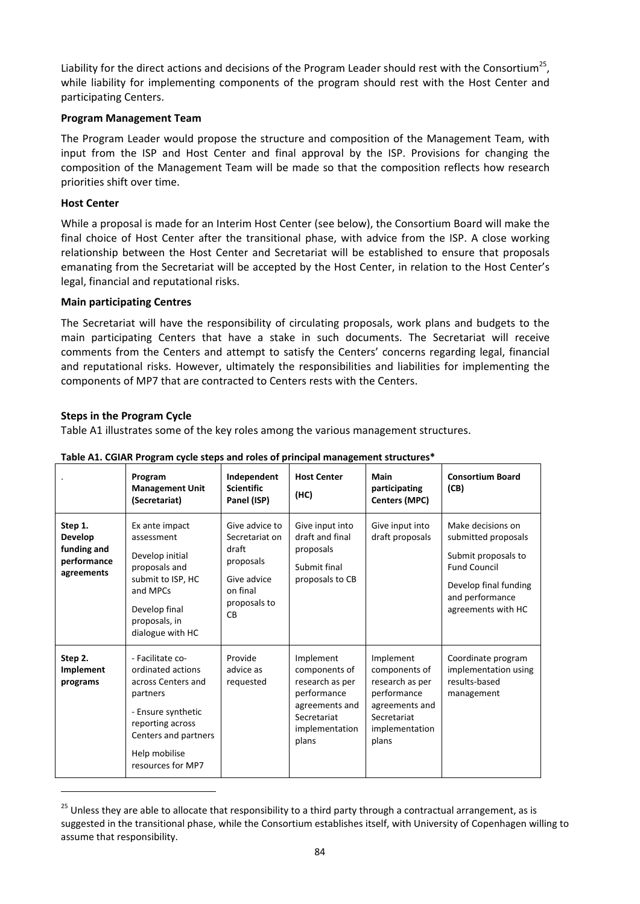Liability for the direct actions and decisions of the Program Leader should rest with the Consortium[25], while liability for implementing components of the program should rest with the Host Center and participating Centers.

**Program Management Team**

The Program Leader would propose the structure and composition of the Management Team, with input from the ISP and Host Center and final approval by the ISP. Provisions for changing the composition of the Management Team will be made so that the composition reflects how research priorities shift over time.

**Host Center**

While a proposal is made for an Interim Host Center (see below), the Consortium Board will make the final choice of Host Center after the transitional phase, with advice from the ISP. A close working relationship between the Host Center and Secretariat will be established to ensure that proposals emanating from the Secretariat will be accepted by the Host Center, in relation to the Host Center's legal, financial and reputational risks.

**Main participating Centres**

The Secretariat will have the responsibility of circulating proposals, work plans and budgets to the main participating Centers that have a stake in such documents. The Secretariat will receive comments from the Centers and attempt to satisfy the Centers' concerns regarding legal, financial and reputational risks. However, ultimately the responsibilities and liabilities for implementing the components of MP7 that are contracted to Centers rests with the Centers.

**Steps in the Program Cycle**

Table A1 illustrates some of the key roles among the various management structures.

**Table A1. CGIAR Program cycle steps and roles of principal management structures***

| . | **Program Management Unit (Secretariat)** | **Independent Scientific Panel (ISP)** | **Host Center (HC)** | **Main participating Centers (MPC)** | **Consortium Board (CB)** |
|---|---|---|---|---|---|
| **Step 1. Develop funding and performance agreements** | Ex ante impact assessment<br><br>Develop initial proposals and submit to ISP, HC and MPCs<br><br>Develop final proposals, in dialogue with HC | Give advice to Secretariat on draft proposals<br><br>Give advice on final proposals to CB | Give input into draft and final proposals<br><br>Submit final proposals to CB | Give input into draft proposals | Make decisions on submitted proposals<br><br>Submit proposals to Fund Council<br><br>Develop final funding and performance agreements with HC |
| **Step 2. Implement programs** | - Facilitate co-ordinated actions across Centers and partners<br><br>- Ensure synthetic reporting across Centers and partners<br><br>Help mobilise resources for MP7 | Provide advice as requested | Implement components of research as per performance agreements and Secretariat implementation plans | Implement components of research as per performance agreements and Secretariat implementation plans | Coordinate program implementation using results-based management |

[25] Unless they are able to allocate that responsibility to a third party through a contractual arrangement, as is suggested in the transitional phase, while the Consortium establishes itself, with University of Copenhagen willing to assume that responsibility.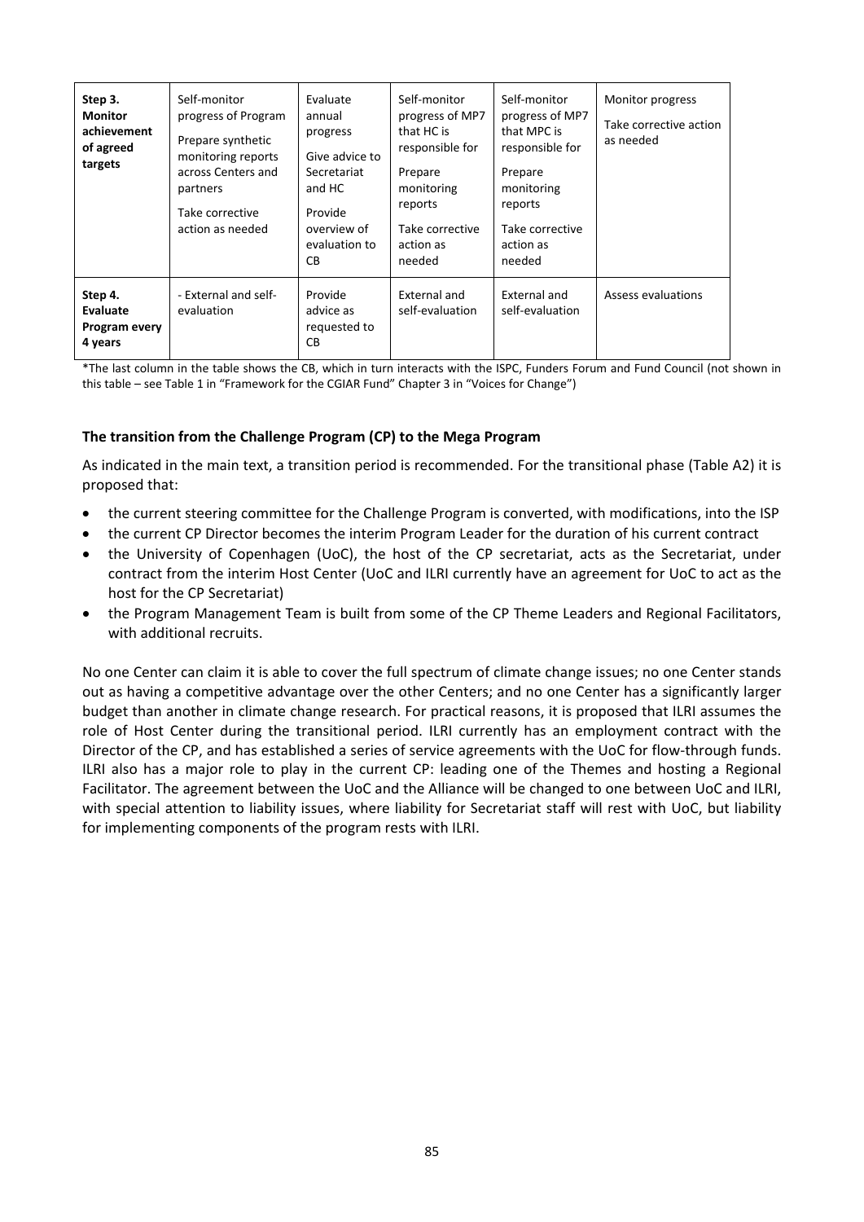| | | | | | |
|---|---|---|---|---|---|
| **Step 3. Monitor achievement of agreed targets** | Self-monitor progress of Program<br><br>Prepare synthetic monitoring reports across Centers and partners<br><br>Take corrective action as needed | Evaluate annual progress<br><br>Give advice to Secretariat and HC<br><br>Provide overview of evaluation to CB | Self-monitor progress of MP7 that HC is responsible for<br><br>Prepare monitoring reports<br><br>Take corrective action as needed | Self-monitor progress of MP7 that MPC is responsible for<br><br>Prepare monitoring reports<br><br>Take corrective action as needed | Monitor progress<br><br>Take corrective action as needed |
| **Step 4. Evaluate Program every 4 years** | - External and self-evaluation | Provide advice as requested to CB | External and self-evaluation | External and self-evaluation | Assess evaluations |

*The last column in the table shows the CB, which in turn interacts with the ISPC, Funders Forum and Fund Council (not shown in this table – see Table 1 in "Framework for the CGIAR Fund" Chapter 3 in "Voices for Change")

**The transition from the Challenge Program (CP) to the Mega Program**

As indicated in the main text, a transition period is recommended. For the transitional phase (Table A2) it is proposed that:

- the current steering committee for the Challenge Program is converted, with modifications, into the ISP
- the current CP Director becomes the interim Program Leader for the duration of his current contract
- the University of Copenhagen (UoC), the host of the CP secretariat, acts as the Secretariat, under contract from the interim Host Center (UoC and ILRI currently have an agreement for UoC to act as the host for the CP Secretariat)
- the Program Management Team is built from some of the CP Theme Leaders and Regional Facilitators, with additional recruits.

No one Center can claim it is able to cover the full spectrum of climate change issues; no one Center stands out as having a competitive advantage over the other Centers; and no one Center has a significantly larger budget than another in climate change research. For practical reasons, it is proposed that ILRI assumes the role of Host Center during the transitional period. ILRI currently has an employment contract with the Director of the CP, and has established a series of service agreements with the UoC for flow-through funds. ILRI also has a major role to play in the current CP: leading one of the Themes and hosting a Regional Facilitator. The agreement between the UoC and the Alliance will be changed to one between UoC and ILRI, with special attention to liability issues, where liability for Secretariat staff will rest with UoC, but liability for implementing components of the program rests with ILRI.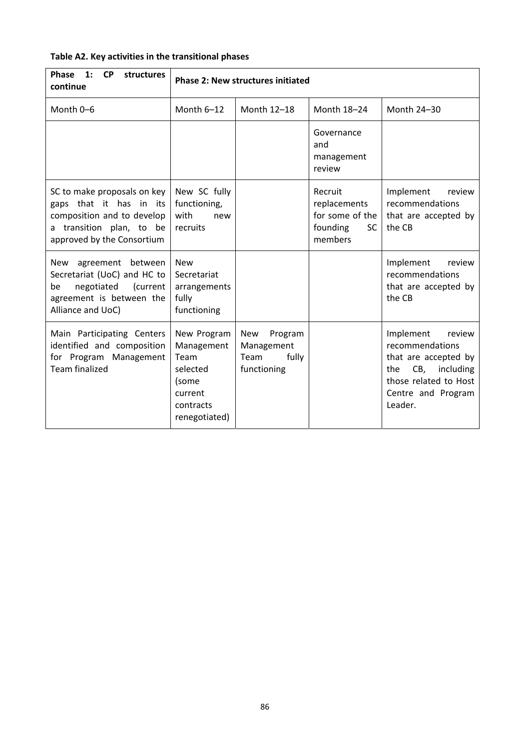**Table A2. Key activities in the transitional phases**

| **Phase 1: CP structures continue** | **Phase 2: New structures initiated** | | | |
|---|---|---|---|---|
| Month 0–6 | Month 6–12 | Month 12–18 | Month 18–24 | Month 24–30 |
| | | | Governance and management review | |
| SC to make proposals on key gaps that it has in its composition and to develop a transition plan, to be approved by the Consortium | New SC fully functioning, with new recruits | | Recruit replacements for some of the founding SC members | Implement review recommendations that are accepted by the CB |
| New agreement between Secretariat (UoC) and HC to be negotiated (current agreement is between the Alliance and UoC) | New Secretariat arrangements fully functioning | | | Implement review recommendations that are accepted by the CB |
| Main Participating Centers identified and composition for Program Management Team finalized | New Program Management Team selected (some current contracts renegotiated) | New Program Management Team fully functioning | | Implement review recommendations that are accepted by the CB, including those related to Host Centre and Program Leader. |